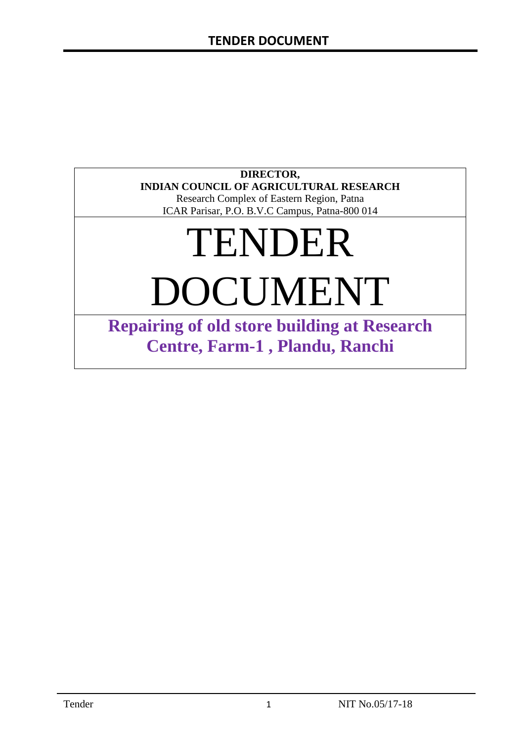**DIRECTOR,**
**INDIAN COUNCIL OF AGRICULTURAL RESEARCH**
Research Complex of Eastern Region, Patna
ICAR Parisar, P.O. B.V.C Campus, Patna-800 014

# TENDER DOCUMENT

## Repairing of old store building at Research Centre, Farm-1 , Plandu, Ranchi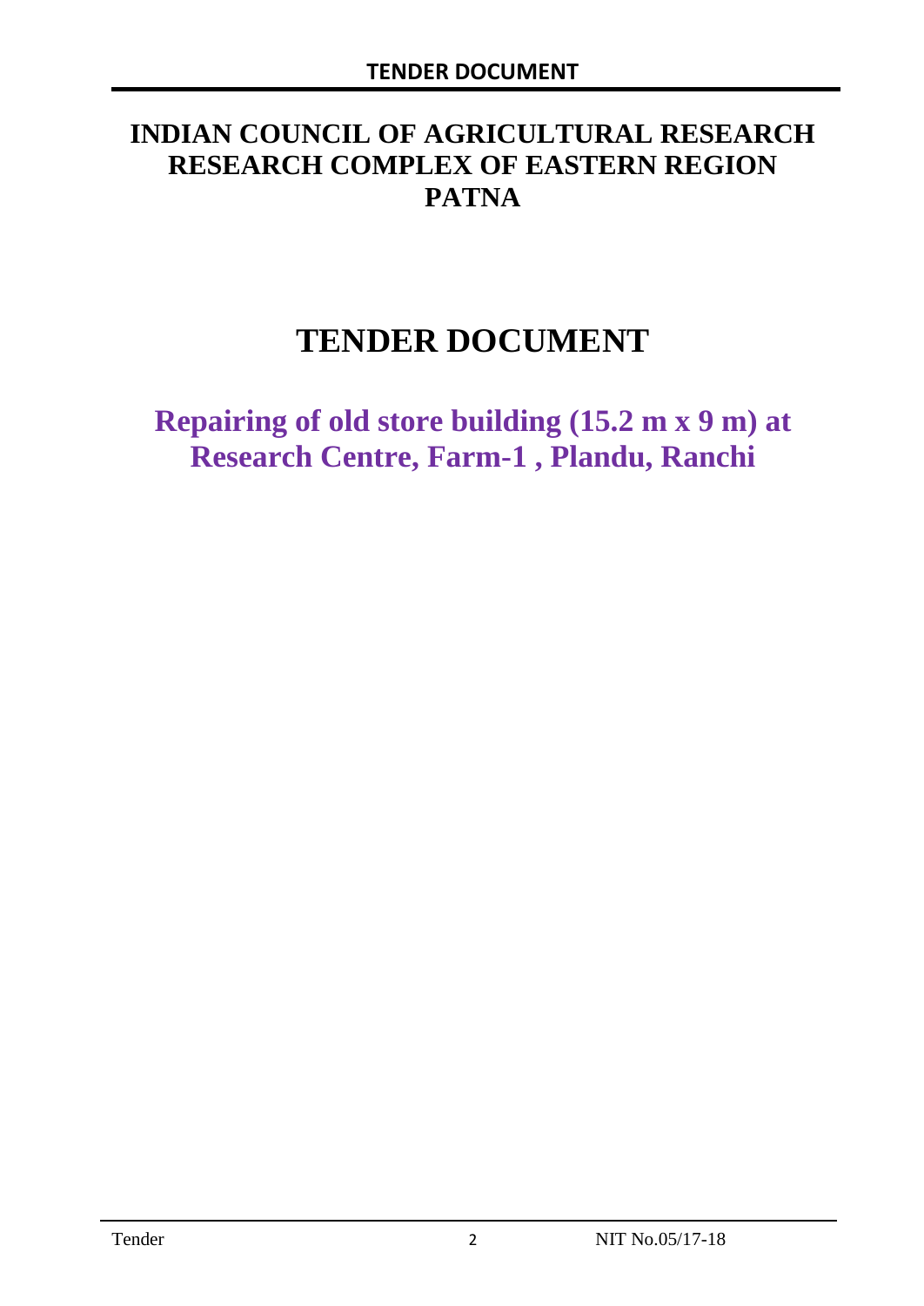# INDIAN COUNCIL OF AGRICULTURAL RESEARCH RESEARCH COMPLEX OF EASTERN REGION PATNA

# TENDER DOCUMENT

## Repairing of old store building (15.2 m x 9 m) at Research Centre, Farm-1 , Plandu, Ranchi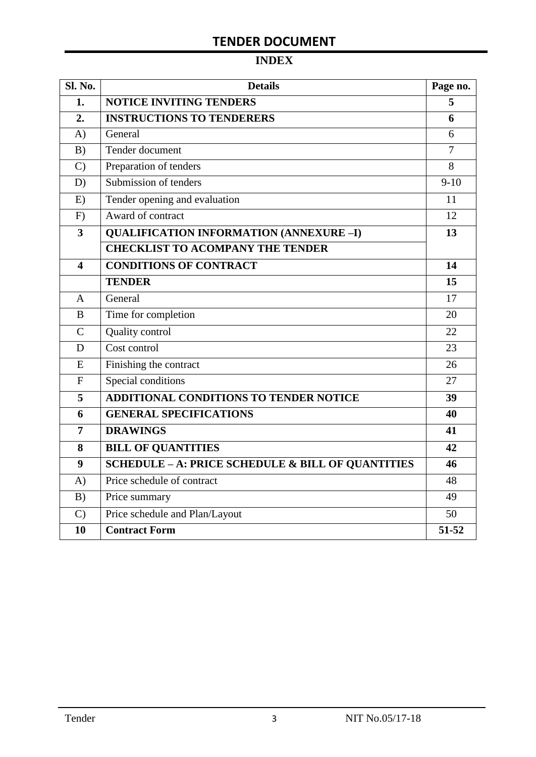# TENDER DOCUMENT

## INDEX

| Sl. No. | Details | Page no. |
|---|---|---|
| **1.** | **NOTICE INVITING TENDERS** | **5** |
| **2.** | **INSTRUCTIONS TO TENDERERS** | **6** |
| A) | General | 6 |
| B) | Tender document | 7 |
| C) | Preparation of tenders | 8 |
| D) | Submission of tenders | 9-10 |
| E) | Tender opening and evaluation | 11 |
| F) | Award of contract | 12 |
| **3** | **QUALIFICATION INFORMATION (ANNEXURE –I)** | **13** |
| | **CHECKLIST TO ACOMPANY THE TENDER** | |
| **4** | **CONDITIONS OF CONTRACT** | **14** |
| | **TENDER** | **15** |
| A | General | 17 |
| B | Time for completion | 20 |
| C | Quality control | 22 |
| D | Cost control | 23 |
| E | Finishing the contract | 26 |
| F | Special conditions | 27 |
| **5** | **ADDITIONAL CONDITIONS TO TENDER NOTICE** | **39** |
| **6** | **GENERAL SPECIFICATIONS** | **40** |
| **7** | **DRAWINGS** | **41** |
| **8** | **BILL OF QUANTITIES** | **42** |
| **9** | **SCHEDULE – A: PRICE SCHEDULE & BILL OF QUANTITIES** | **46** |
| A) | Price schedule of contract | 48 |
| B) | Price summary | 49 |
| C) | Price schedule and Plan/Layout | 50 |
| **10** | **Contract Form** | **51-52** |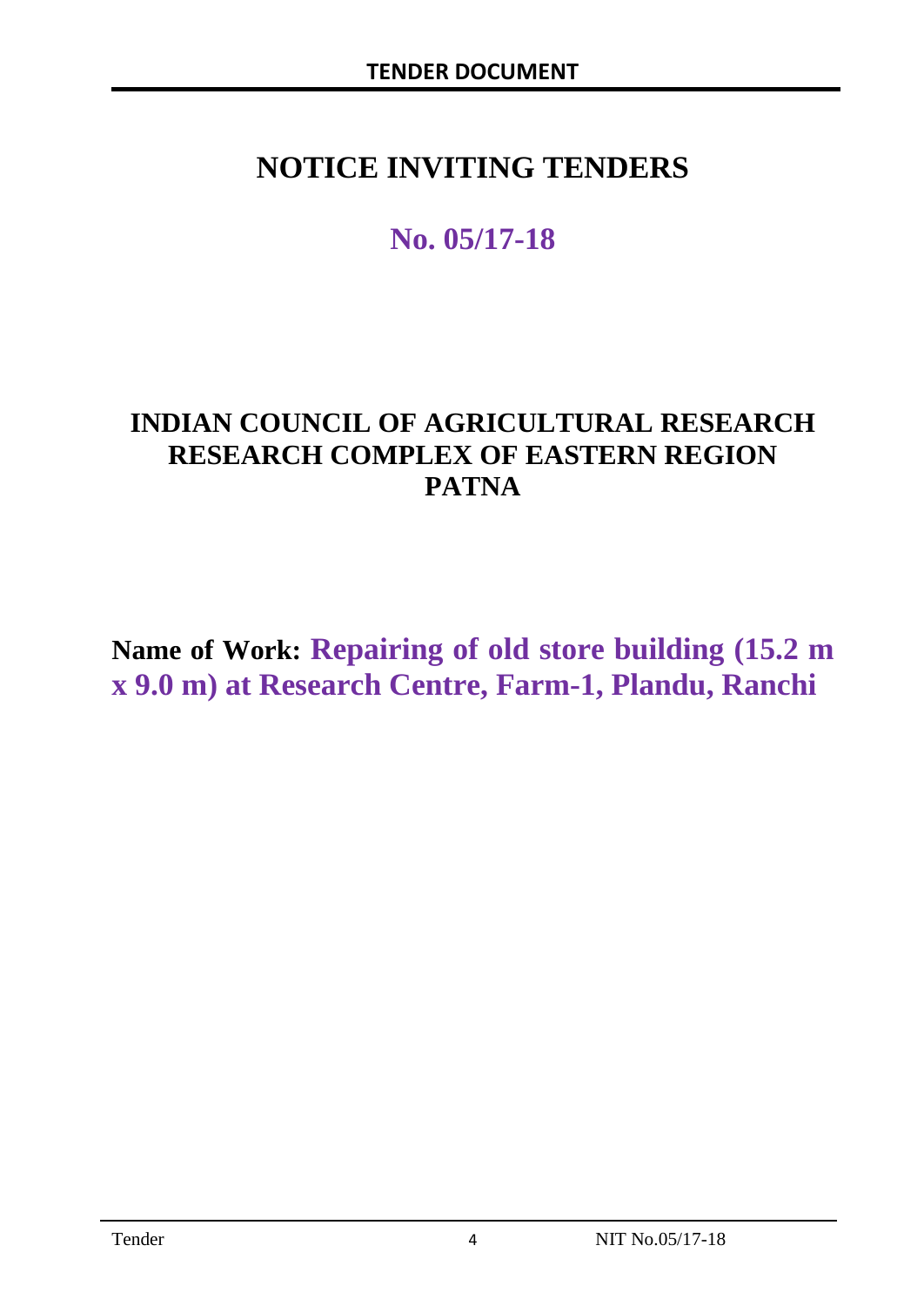# NOTICE INVITING TENDERS

## No. 05/17-18

## INDIAN COUNCIL OF AGRICULTURAL RESEARCH RESEARCH COMPLEX OF EASTERN REGION PATNA

**Name of Work: Repairing of old store building (15.2 m x 9.0 m) at Research Centre, Farm-1, Plandu, Ranchi**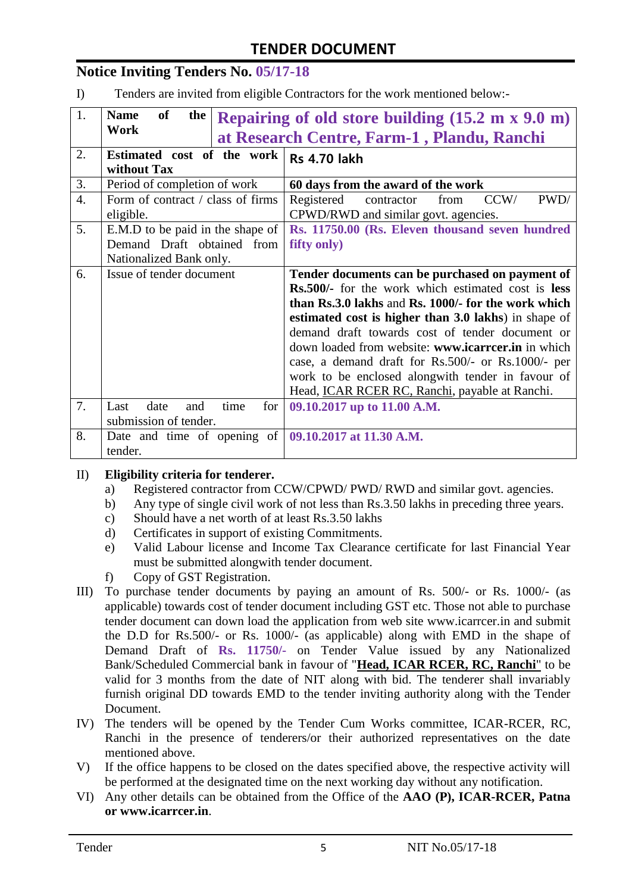# TENDER DOCUMENT

## Notice Inviting Tenders No. 05/17-18

I) Tenders are invited from eligible Contractors for the work mentioned below:-

| | | |
|---|---|---|
| 1. | **Name of the Work** | **Repairing of old store building (15.2 m x 9.0 m) at Research Centre, Farm-1 , Plandu, Ranchi** |
| 2. | **Estimated cost of the work without Tax** | **Rs 4.70 lakh** |
| 3. | Period of completion of work | **60 days from the award of the work** |
| 4. | Form of contract / class of firms eligible. | Registered contractor from CCW/ PWD/ CPWD/RWD and similar govt. agencies. |
| 5. | E.M.D to be paid in the shape of Demand Draft obtained from Nationalized Bank only. | **Rs. 11750.00 (Rs. Eleven thousand seven hundred fifty only)** |
| 6. | Issue of tender document | **Tender documents can be purchased on payment of Rs.500/-** for the work which estimated cost is **less than Rs.3.0 lakhs** and **Rs. 1000/- for the work which estimated cost is higher than 3.0 lakhs**) in shape of demand draft towards cost of tender document or down loaded from website: **www.icarrcer.in** in which case, a demand draft for Rs.500/- or Rs.1000/- per work to be enclosed alongwith tender in favour of Head, ICAR RCER RC, Ranchi, payable at Ranchi. |
| 7. | Last date and time for submission of tender. | **09.10.2017 up to 11.00 A.M.** |
| 8. | Date and time of opening of tender. | **09.10.2017 at 11.30 A.M.** |

II) **Eligibility criteria for tenderer.**

a) Registered contractor from CCW/CPWD/ PWD/ RWD and similar govt. agencies.
b) Any type of single civil work of not less than Rs.3.50 lakhs in preceding three years.
c) Should have a net worth of at least Rs.3.50 lakhs
d) Certificates in support of existing Commitments.
e) Valid Labour license and Income Tax Clearance certificate for last Financial Year must be submitted alongwith tender document.
f) Copy of GST Registration.

III) To purchase tender documents by paying an amount of Rs. 500/- or Rs. 1000/- (as applicable) towards cost of tender document including GST etc. Those not able to purchase tender document can down load the application from web site www.icarrcer.in and submit the D.D for Rs.500/- or Rs. 1000/- (as applicable) along with EMD in the shape of Demand Draft of **Rs. 11750/-** on Tender Value issued by any Nationalized Bank/Scheduled Commercial bank in favour of "**Head, ICAR RCER, RC, Ranchi**" to be valid for 3 months from the date of NIT along with bid. The tenderer shall invariably furnish original DD towards EMD to the tender inviting authority along with the Tender Document.

IV) The tenders will be opened by the Tender Cum Works committee, ICAR-RCER, RC, Ranchi in the presence of tenderers/or their authorized representatives on the date mentioned above.

V) If the office happens to be closed on the dates specified above, the respective activity will be performed at the designated time on the next working day without any notification.

VI) Any other details can be obtained from the Office of the **AAO (P), ICAR-RCER, Patna or www.icarrcer.in**.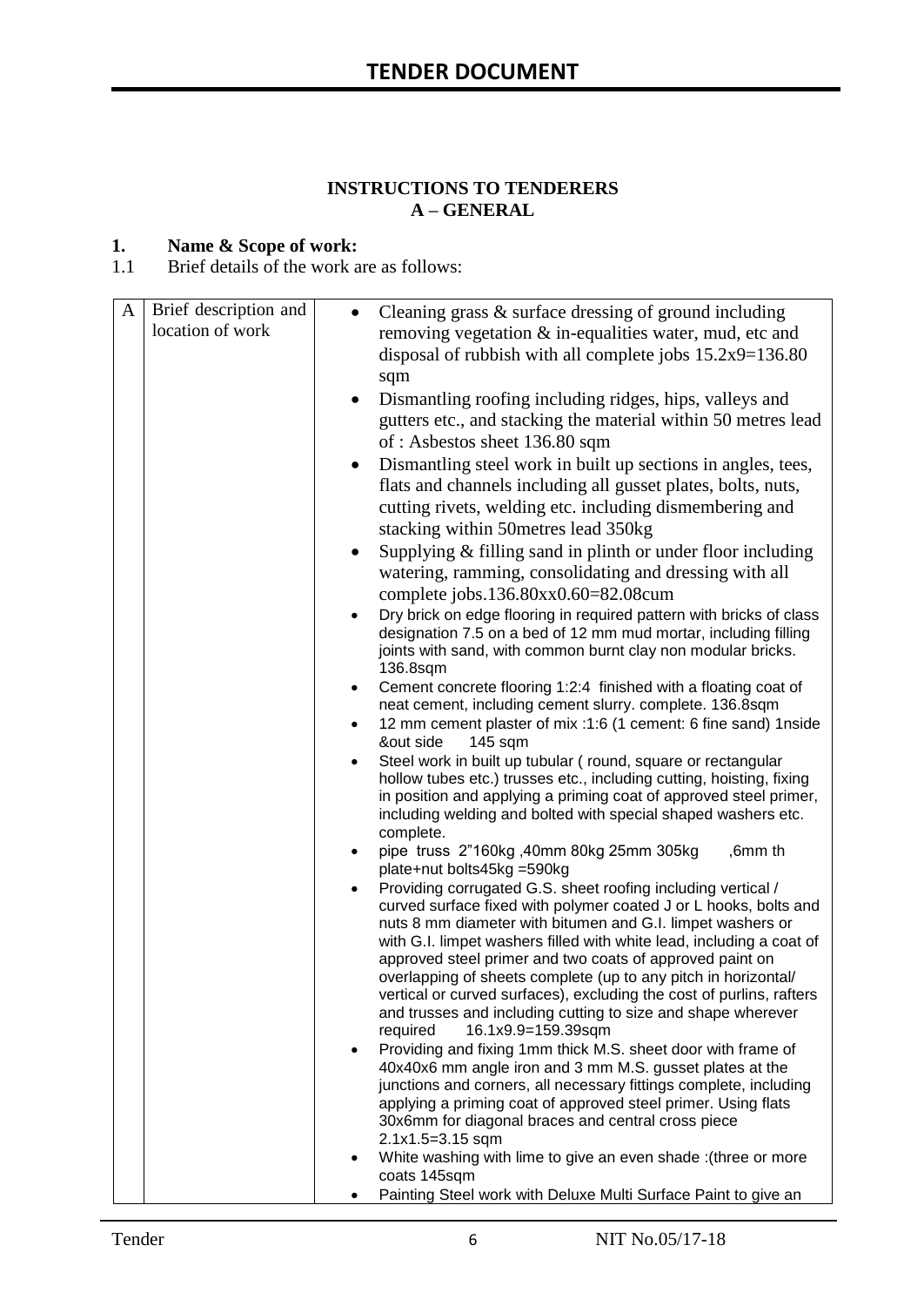# TENDER DOCUMENT

**INSTRUCTIONS TO TENDERERS**
**A – GENERAL**

## 1. Name & Scope of work:

1.1 Brief details of the work are as follows:

| A | Brief description and location of work | • Cleaning grass & surface dressing of ground including removing vegetation & in-equalities water, mud, etc and disposal of rubbish with all complete jobs 15.2x9=136.80 sqm<br>• Dismantling roofing including ridges, hips, valleys and gutters etc., and stacking the material within 50 metres lead of : Asbestos sheet 136.80 sqm<br>• Dismantling steel work in built up sections in angles, tees, flats and channels including all gusset plates, bolts, nuts, cutting rivets, welding etc. including dismembering and stacking within 50metres lead 350kg<br>• Supplying & filling sand in plinth or under floor including watering, ramming, consolidating and dressing with all complete jobs.136.80xx0.60=82.08cum<br>• Dry brick on edge flooring in required pattern with bricks of class designation 7.5 on a bed of 12 mm mud mortar, including filling joints with sand, with common burnt clay non modular bricks. 136.8sqm<br>• Cement concrete flooring 1:2:4 finished with a floating coat of neat cement, including cement slurry. complete. 136.8sqm<br>• 12 mm cement plaster of mix :1:6 (1 cement: 6 fine sand) 1nside &out side 145 sqm<br>• Steel work in built up tubular ( round, square or rectangular hollow tubes etc.) trusses etc., including cutting, hoisting, fixing in position and applying a priming coat of approved steel primer, including welding and bolted with special shaped washers etc. complete.<br>• pipe truss 2"160kg ,40mm 80kg 25mm 305kg ,6mm th plate+nut bolts45kg =590kg<br>• Providing corrugated G.S. sheet roofing including vertical / curved surface fixed with polymer coated J or L hooks, bolts and nuts 8 mm diameter with bitumen and G.I. limpet washers or with G.I. limpet washers filled with white lead, including a coat of approved steel primer and two coats of approved paint on overlapping of sheets complete (up to any pitch in horizontal/ vertical or curved surfaces), excluding the cost of purlins, rafters and trusses and including cutting to size and shape wherever required 16.1x9.9=159.39sqm<br>• Providing and fixing 1mm thick M.S. sheet door with frame of 40x40x6 mm angle iron and 3 mm M.S. gusset plates at the junctions and corners, all necessary fittings complete, including applying a priming coat of approved steel primer. Using flats 30x6mm for diagonal braces and central cross piece 2.1x1.5=3.15 sqm<br>• White washing with lime to give an even shade :(three or more coats 145sqm<br>• Painting Steel work with Deluxe Multi Surface Paint to give an |
|---|---|---|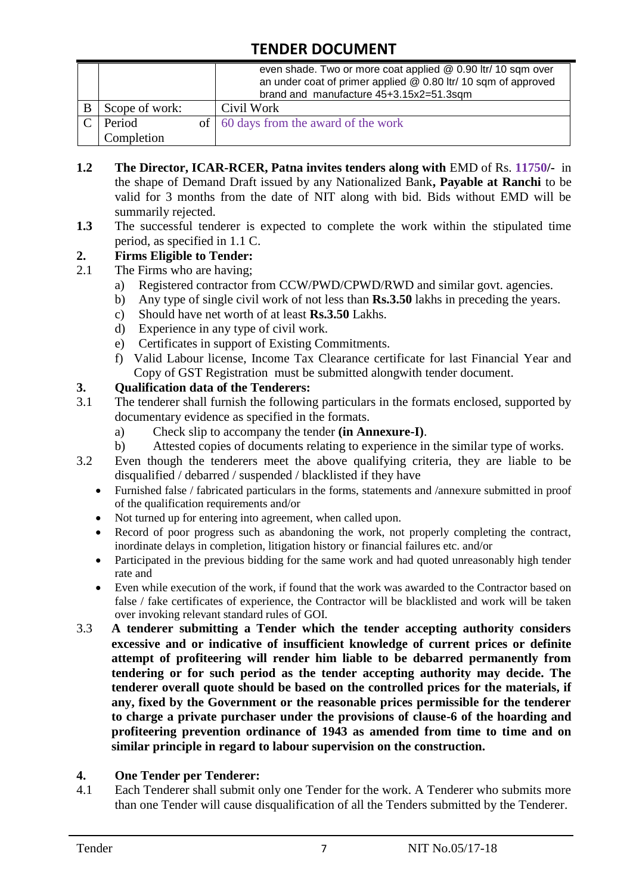|   |   |   |
|---|---|---|
|   |   | even shade. Two or more coat applied @ 0.90 ltr/ 10 sqm over an under coat of primer applied @ 0.80 ltr/ 10 sqm of approved brand and manufacture 45+3.15x2=51.3sqm |
| B | Scope of work: | Civil Work |
| C | Period of Completion | 60 days from the award of the work |

**1.2** **The Director, ICAR-RCER, Patna invites tenders along with** EMD of Rs. **11750/-** in the shape of Demand Draft issued by any Nationalized Bank**, Payable at Ranchi** to be valid for 3 months from the date of NIT along with bid. Bids without EMD will be summarily rejected.

**1.3** The successful tenderer is expected to complete the work within the stipulated time period, as specified in 1.1 C.

**2. Firms Eligible to Tender:**

2.1 The Firms who are having;

a) Registered contractor from CCW/PWD/CPWD/RWD and similar govt. agencies.
b) Any type of single civil work of not less than **Rs.3.50** lakhs in preceding the years.
c) Should have net worth of at least **Rs.3.50** Lakhs.
d) Experience in any type of civil work.
e) Certificates in support of Existing Commitments.
f) Valid Labour license, Income Tax Clearance certificate for last Financial Year and Copy of GST Registration must be submitted alongwith tender document.

**3. Qualification data of the Tenderers:**

3.1 The tenderer shall furnish the following particulars in the formats enclosed, supported by documentary evidence as specified in the formats.

a) Check slip to accompany the tender **(in Annexure-I)**.
b) Attested copies of documents relating to experience in the similar type of works.

3.2 Even though the tenderers meet the above qualifying criteria, they are liable to be disqualified / debarred / suspended / blacklisted if they have

- Furnished false / fabricated particulars in the forms, statements and /annexure submitted in proof of the qualification requirements and/or
- Not turned up for entering into agreement, when called upon.
- Record of poor progress such as abandoning the work, not properly completing the contract, inordinate delays in completion, litigation history or financial failures etc. and/or
- Participated in the previous bidding for the same work and had quoted unreasonably high tender rate and
- Even while execution of the work, if found that the work was awarded to the Contractor based on false / fake certificates of experience, the Contractor will be blacklisted and work will be taken over invoking relevant standard rules of GOI.

3.3 **A tenderer submitting a Tender which the tender accepting authority considers excessive and or indicative of insufficient knowledge of current prices or definite attempt of profiteering will render him liable to be debarred permanently from tendering or for such period as the tender accepting authority may decide. The tenderer overall quote should be based on the controlled prices for the materials, if any, fixed by the Government or the reasonable prices permissible for the tenderer to charge a private purchaser under the provisions of clause-6 of the hoarding and profiteering prevention ordinance of 1943 as amended from time to time and on similar principle in regard to labour supervision on the construction.**

**4. One Tender per Tenderer:**

4.1 Each Tenderer shall submit only one Tender for the work. A Tenderer who submits more than one Tender will cause disqualification of all the Tenders submitted by the Tenderer.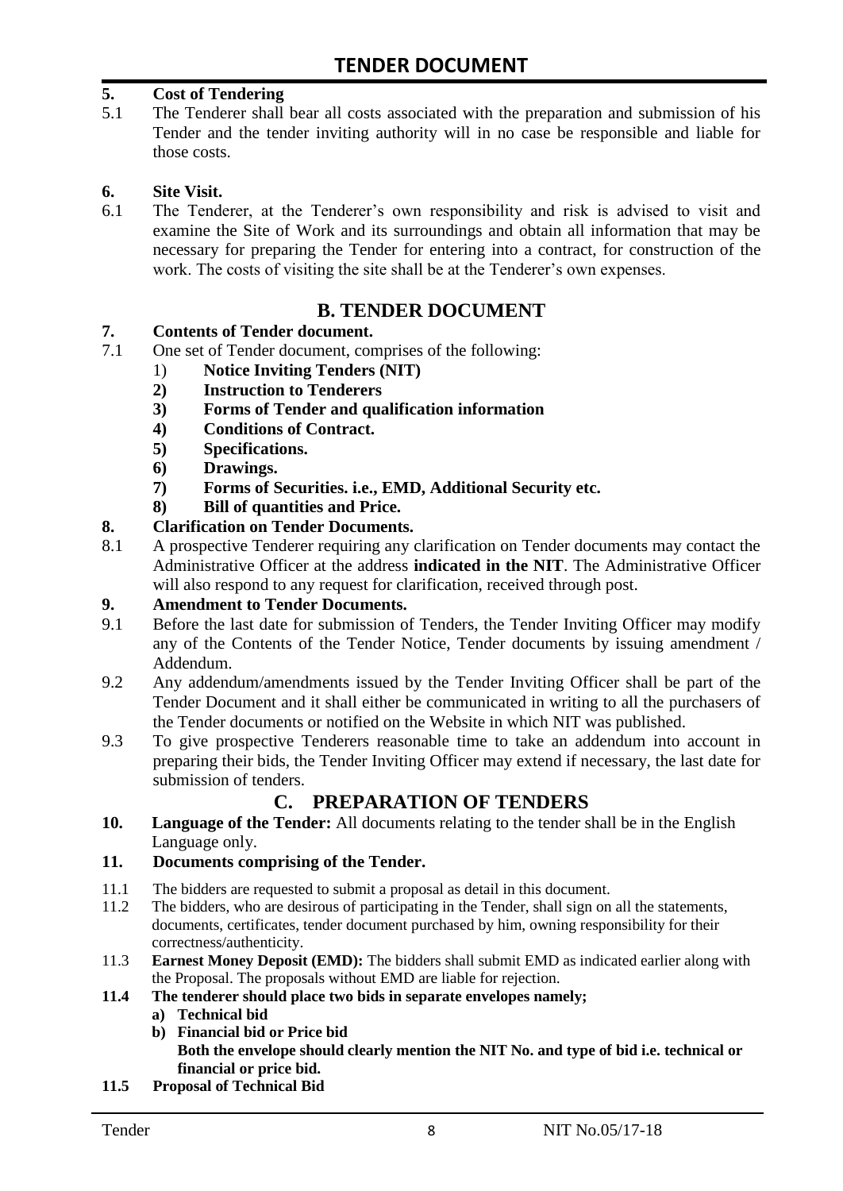**5. Cost of Tendering**

5.1 The Tenderer shall bear all costs associated with the preparation and submission of his Tender and the tender inviting authority will in no case be responsible and liable for those costs.

**6. Site Visit.**

6.1 The Tenderer, at the Tenderer's own responsibility and risk is advised to visit and examine the Site of Work and its surroundings and obtain all information that may be necessary for preparing the Tender for entering into a contract, for construction of the work. The costs of visiting the site shall be at the Tenderer's own expenses.

## B. TENDER DOCUMENT

**7. Contents of Tender document.**

7.1 One set of Tender document, comprises of the following:

1) **Notice Inviting Tenders (NIT)**
2) **Instruction to Tenderers**
3) **Forms of Tender and qualification information**
4) **Conditions of Contract.**
5) **Specifications.**
6) **Drawings.**
7) **Forms of Securities. i.e., EMD, Additional Security etc.**
8) **Bill of quantities and Price.**

**8. Clarification on Tender Documents.**

8.1 A prospective Tenderer requiring any clarification on Tender documents may contact the Administrative Officer at the address **indicated in the NIT**. The Administrative Officer will also respond to any request for clarification, received through post.

**9. Amendment to Tender Documents.**

9.1 Before the last date for submission of Tenders, the Tender Inviting Officer may modify any of the Contents of the Tender Notice, Tender documents by issuing amendment / Addendum.

9.2 Any addendum/amendments issued by the Tender Inviting Officer shall be part of the Tender Document and it shall either be communicated in writing to all the purchasers of the Tender documents or notified on the Website in which NIT was published.

9.3 To give prospective Tenderers reasonable time to take an addendum into account in preparing their bids, the Tender Inviting Officer may extend if necessary, the last date for submission of tenders.

## C. PREPARATION OF TENDERS

**10. Language of the Tender:** All documents relating to the tender shall be in the English Language only.

**11. Documents comprising of the Tender.**

11.1 The bidders are requested to submit a proposal as detail in this document.

11.2 The bidders, who are desirous of participating in the Tender, shall sign on all the statements, documents, certificates, tender document purchased by him, owning responsibility for their correctness/authenticity.

11.3 **Earnest Money Deposit (EMD):** The bidders shall submit EMD as indicated earlier along with the Proposal. The proposals without EMD are liable for rejection.

**11.4 The tenderer should place two bids in separate envelopes namely;**

**a) Technical bid**

**b) Financial bid or Price bid**
**Both the envelope should clearly mention the NIT No. and type of bid i.e. technical or financial or price bid.**

**11.5 Proposal of Technical Bid**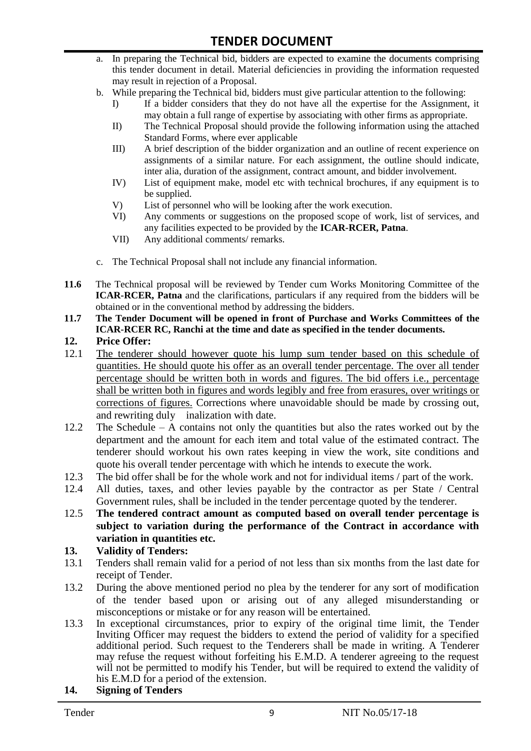a. In preparing the Technical bid, bidders are expected to examine the documents comprising this tender document in detail. Material deficiencies in providing the information requested may result in rejection of a Proposal.

b. While preparing the Technical bid, bidders must give particular attention to the following:
   - I) If a bidder considers that they do not have all the expertise for the Assignment, it may obtain a full range of expertise by associating with other firms as appropriate.
   - II) The Technical Proposal should provide the following information using the attached Standard Forms, where ever applicable
   - III) A brief description of the bidder organization and an outline of recent experience on assignments of a similar nature. For each assignment, the outline should indicate, inter alia, duration of the assignment, contract amount, and bidder involvement.
   - IV) List of equipment make, model etc with technical brochures, if any equipment is to be supplied.
   - V) List of personnel who will be looking after the work execution.
   - VI) Any comments or suggestions on the proposed scope of work, list of services, and any facilities expected to be provided by the **ICAR-RCER, Patna**.
   - VII) Any additional comments/ remarks.

c. The Technical Proposal shall not include any financial information.

**11.6** The Technical proposal will be reviewed by Tender cum Works Monitoring Committee of the **ICAR-RCER, Patna** and the clarifications, particulars if any required from the bidders will be obtained or in the conventional method by addressing the bidders.

**11.7 The Tender Document will be opened in front of Purchase and Works Committees of the ICAR-RCER RC, Ranchi at the time and date as specified in the tender documents.**

**12. Price Offer:**

12.1 The tenderer should however quote his lump sum tender based on this schedule of quantities. He should quote his offer as an overall tender percentage. The over all tender percentage should be written both in words and figures. The bid offers i.e., percentage shall be written both in figures and words legibly and free from erasures, over writings or corrections of figures. Corrections where unavoidable should be made by crossing out, and rewriting duly inalization with date.

12.2 The Schedule – A contains not only the quantities but also the rates worked out by the department and the amount for each item and total value of the estimated contract. The tenderer should workout his own rates keeping in view the work, site conditions and quote his overall tender percentage with which he intends to execute the work.

12.3 The bid offer shall be for the whole work and not for individual items / part of the work.

12.4 All duties, taxes, and other levies payable by the contractor as per State / Central Government rules, shall be included in the tender percentage quoted by the tenderer.

12.5 **The tendered contract amount as computed based on overall tender percentage is subject to variation during the performance of the Contract in accordance with variation in quantities etc.**

**13. Validity of Tenders:**

13.1 Tenders shall remain valid for a period of not less than six months from the last date for receipt of Tender.

13.2 During the above mentioned period no plea by the tenderer for any sort of modification of the tender based upon or arising out of any alleged misunderstanding or misconceptions or mistake or for any reason will be entertained.

13.3 In exceptional circumstances, prior to expiry of the original time limit, the Tender Inviting Officer may request the bidders to extend the period of validity for a specified additional period. Such request to the Tenderers shall be made in writing. A Tenderer may refuse the request without forfeiting his E.M.D. A tenderer agreeing to the request will not be permitted to modify his Tender, but will be required to extend the validity of his E.M.D for a period of the extension.

**14. Signing of Tenders**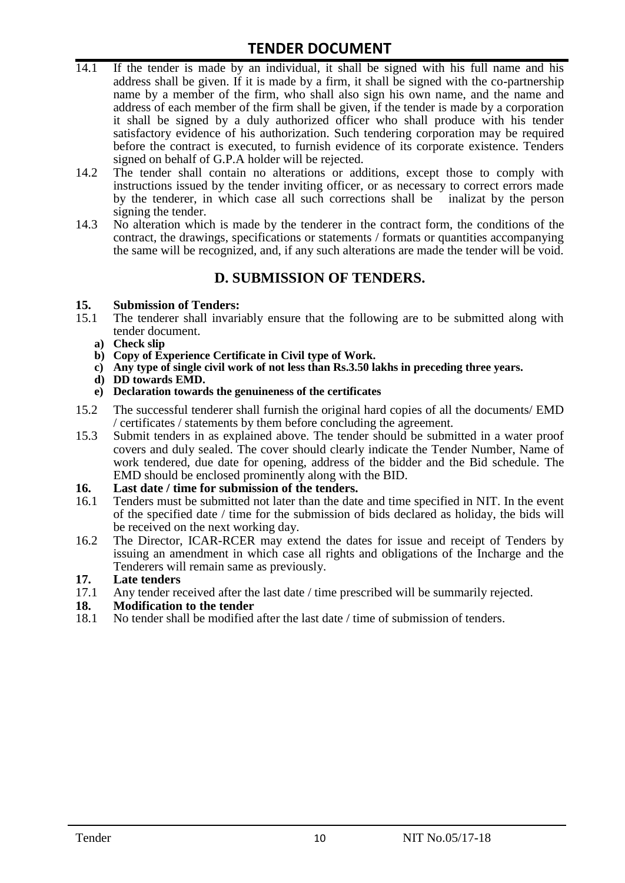14.1 If the tender is made by an individual, it shall be signed with his full name and his address shall be given. If it is made by a firm, it shall be signed with the co-partnership name by a member of the firm, who shall also sign his own name, and the name and address of each member of the firm shall be given, if the tender is made by a corporation it shall be signed by a duly authorized officer who shall produce with his tender satisfactory evidence of his authorization. Such tendering corporation may be required before the contract is executed, to furnish evidence of its corporate existence. Tenders signed on behalf of G.P.A holder will be rejected.

14.2 The tender shall contain no alterations or additions, except those to comply with instructions issued by the tender inviting officer, or as necessary to correct errors made by the tenderer, in which case all such corrections shall be inalizat by the person signing the tender.

14.3 No alteration which is made by the tenderer in the contract form, the conditions of the contract, the drawings, specifications or statements / formats or quantities accompanying the same will be recognized, and, if any such alterations are made the tender will be void.

## D. SUBMISSION OF TENDERS.

**15. Submission of Tenders:**

15.1 The tenderer shall invariably ensure that the following are to be submitted along with tender document.

- **a) Check slip**
- **b) Copy of Experience Certificate in Civil type of Work.**
- **c) Any type of single civil work of not less than Rs.3.50 lakhs in preceding three years.**
- **d) DD towards EMD.**
- **e) Declaration towards the genuineness of the certificates**

15.2 The successful tenderer shall furnish the original hard copies of all the documents/ EMD / certificates / statements by them before concluding the agreement.

15.3 Submit tenders in as explained above. The tender should be submitted in a water proof covers and duly sealed. The cover should clearly indicate the Tender Number, Name of work tendered, due date for opening, address of the bidder and the Bid schedule. The EMD should be enclosed prominently along with the BID.

**16. Last date / time for submission of the tenders.**

16.1 Tenders must be submitted not later than the date and time specified in NIT. In the event of the specified date / time for the submission of bids declared as holiday, the bids will be received on the next working day.

16.2 The Director, ICAR-RCER may extend the dates for issue and receipt of Tenders by issuing an amendment in which case all rights and obligations of the Incharge and the Tenderers will remain same as previously.

**17. Late tenders**

17.1 Any tender received after the last date / time prescribed will be summarily rejected.

**18. Modification to the tender**

18.1 No tender shall be modified after the last date / time of submission of tenders.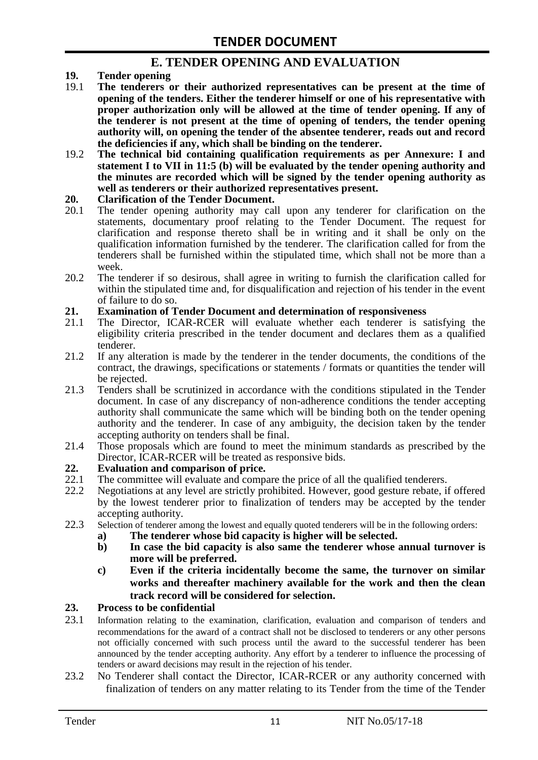## E. TENDER OPENING AND EVALUATION

**19. Tender opening**

19.1 **The tenderers or their authorized representatives can be present at the time of opening of the tenders. Either the tenderer himself or one of his representative with proper authorization only will be allowed at the time of tender opening. If any of the tenderer is not present at the time of opening of tenders, the tender opening authority will, on opening the tender of the absentee tenderer, reads out and record the deficiencies if any, which shall be binding on the tenderer.**

19.2 **The technical bid containing qualification requirements as per Annexure: I and statement I to VII in 11:5 (b) will be evaluated by the tender opening authority and the minutes are recorded which will be signed by the tender opening authority as well as tenderers or their authorized representatives present.**

**20. Clarification of the Tender Document.**

20.1 The tender opening authority may call upon any tenderer for clarification on the statements, documentary proof relating to the Tender Document. The request for clarification and response thereto shall be in writing and it shall be only on the qualification information furnished by the tenderer. The clarification called for from the tenderers shall be furnished within the stipulated time, which shall not be more than a week.

20.2 The tenderer if so desirous, shall agree in writing to furnish the clarification called for within the stipulated time and, for disqualification and rejection of his tender in the event of failure to do so.

**21. Examination of Tender Document and determination of responsiveness**

21.1 The Director, ICAR-RCER will evaluate whether each tenderer is satisfying the eligibility criteria prescribed in the tender document and declares them as a qualified tenderer.

21.2 If any alteration is made by the tenderer in the tender documents, the conditions of the contract, the drawings, specifications or statements / formats or quantities the tender will be rejected.

21.3 Tenders shall be scrutinized in accordance with the conditions stipulated in the Tender document. In case of any discrepancy of non-adherence conditions the tender accepting authority shall communicate the same which will be binding both on the tender opening authority and the tenderer. In case of any ambiguity, the decision taken by the tender accepting authority on tenders shall be final.

21.4 Those proposals which are found to meet the minimum standards as prescribed by the Director, ICAR-RCER will be treated as responsive bids.

**22. Evaluation and comparison of price.**

22.1 The committee will evaluate and compare the price of all the qualified tenderers.

22.2 Negotiations at any level are strictly prohibited. However, good gesture rebate, if offered by the lowest tenderer prior to finalization of tenders may be accepted by the tender accepting authority.

22.3 Selection of tenderer among the lowest and equally quoted tenderers will be in the following orders:

**a) The tenderer whose bid capacity is higher will be selected.**

**b) In case the bid capacity is also same the tenderer whose annual turnover is more will be preferred.**

**c) Even if the criteria incidentally become the same, the turnover on similar works and thereafter machinery available for the work and then the clean track record will be considered for selection.**

**23. Process to be confidential**

23.1 Information relating to the examination, clarification, evaluation and comparison of tenders and recommendations for the award of a contract shall not be disclosed to tenderers or any other persons not officially concerned with such process until the award to the successful tenderer has been announced by the tender accepting authority. Any effort by a tenderer to influence the processing of tenders or award decisions may result in the rejection of his tender.

23.2 No Tenderer shall contact the Director, ICAR-RCER or any authority concerned with finalization of tenders on any matter relating to its Tender from the time of the Tender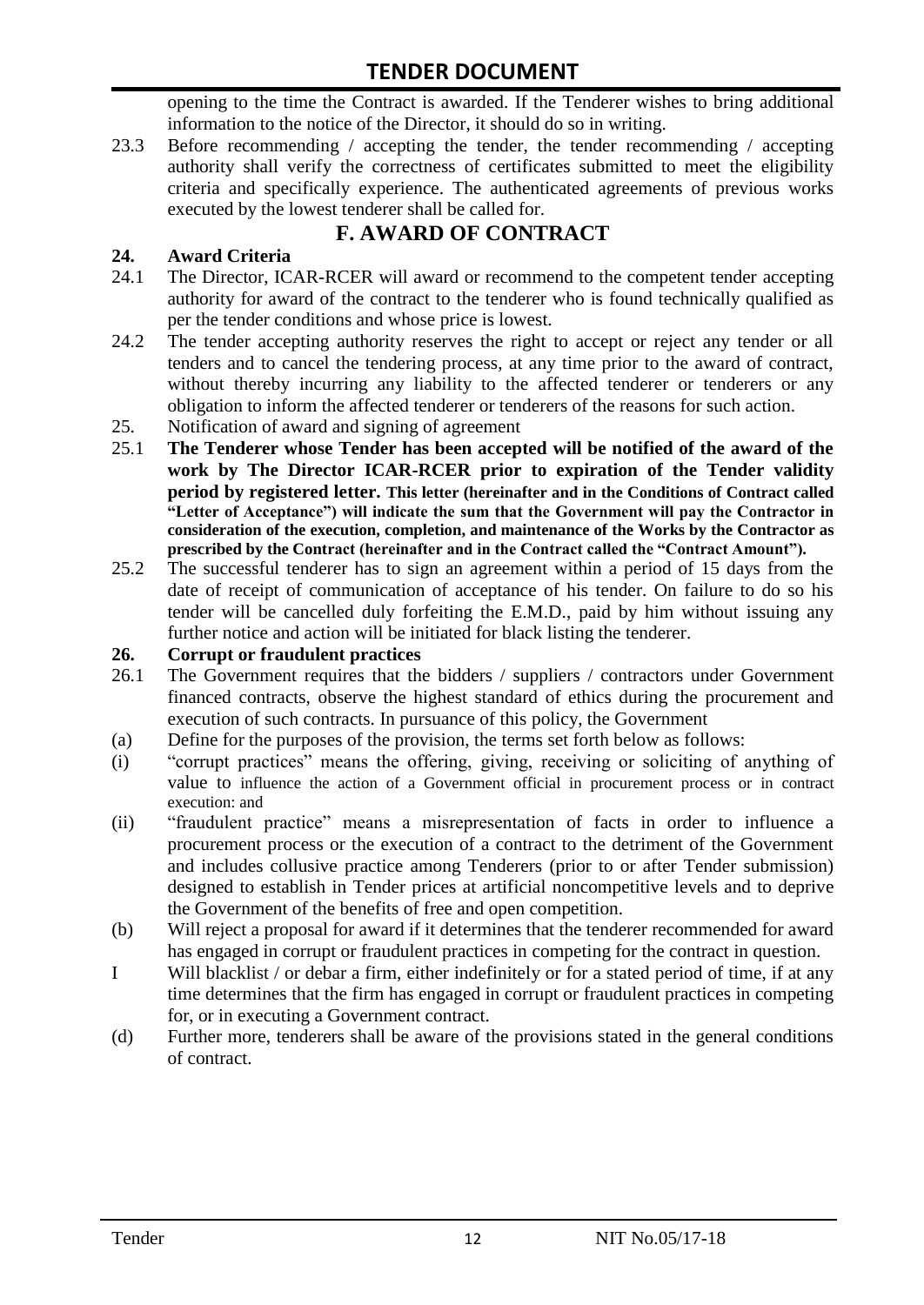opening to the time the Contract is awarded. If the Tenderer wishes to bring additional information to the notice of the Director, it should do so in writing.

23.3 Before recommending / accepting the tender, the tender recommending / accepting authority shall verify the correctness of certificates submitted to meet the eligibility criteria and specifically experience. The authenticated agreements of previous works executed by the lowest tenderer shall be called for.

## F. AWARD OF CONTRACT

### 24. Award Criteria

24.1 The Director, ICAR-RCER will award or recommend to the competent tender accepting authority for award of the contract to the tenderer who is found technically qualified as per the tender conditions and whose price is lowest.

24.2 The tender accepting authority reserves the right to accept or reject any tender or all tenders and to cancel the tendering process, at any time prior to the award of contract, without thereby incurring any liability to the affected tenderer or tenderers or any obligation to inform the affected tenderer or tenderers of the reasons for such action.

25. Notification of award and signing of agreement

25.1 **The Tenderer whose Tender has been accepted will be notified of the award of the work by The Director ICAR-RCER prior to expiration of the Tender validity period by registered letter. This letter (hereinafter and in the Conditions of Contract called "Letter of Acceptance") will indicate the sum that the Government will pay the Contractor in consideration of the execution, completion, and maintenance of the Works by the Contractor as prescribed by the Contract (hereinafter and in the Contract called the "Contract Amount").**

25.2 The successful tenderer has to sign an agreement within a period of 15 days from the date of receipt of communication of acceptance of his tender. On failure to do so his tender will be cancelled duly forfeiting the E.M.D., paid by him without issuing any further notice and action will be initiated for black listing the tenderer.

### 26. Corrupt or fraudulent practices

26.1 The Government requires that the bidders / suppliers / contractors under Government financed contracts, observe the highest standard of ethics during the procurement and execution of such contracts. In pursuance of this policy, the Government

(a) Define for the purposes of the provision, the terms set forth below as follows:

(i) "corrupt practices" means the offering, giving, receiving or soliciting of anything of value to influence the action of a Government official in procurement process or in contract execution: and

(ii) "fraudulent practice" means a misrepresentation of facts in order to influence a procurement process or the execution of a contract to the detriment of the Government and includes collusive practice among Tenderers (prior to or after Tender submission) designed to establish in Tender prices at artificial noncompetitive levels and to deprive the Government of the benefits of free and open competition.

(b) Will reject a proposal for award if it determines that the tenderer recommended for award has engaged in corrupt or fraudulent practices in competing for the contract in question.

I Will blacklist / or debar a firm, either indefinitely or for a stated period of time, if at any time determines that the firm has engaged in corrupt or fraudulent practices in competing for, or in executing a Government contract.

(d) Further more, tenderers shall be aware of the provisions stated in the general conditions of contract.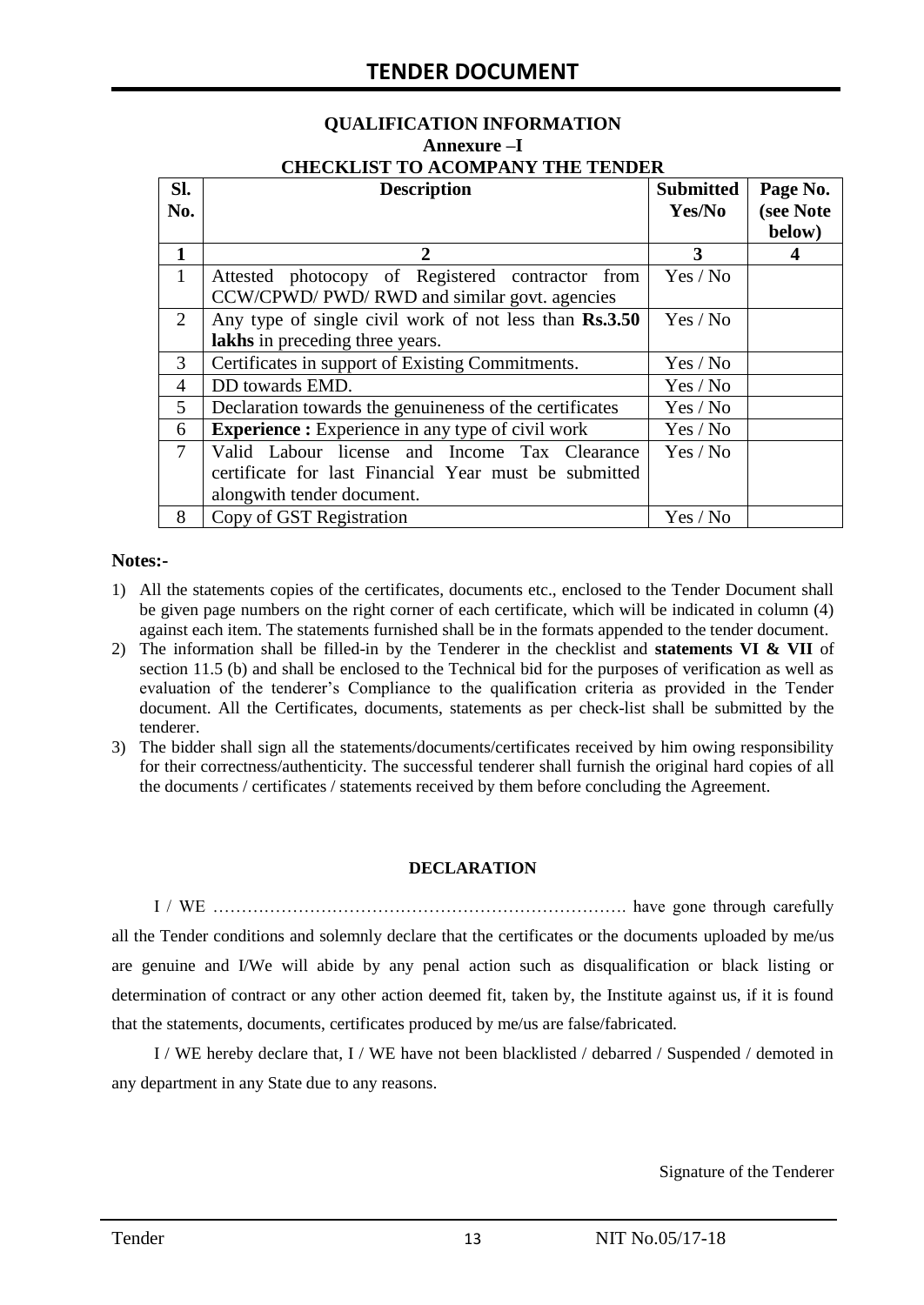## QUALIFICATION INFORMATION

### Annexure –I

### CHECKLIST TO ACOMPANY THE TENDER

| Sl. No. | Description | Submitted Yes/No | Page No. (see Note below) |
|---|---|---|---|
| **1** | **2** | **3** | **4** |
| 1 | Attested photocopy of Registered contractor from CCW/CPWD/ PWD/ RWD and similar govt. agencies | Yes / No | |
| 2 | Any type of single civil work of not less than **Rs.3.50 lakhs** in preceding three years. | Yes / No | |
| 3 | Certificates in support of Existing Commitments. | Yes / No | |
| 4 | DD towards EMD. | Yes / No | |
| 5 | Declaration towards the genuineness of the certificates | Yes / No | |
| 6 | **Experience :** Experience in any type of civil work | Yes / No | |
| 7 | Valid Labour license and Income Tax Clearance certificate for last Financial Year must be submitted alongwith tender document. | Yes / No | |
| 8 | Copy of GST Registration | Yes / No | |

**Notes:-**

1) All the statements copies of the certificates, documents etc., enclosed to the Tender Document shall be given page numbers on the right corner of each certificate, which will be indicated in column (4) against each item. The statements furnished shall be in the formats appended to the tender document.
2) The information shall be filled-in by the Tenderer in the checklist and **statements VI & VII** of section 11.5 (b) and shall be enclosed to the Technical bid for the purposes of verification as well as evaluation of the tenderer's Compliance to the qualification criteria as provided in the Tender document. All the Certificates, documents, statements as per check-list shall be submitted by the tenderer.
3) The bidder shall sign all the statements/documents/certificates received by him owing responsibility for their correctness/authenticity. The successful tenderer shall furnish the original hard copies of all the documents / certificates / statements received by them before concluding the Agreement.

**DECLARATION**

I / WE ………………………………………………………………. have gone through carefully all the Tender conditions and solemnly declare that the certificates or the documents uploaded by me/us are genuine and I/We will abide by any penal action such as disqualification or black listing or determination of contract or any other action deemed fit, taken by, the Institute against us, if it is found that the statements, documents, certificates produced by me/us are false/fabricated.

I / WE hereby declare that, I / WE have not been blacklisted / debarred / Suspended / demoted in any department in any State due to any reasons.

Signature of the Tenderer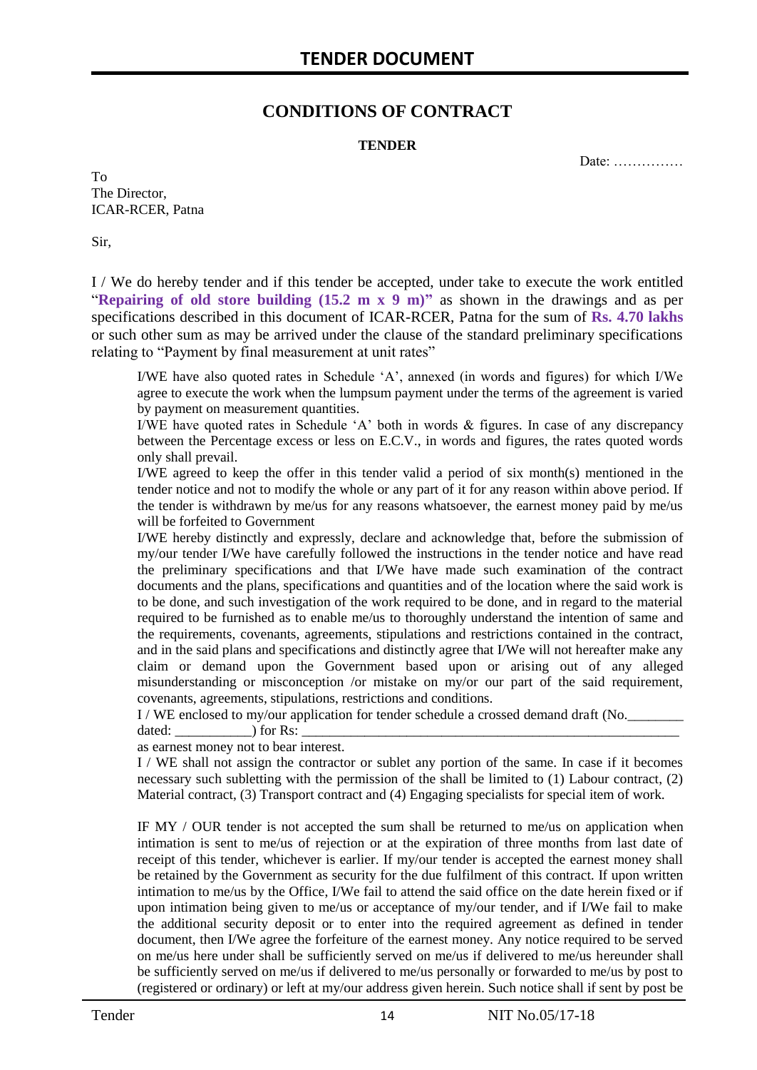# TENDER DOCUMENT

## CONDITIONS OF CONTRACT

**TENDER**

Date: ……………

To
The Director,
ICAR-RCER, Patna

Sir,

I / We do hereby tender and if this tender be accepted, under take to execute the work entitled "**Repairing of old store building (15.2 m x 9 m)"** as shown in the drawings and as per specifications described in this document of ICAR-RCER, Patna for the sum of **Rs. 4.70 lakhs** or such other sum as may be arrived under the clause of the standard preliminary specifications relating to "Payment by final measurement at unit rates"

I/WE have also quoted rates in Schedule 'A', annexed (in words and figures) for which I/We agree to execute the work when the lumpsum payment under the terms of the agreement is varied by payment on measurement quantities.

I/WE have quoted rates in Schedule 'A' both in words & figures. In case of any discrepancy between the Percentage excess or less on E.C.V., in words and figures, the rates quoted words only shall prevail.

I/WE agreed to keep the offer in this tender valid a period of six month(s) mentioned in the tender notice and not to modify the whole or any part of it for any reason within above period. If the tender is withdrawn by me/us for any reasons whatsoever, the earnest money paid by me/us will be forfeited to Government

I/WE hereby distinctly and expressly, declare and acknowledge that, before the submission of my/our tender I/We have carefully followed the instructions in the tender notice and have read the preliminary specifications and that I/We have made such examination of the contract documents and the plans, specifications and quantities and of the location where the said work is to be done, and such investigation of the work required to be done, and in regard to the material required to be furnished as to enable me/us to thoroughly understand the intention of same and the requirements, covenants, agreements, stipulations and restrictions contained in the contract, and in the said plans and specifications and distinctly agree that I/We will not hereafter make any claim or demand upon the Government based upon or arising out of any alleged misunderstanding or misconception /or mistake on my/or our part of the said requirement, covenants, agreements, stipulations, restrictions and conditions.

I / WE enclosed to my/our application for tender schedule a crossed demand draft (No.________ dated: ___________) for Rs: ________________________________________________________

as earnest money not to bear interest.

I / WE shall not assign the contractor or sublet any portion of the same. In case if it becomes necessary such subletting with the permission of the shall be limited to (1) Labour contract, (2) Material contract, (3) Transport contract and (4) Engaging specialists for special item of work.

IF MY / OUR tender is not accepted the sum shall be returned to me/us on application when intimation is sent to me/us of rejection or at the expiration of three months from last date of receipt of this tender, whichever is earlier. If my/our tender is accepted the earnest money shall be retained by the Government as security for the due fulfilment of this contract. If upon written intimation to me/us by the Office, I/We fail to attend the said office on the date herein fixed or if upon intimation being given to me/us or acceptance of my/our tender, and if I/We fail to make the additional security deposit or to enter into the required agreement as defined in tender document, then I/We agree the forfeiture of the earnest money. Any notice required to be served on me/us here under shall be sufficiently served on me/us if delivered to me/us hereunder shall be sufficiently served on me/us if delivered to me/us personally or forwarded to me/us by post to (registered or ordinary) or left at my/our address given herein. Such notice shall if sent by post be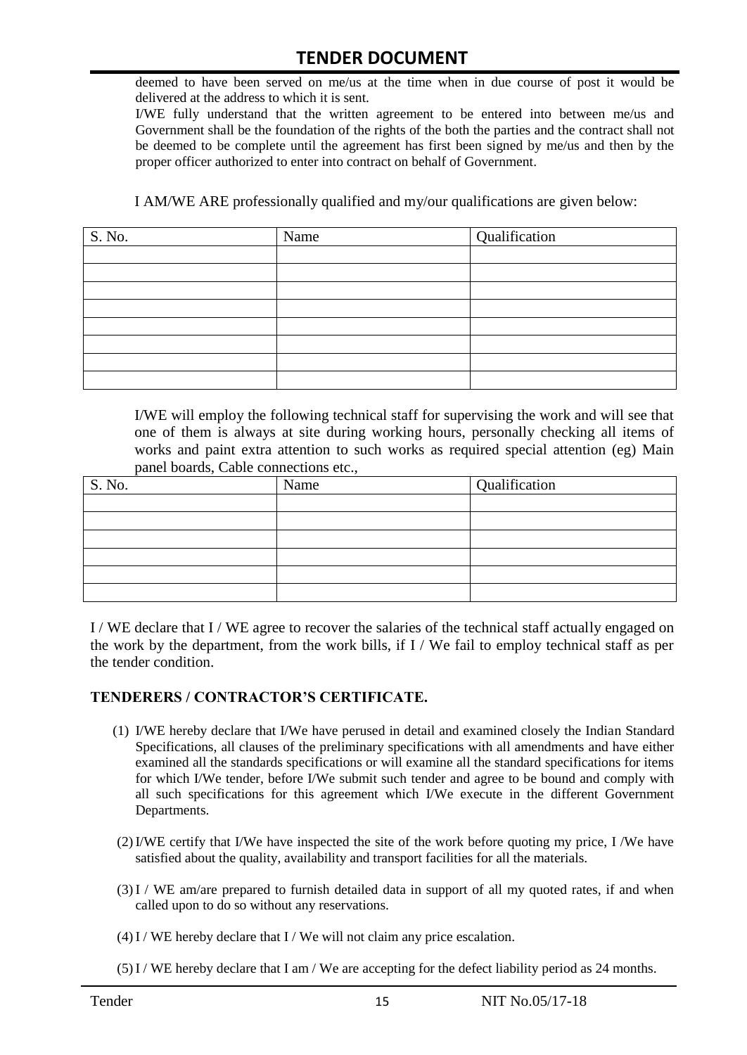deemed to have been served on me/us at the time when in due course of post it would be delivered at the address to which it is sent.

I/WE fully understand that the written agreement to be entered into between me/us and Government shall be the foundation of the rights of the both the parties and the contract shall not be deemed to be complete until the agreement has first been signed by me/us and then by the proper officer authorized to enter into contract on behalf of Government.

I AM/WE ARE professionally qualified and my/our qualifications are given below:

| S. No. | Name | Qualification |
|---|---|---|
| | | |
| | | |
| | | |
| | | |
| | | |
| | | |
| | | |
| | | |

I/WE will employ the following technical staff for supervising the work and will see that one of them is always at site during working hours, personally checking all items of works and paint extra attention to such works as required special attention (eg) Main panel boards, Cable connections etc.,

| S. No. | Name | Qualification |
|---|---|---|
| | | |
| | | |
| | | |
| | | |
| | | |
| | | |

I / WE declare that I / WE agree to recover the salaries of the technical staff actually engaged on the work by the department, from the work bills, if I / We fail to employ technical staff as per the tender condition.

## TENDERERS / CONTRACTOR'S CERTIFICATE.

1. I/WE hereby declare that I/We have perused in detail and examined closely the Indian Standard Specifications, all clauses of the preliminary specifications with all amendments and have either examined all the standards specifications or will examine all the standard specifications for items for which I/We tender, before I/We submit such tender and agree to be bound and comply with all such specifications for this agreement which I/We execute in the different Government Departments.
2. I/WE certify that I/We have inspected the site of the work before quoting my price, I /We have satisfied about the quality, availability and transport facilities for all the materials.
3. I / WE am/are prepared to furnish detailed data in support of all my quoted rates, if and when called upon to do so without any reservations.
4. I / WE hereby declare that I / We will not claim any price escalation.
5. I / WE hereby declare that I am / We are accepting for the defect liability period as 24 months.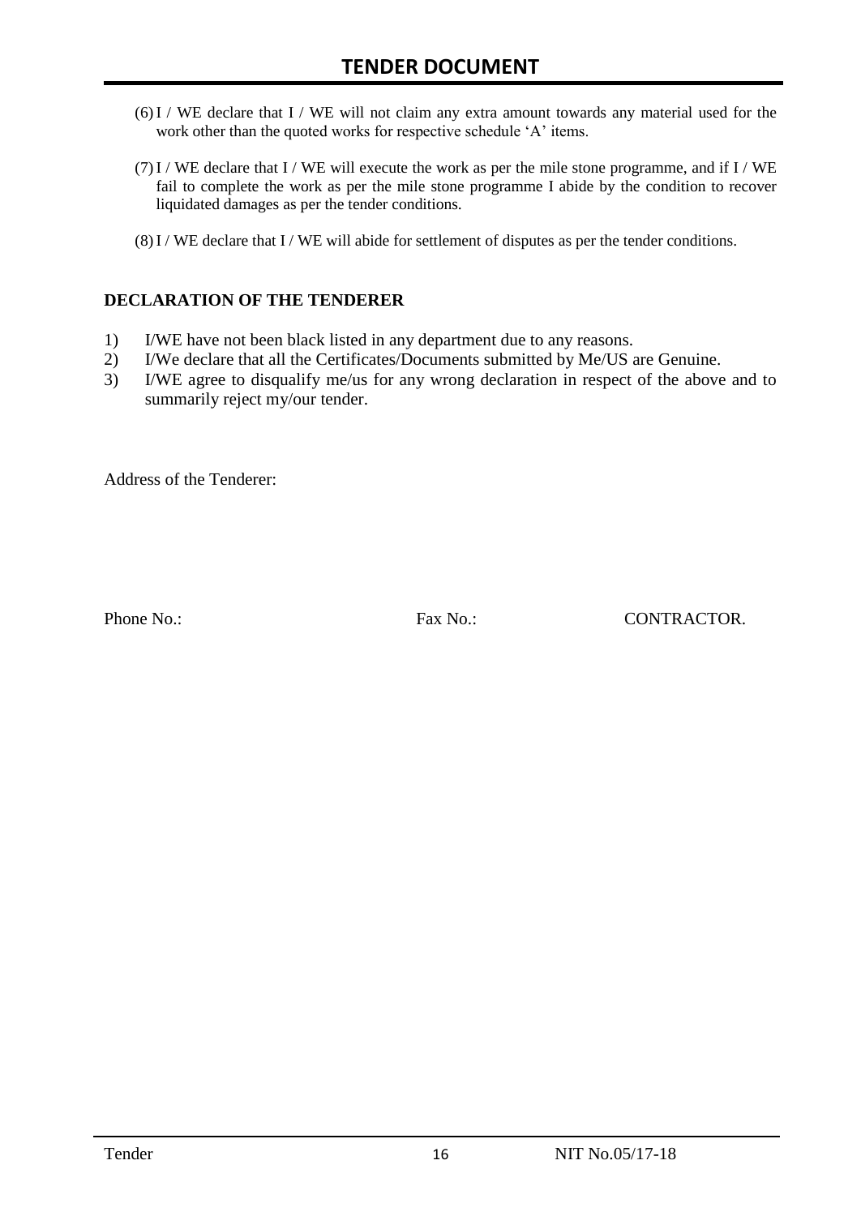(6) I / WE declare that I / WE will not claim any extra amount towards any material used for the work other than the quoted works for respective schedule 'A' items.

(7) I / WE declare that I / WE will execute the work as per the mile stone programme, and if I / WE fail to complete the work as per the mile stone programme I abide by the condition to recover liquidated damages as per the tender conditions.

(8) I / WE declare that I / WE will abide for settlement of disputes as per the tender conditions.

**DECLARATION OF THE TENDERER**

1) I/WE have not been black listed in any department due to any reasons.
2) I/We declare that all the Certificates/Documents submitted by Me/US are Genuine.
3) I/WE agree to disqualify me/us for any wrong declaration in respect of the above and to summarily reject my/our tender.

Address of the Tenderer:

Phone No.: Fax No.: CONTRACTOR.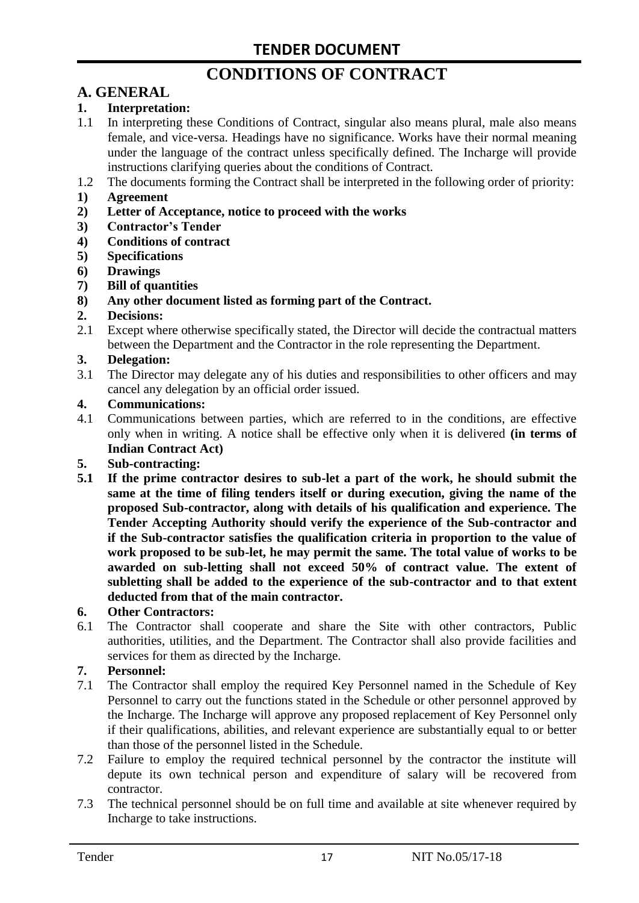# CONDITIONS OF CONTRACT

## A. GENERAL

**1. Interpretation:**

1.1 In interpreting these Conditions of Contract, singular also means plural, male also means female, and vice-versa. Headings have no significance. Works have their normal meaning under the language of the contract unless specifically defined. The Incharge will provide instructions clarifying queries about the conditions of Contract.

1.2 The documents forming the Contract shall be interpreted in the following order of priority:

**1) Agreement**
**2) Letter of Acceptance, notice to proceed with the works**
**3) Contractor's Tender**
**4) Conditions of contract**
**5) Specifications**
**6) Drawings**
**7) Bill of quantities**
**8) Any other document listed as forming part of the Contract.**

**2. Decisions:**

2.1 Except where otherwise specifically stated, the Director will decide the contractual matters between the Department and the Contractor in the role representing the Department.

**3. Delegation:**

3.1 The Director may delegate any of his duties and responsibilities to other officers and may cancel any delegation by an official order issued.

**4. Communications:**

4.1 Communications between parties, which are referred to in the conditions, are effective only when in writing. A notice shall be effective only when it is delivered **(in terms of Indian Contract Act)**

**5. Sub-contracting:**

**5.1 If the prime contractor desires to sub-let a part of the work, he should submit the same at the time of filing tenders itself or during execution, giving the name of the proposed Sub-contractor, along with details of his qualification and experience. The Tender Accepting Authority should verify the experience of the Sub-contractor and if the Sub-contractor satisfies the qualification criteria in proportion to the value of work proposed to be sub-let, he may permit the same. The total value of works to be awarded on sub-letting shall not exceed 50% of contract value. The extent of subletting shall be added to the experience of the sub-contractor and to that extent deducted from that of the main contractor.**

**6. Other Contractors:**

6.1 The Contractor shall cooperate and share the Site with other contractors, Public authorities, utilities, and the Department. The Contractor shall also provide facilities and services for them as directed by the Incharge.

**7. Personnel:**

7.1 The Contractor shall employ the required Key Personnel named in the Schedule of Key Personnel to carry out the functions stated in the Schedule or other personnel approved by the Incharge. The Incharge will approve any proposed replacement of Key Personnel only if their qualifications, abilities, and relevant experience are substantially equal to or better than those of the personnel listed in the Schedule.

7.2 Failure to employ the required technical personnel by the contractor the institute will depute its own technical person and expenditure of salary will be recovered from contractor.

7.3 The technical personnel should be on full time and available at site whenever required by Incharge to take instructions.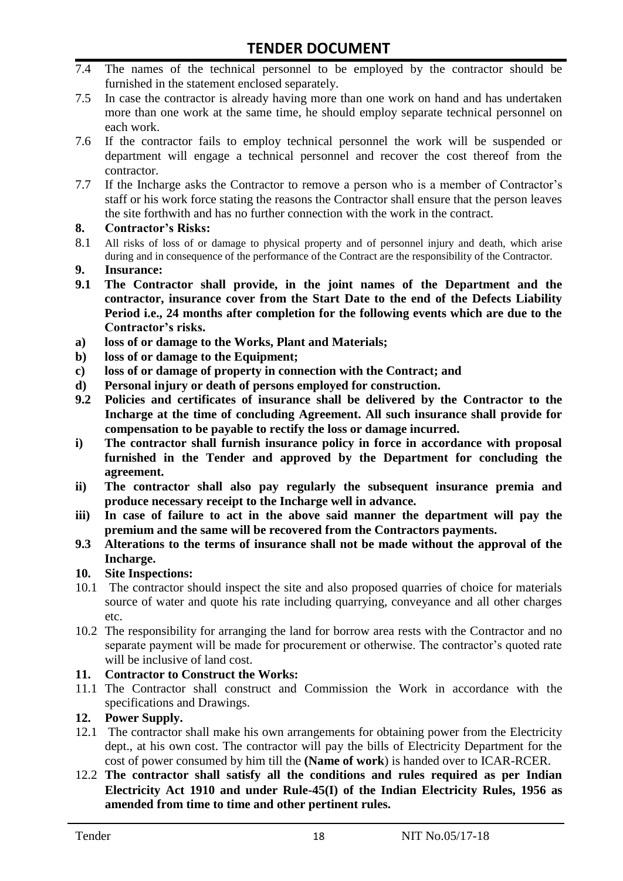7.4 The names of the technical personnel to be employed by the contractor should be furnished in the statement enclosed separately.

7.5 In case the contractor is already having more than one work on hand and has undertaken more than one work at the same time, he should employ separate technical personnel on each work.

7.6 If the contractor fails to employ technical personnel the work will be suspended or department will engage a technical personnel and recover the cost thereof from the contractor.

7.7 If the Incharge asks the Contractor to remove a person who is a member of Contractor's staff or his work force stating the reasons the Contractor shall ensure that the person leaves the site forthwith and has no further connection with the work in the contract.

**8. Contractor's Risks:**

8.1 All risks of loss of or damage to physical property and of personnel injury and death, which arise during and in consequence of the performance of the Contract are the responsibility of the Contractor.

**9. Insurance:**

**9.1 The Contractor shall provide, in the joint names of the Department and the contractor, insurance cover from the Start Date to the end of the Defects Liability Period i.e., 24 months after completion for the following events which are due to the Contractor's risks.**

**a) loss of or damage to the Works, Plant and Materials;**

**b) loss of or damage to the Equipment;**

**c) loss of or damage of property in connection with the Contract; and**

**d) Personal injury or death of persons employed for construction.**

**9.2 Policies and certificates of insurance shall be delivered by the Contractor to the Incharge at the time of concluding Agreement. All such insurance shall provide for compensation to be payable to rectify the loss or damage incurred.**

**i) The contractor shall furnish insurance policy in force in accordance with proposal furnished in the Tender and approved by the Department for concluding the agreement.**

**ii) The contractor shall also pay regularly the subsequent insurance premia and produce necessary receipt to the Incharge well in advance.**

**iii) In case of failure to act in the above said manner the department will pay the premium and the same will be recovered from the Contractors payments.**

**9.3 Alterations to the terms of insurance shall not be made without the approval of the Incharge.**

**10. Site Inspections:**

10.1 The contractor should inspect the site and also proposed quarries of choice for materials source of water and quote his rate including quarrying, conveyance and all other charges etc.

10.2 The responsibility for arranging the land for borrow area rests with the Contractor and no separate payment will be made for procurement or otherwise. The contractor's quoted rate will be inclusive of land cost.

**11. Contractor to Construct the Works:**

11.1 The Contractor shall construct and Commission the Work in accordance with the specifications and Drawings.

**12. Power Supply.**

12.1 The contractor shall make his own arrangements for obtaining power from the Electricity dept., at his own cost. The contractor will pay the bills of Electricity Department for the cost of power consumed by him till the **(Name of work**) is handed over to ICAR-RCER.

12.2 **The contractor shall satisfy all the conditions and rules required as per Indian Electricity Act 1910 and under Rule-45(I) of the Indian Electricity Rules, 1956 as amended from time to time and other pertinent rules.**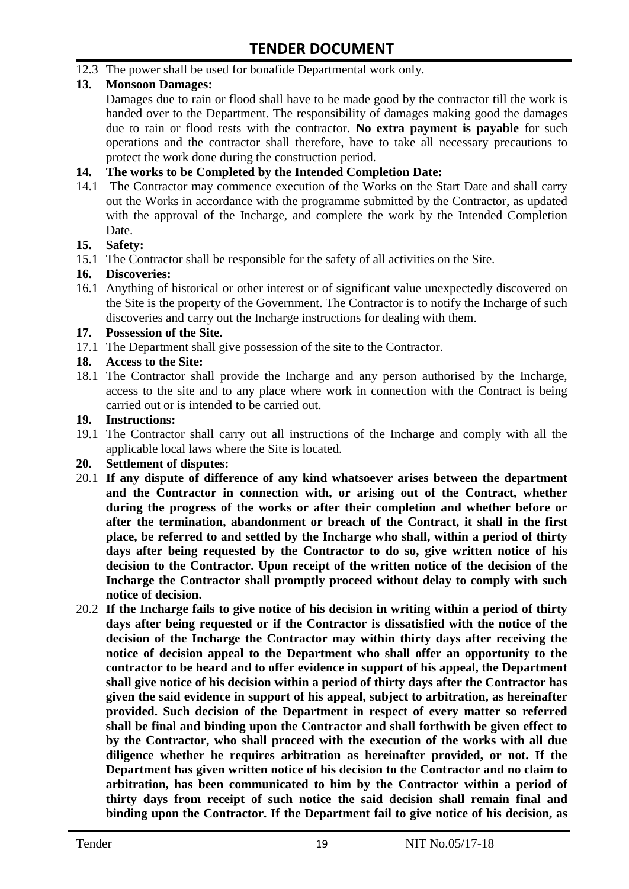12.3 The power shall be used for bonafide Departmental work only.

**13. Monsoon Damages:**

Damages due to rain or flood shall have to be made good by the contractor till the work is handed over to the Department. The responsibility of damages making good the damages due to rain or flood rests with the contractor. **No extra payment is payable** for such operations and the contractor shall therefore, have to take all necessary precautions to protect the work done during the construction period.

**14. The works to be Completed by the Intended Completion Date:**

14.1 The Contractor may commence execution of the Works on the Start Date and shall carry out the Works in accordance with the programme submitted by the Contractor, as updated with the approval of the Incharge, and complete the work by the Intended Completion Date.

**15. Safety:**

15.1 The Contractor shall be responsible for the safety of all activities on the Site.

**16. Discoveries:**

16.1 Anything of historical or other interest or of significant value unexpectedly discovered on the Site is the property of the Government. The Contractor is to notify the Incharge of such discoveries and carry out the Incharge instructions for dealing with them.

**17. Possession of the Site.**

17.1 The Department shall give possession of the site to the Contractor.

**18. Access to the Site:**

18.1 The Contractor shall provide the Incharge and any person authorised by the Incharge, access to the site and to any place where work in connection with the Contract is being carried out or is intended to be carried out.

**19. Instructions:**

19.1 The Contractor shall carry out all instructions of the Incharge and comply with all the applicable local laws where the Site is located.

**20. Settlement of disputes:**

20.1 **If any dispute of difference of any kind whatsoever arises between the department and the Contractor in connection with, or arising out of the Contract, whether during the progress of the works or after their completion and whether before or after the termination, abandonment or breach of the Contract, it shall in the first place, be referred to and settled by the Incharge who shall, within a period of thirty days after being requested by the Contractor to do so, give written notice of his decision to the Contractor. Upon receipt of the written notice of the decision of the Incharge the Contractor shall promptly proceed without delay to comply with such notice of decision.**

20.2 **If the Incharge fails to give notice of his decision in writing within a period of thirty days after being requested or if the Contractor is dissatisfied with the notice of the decision of the Incharge the Contractor may within thirty days after receiving the notice of decision appeal to the Department who shall offer an opportunity to the contractor to be heard and to offer evidence in support of his appeal, the Department shall give notice of his decision within a period of thirty days after the Contractor has given the said evidence in support of his appeal, subject to arbitration, as hereinafter provided. Such decision of the Department in respect of every matter so referred shall be final and binding upon the Contractor and shall forthwith be given effect to by the Contractor, who shall proceed with the execution of the works with all due diligence whether he requires arbitration as hereinafter provided, or not. If the Department has given written notice of his decision to the Contractor and no claim to arbitration, has been communicated to him by the Contractor within a period of thirty days from receipt of such notice the said decision shall remain final and binding upon the Contractor. If the Department fail to give notice of his decision, as**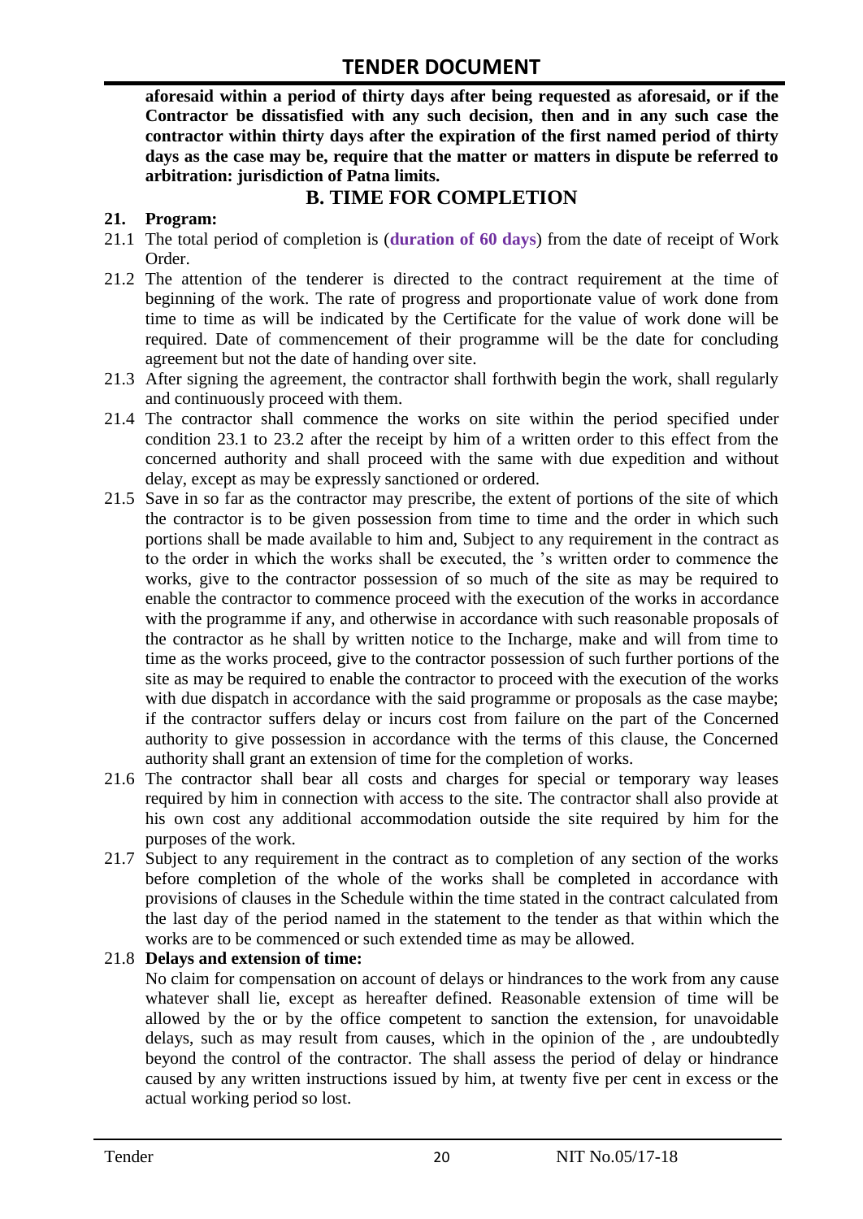**aforesaid within a period of thirty days after being requested as aforesaid, or if the Contractor be dissatisfied with any such decision, then and in any such case the contractor within thirty days after the expiration of the first named period of thirty days as the case may be, require that the matter or matters in dispute be referred to arbitration: jurisdiction of Patna limits.**

## B. TIME FOR COMPLETION

**21. Program:**

21.1 The total period of completion is (**duration of 60 days**) from the date of receipt of Work Order.

21.2 The attention of the tenderer is directed to the contract requirement at the time of beginning of the work. The rate of progress and proportionate value of work done from time to time as will be indicated by the Certificate for the value of work done will be required. Date of commencement of their programme will be the date for concluding agreement but not the date of handing over site.

21.3 After signing the agreement, the contractor shall forthwith begin the work, shall regularly and continuously proceed with them.

21.4 The contractor shall commence the works on site within the period specified under condition 23.1 to 23.2 after the receipt by him of a written order to this effect from the concerned authority and shall proceed with the same with due expedition and without delay, except as may be expressly sanctioned or ordered.

21.5 Save in so far as the contractor may prescribe, the extent of portions of the site of which the contractor is to be given possession from time to time and the order in which such portions shall be made available to him and, Subject to any requirement in the contract as to the order in which the works shall be executed, the 's written order to commence the works, give to the contractor possession of so much of the site as may be required to enable the contractor to commence proceed with the execution of the works in accordance with the programme if any, and otherwise in accordance with such reasonable proposals of the contractor as he shall by written notice to the Incharge, make and will from time to time as the works proceed, give to the contractor possession of such further portions of the site as may be required to enable the contractor to proceed with the execution of the works with due dispatch in accordance with the said programme or proposals as the case maybe; if the contractor suffers delay or incurs cost from failure on the part of the Concerned authority to give possession in accordance with the terms of this clause, the Concerned authority shall grant an extension of time for the completion of works.

21.6 The contractor shall bear all costs and charges for special or temporary way leases required by him in connection with access to the site. The contractor shall also provide at his own cost any additional accommodation outside the site required by him for the purposes of the work.

21.7 Subject to any requirement in the contract as to completion of any section of the works before completion of the whole of the works shall be completed in accordance with provisions of clauses in the Schedule within the time stated in the contract calculated from the last day of the period named in the statement to the tender as that within which the works are to be commenced or such extended time as may be allowed.

21.8 **Delays and extension of time:**

No claim for compensation on account of delays or hindrances to the work from any cause whatever shall lie, except as hereafter defined. Reasonable extension of time will be allowed by the or by the office competent to sanction the extension, for unavoidable delays, such as may result from causes, which in the opinion of the , are undoubtedly beyond the control of the contractor. The shall assess the period of delay or hindrance caused by any written instructions issued by him, at twenty five per cent in excess or the actual working period so lost.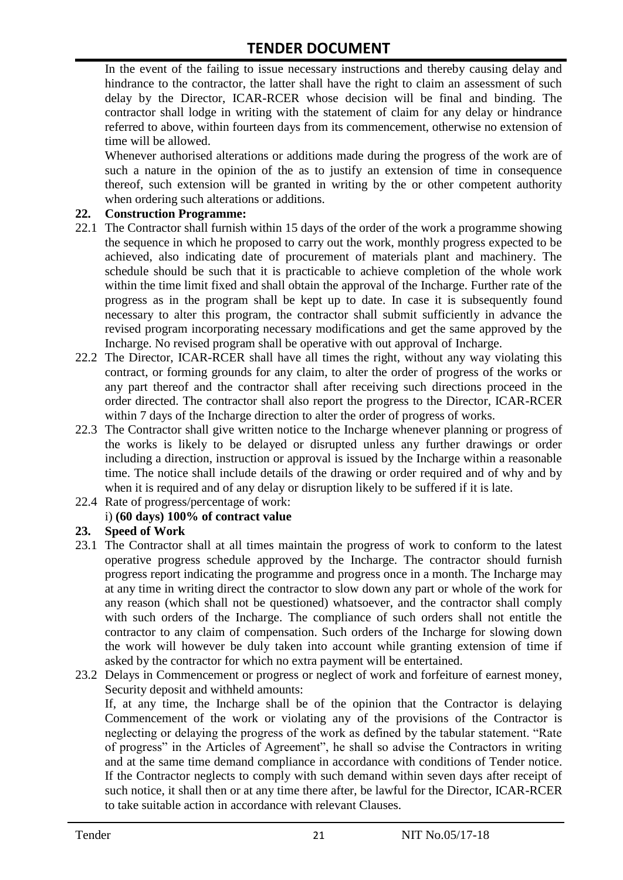In the event of the failing to issue necessary instructions and thereby causing delay and hindrance to the contractor, the latter shall have the right to claim an assessment of such delay by the Director, ICAR-RCER whose decision will be final and binding. The contractor shall lodge in writing with the statement of claim for any delay or hindrance referred to above, within fourteen days from its commencement, otherwise no extension of time will be allowed.

Whenever authorised alterations or additions made during the progress of the work are of such a nature in the opinion of the as to justify an extension of time in consequence thereof, such extension will be granted in writing by the or other competent authority when ordering such alterations or additions.

**22. Construction Programme:**

22.1 The Contractor shall furnish within 15 days of the order of the work a programme showing the sequence in which he proposed to carry out the work, monthly progress expected to be achieved, also indicating date of procurement of materials plant and machinery. The schedule should be such that it is practicable to achieve completion of the whole work within the time limit fixed and shall obtain the approval of the Incharge. Further rate of the progress as in the program shall be kept up to date. In case it is subsequently found necessary to alter this program, the contractor shall submit sufficiently in advance the revised program incorporating necessary modifications and get the same approved by the Incharge. No revised program shall be operative with out approval of Incharge.

22.2 The Director, ICAR-RCER shall have all times the right, without any way violating this contract, or forming grounds for any claim, to alter the order of progress of the works or any part thereof and the contractor shall after receiving such directions proceed in the order directed. The contractor shall also report the progress to the Director, ICAR-RCER within 7 days of the Incharge direction to alter the order of progress of works.

22.3 The Contractor shall give written notice to the Incharge whenever planning or progress of the works is likely to be delayed or disrupted unless any further drawings or order including a direction, instruction or approval is issued by the Incharge within a reasonable time. The notice shall include details of the drawing or order required and of why and by when it is required and of any delay or disruption likely to be suffered if it is late.

22.4 Rate of progress/percentage of work:

i) **(60 days) 100% of contract value**

**23. Speed of Work**

23.1 The Contractor shall at all times maintain the progress of work to conform to the latest operative progress schedule approved by the Incharge. The contractor should furnish progress report indicating the programme and progress once in a month. The Incharge may at any time in writing direct the contractor to slow down any part or whole of the work for any reason (which shall not be questioned) whatsoever, and the contractor shall comply with such orders of the Incharge. The compliance of such orders shall not entitle the contractor to any claim of compensation. Such orders of the Incharge for slowing down the work will however be duly taken into account while granting extension of time if asked by the contractor for which no extra payment will be entertained.

23.2 Delays in Commencement or progress or neglect of work and forfeiture of earnest money, Security deposit and withheld amounts:

If, at any time, the Incharge shall be of the opinion that the Contractor is delaying Commencement of the work or violating any of the provisions of the Contractor is neglecting or delaying the progress of the work as defined by the tabular statement. "Rate of progress" in the Articles of Agreement", he shall so advise the Contractors in writing and at the same time demand compliance in accordance with conditions of Tender notice. If the Contractor neglects to comply with such demand within seven days after receipt of such notice, it shall then or at any time there after, be lawful for the Director, ICAR-RCER to take suitable action in accordance with relevant Clauses.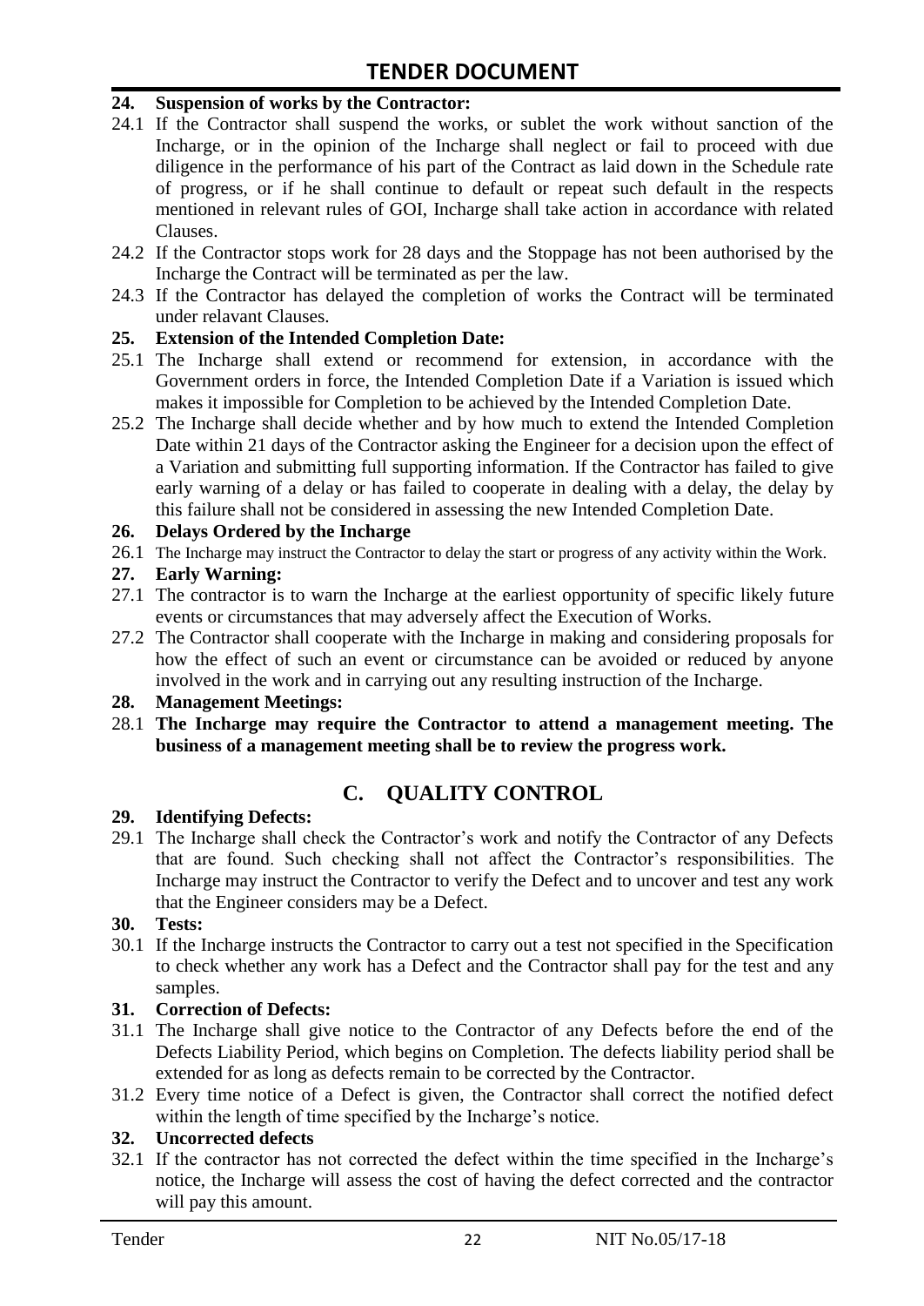**24. Suspension of works by the Contractor:**

24.1 If the Contractor shall suspend the works, or sublet the work without sanction of the Incharge, or in the opinion of the Incharge shall neglect or fail to proceed with due diligence in the performance of his part of the Contract as laid down in the Schedule rate of progress, or if he shall continue to default or repeat such default in the respects mentioned in relevant rules of GOI, Incharge shall take action in accordance with related Clauses.

24.2 If the Contractor stops work for 28 days and the Stoppage has not been authorised by the Incharge the Contract will be terminated as per the law.

24.3 If the Contractor has delayed the completion of works the Contract will be terminated under relavant Clauses.

**25. Extension of the Intended Completion Date:**

25.1 The Incharge shall extend or recommend for extension, in accordance with the Government orders in force, the Intended Completion Date if a Variation is issued which makes it impossible for Completion to be achieved by the Intended Completion Date.

25.2 The Incharge shall decide whether and by how much to extend the Intended Completion Date within 21 days of the Contractor asking the Engineer for a decision upon the effect of a Variation and submitting full supporting information. If the Contractor has failed to give early warning of a delay or has failed to cooperate in dealing with a delay, the delay by this failure shall not be considered in assessing the new Intended Completion Date.

**26. Delays Ordered by the Incharge**

26.1 The Incharge may instruct the Contractor to delay the start or progress of any activity within the Work.

**27. Early Warning:**

27.1 The contractor is to warn the Incharge at the earliest opportunity of specific likely future events or circumstances that may adversely affect the Execution of Works.

27.2 The Contractor shall cooperate with the Incharge in making and considering proposals for how the effect of such an event or circumstance can be avoided or reduced by anyone involved in the work and in carrying out any resulting instruction of the Incharge.

**28. Management Meetings:**

28.1 **The Incharge may require the Contractor to attend a management meeting. The business of a management meeting shall be to review the progress work.**

## C. QUALITY CONTROL

**29. Identifying Defects:**

29.1 The Incharge shall check the Contractor's work and notify the Contractor of any Defects that are found. Such checking shall not affect the Contractor's responsibilities. The Incharge may instruct the Contractor to verify the Defect and to uncover and test any work that the Engineer considers may be a Defect.

**30. Tests:**

30.1 If the Incharge instructs the Contractor to carry out a test not specified in the Specification to check whether any work has a Defect and the Contractor shall pay for the test and any samples.

**31. Correction of Defects:**

31.1 The Incharge shall give notice to the Contractor of any Defects before the end of the Defects Liability Period, which begins on Completion. The defects liability period shall be extended for as long as defects remain to be corrected by the Contractor.

31.2 Every time notice of a Defect is given, the Contractor shall correct the notified defect within the length of time specified by the Incharge's notice.

**32. Uncorrected defects**

32.1 If the contractor has not corrected the defect within the time specified in the Incharge's notice, the Incharge will assess the cost of having the defect corrected and the contractor will pay this amount.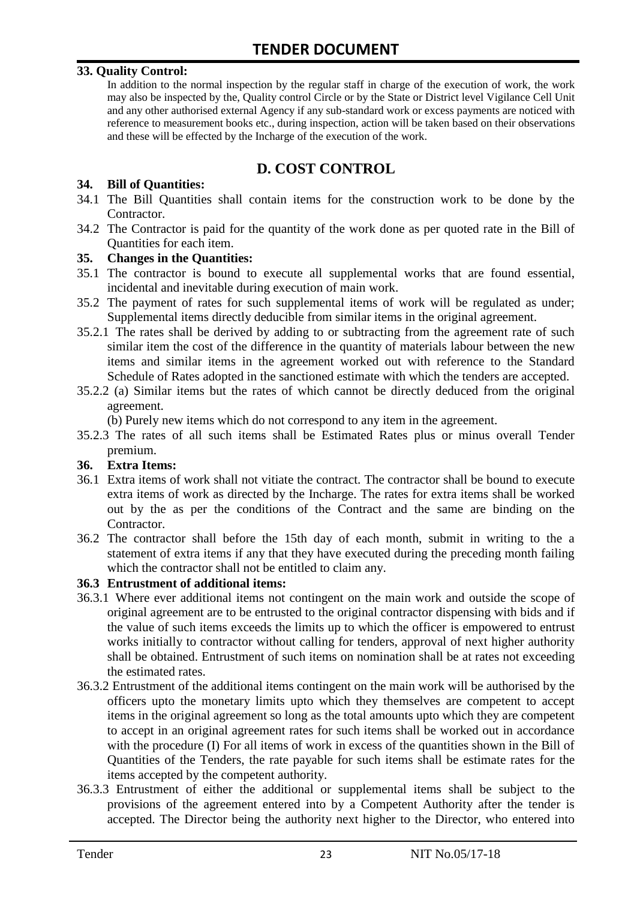**33. Quality Control:**

In addition to the normal inspection by the regular staff in charge of the execution of work, the work may also be inspected by the, Quality control Circle or by the State or District level Vigilance Cell Unit and any other authorised external Agency if any sub-standard work or excess payments are noticed with reference to measurement books etc., during inspection, action will be taken based on their observations and these will be effected by the Incharge of the execution of the work.

## D. COST CONTROL

**34. Bill of Quantities:**

34.1 The Bill Quantities shall contain items for the construction work to be done by the Contractor.

34.2 The Contractor is paid for the quantity of the work done as per quoted rate in the Bill of Quantities for each item.

**35. Changes in the Quantities:**

35.1 The contractor is bound to execute all supplemental works that are found essential, incidental and inevitable during execution of main work.

35.2 The payment of rates for such supplemental items of work will be regulated as under; Supplemental items directly deducible from similar items in the original agreement.

35.2.1 The rates shall be derived by adding to or subtracting from the agreement rate of such similar item the cost of the difference in the quantity of materials labour between the new items and similar items in the agreement worked out with reference to the Standard Schedule of Rates adopted in the sanctioned estimate with which the tenders are accepted.

35.2.2 (a) Similar items but the rates of which cannot be directly deduced from the original agreement.

(b) Purely new items which do not correspond to any item in the agreement.

35.2.3 The rates of all such items shall be Estimated Rates plus or minus overall Tender premium.

**36. Extra Items:**

36.1 Extra items of work shall not vitiate the contract. The contractor shall be bound to execute extra items of work as directed by the Incharge. The rates for extra items shall be worked out by the as per the conditions of the Contract and the same are binding on the Contractor.

36.2 The contractor shall before the 15th day of each month, submit in writing to the a statement of extra items if any that they have executed during the preceding month failing which the contractor shall not be entitled to claim any.

**36.3 Entrustment of additional items:**

36.3.1 Where ever additional items not contingent on the main work and outside the scope of original agreement are to be entrusted to the original contractor dispensing with bids and if the value of such items exceeds the limits up to which the officer is empowered to entrust works initially to contractor without calling for tenders, approval of next higher authority shall be obtained. Entrustment of such items on nomination shall be at rates not exceeding the estimated rates.

36.3.2 Entrustment of the additional items contingent on the main work will be authorised by the officers upto the monetary limits upto which they themselves are competent to accept items in the original agreement so long as the total amounts upto which they are competent to accept in an original agreement rates for such items shall be worked out in accordance with the procedure (I) For all items of work in excess of the quantities shown in the Bill of Quantities of the Tenders, the rate payable for such items shall be estimate rates for the items accepted by the competent authority.

36.3.3 Entrustment of either the additional or supplemental items shall be subject to the provisions of the agreement entered into by a Competent Authority after the tender is accepted. The Director being the authority next higher to the Director, who entered into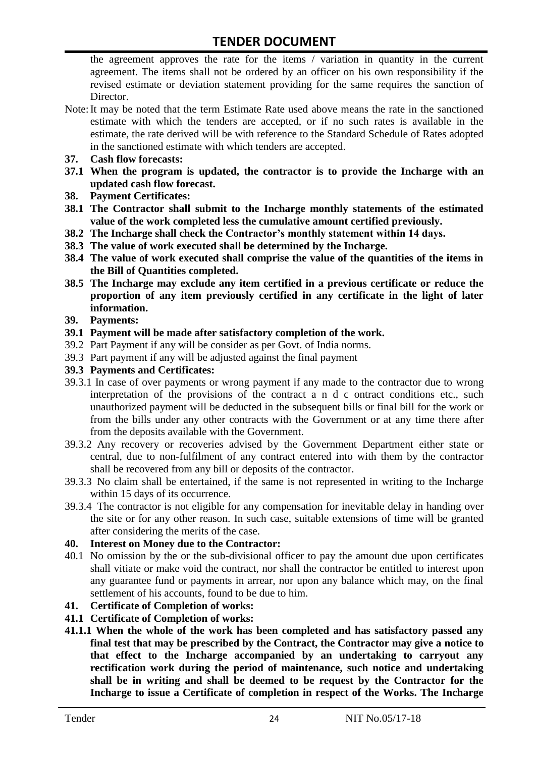the agreement approves the rate for the items / variation in quantity in the current agreement. The items shall not be ordered by an officer on his own responsibility if the revised estimate or deviation statement providing for the same requires the sanction of Director.

Note: It may be noted that the term Estimate Rate used above means the rate in the sanctioned estimate with which the tenders are accepted, or if no such rates is available in the estimate, the rate derived will be with reference to the Standard Schedule of Rates adopted in the sanctioned estimate with which tenders are accepted.

**37. Cash flow forecasts:**

**37.1 When the program is updated, the contractor is to provide the Incharge with an updated cash flow forecast.**

**38. Payment Certificates:**

**38.1 The Contractor shall submit to the Incharge monthly statements of the estimated value of the work completed less the cumulative amount certified previously.**

**38.2 The Incharge shall check the Contractor's monthly statement within 14 days.**

**38.3 The value of work executed shall be determined by the Incharge.**

**38.4 The value of work executed shall comprise the value of the quantities of the items in the Bill of Quantities completed.**

**38.5 The Incharge may exclude any item certified in a previous certificate or reduce the proportion of any item previously certified in any certificate in the light of later information.**

**39. Payments:**

**39.1 Payment will be made after satisfactory completion of the work.**

39.2 Part Payment if any will be consider as per Govt. of India norms.

39.3 Part payment if any will be adjusted against the final payment

**39.3 Payments and Certificates:**

39.3.1 In case of over payments or wrong payment if any made to the contractor due to wrong interpretation of the provisions of the contract a n d c ontract conditions etc., such unauthorized payment will be deducted in the subsequent bills or final bill for the work or from the bills under any other contracts with the Government or at any time there after from the deposits available with the Government.

39.3.2 Any recovery or recoveries advised by the Government Department either state or central, due to non-fulfilment of any contract entered into with them by the contractor shall be recovered from any bill or deposits of the contractor.

39.3.3 No claim shall be entertained, if the same is not represented in writing to the Incharge within 15 days of its occurrence.

39.3.4 The contractor is not eligible for any compensation for inevitable delay in handing over the site or for any other reason. In such case, suitable extensions of time will be granted after considering the merits of the case.

**40. Interest on Money due to the Contractor:**

40.1 No omission by the or the sub-divisional officer to pay the amount due upon certificates shall vitiate or make void the contract, nor shall the contractor be entitled to interest upon any guarantee fund or payments in arrear, nor upon any balance which may, on the final settlement of his accounts, found to be due to him.

**41. Certificate of Completion of works:**

**41.1 Certificate of Completion of works:**

**41.1.1 When the whole of the work has been completed and has satisfactory passed any final test that may be prescribed by the Contract, the Contractor may give a notice to that effect to the Incharge accompanied by an undertaking to carryout any rectification work during the period of maintenance, such notice and undertaking shall be in writing and shall be deemed to be request by the Contractor for the Incharge to issue a Certificate of completion in respect of the Works. The Incharge**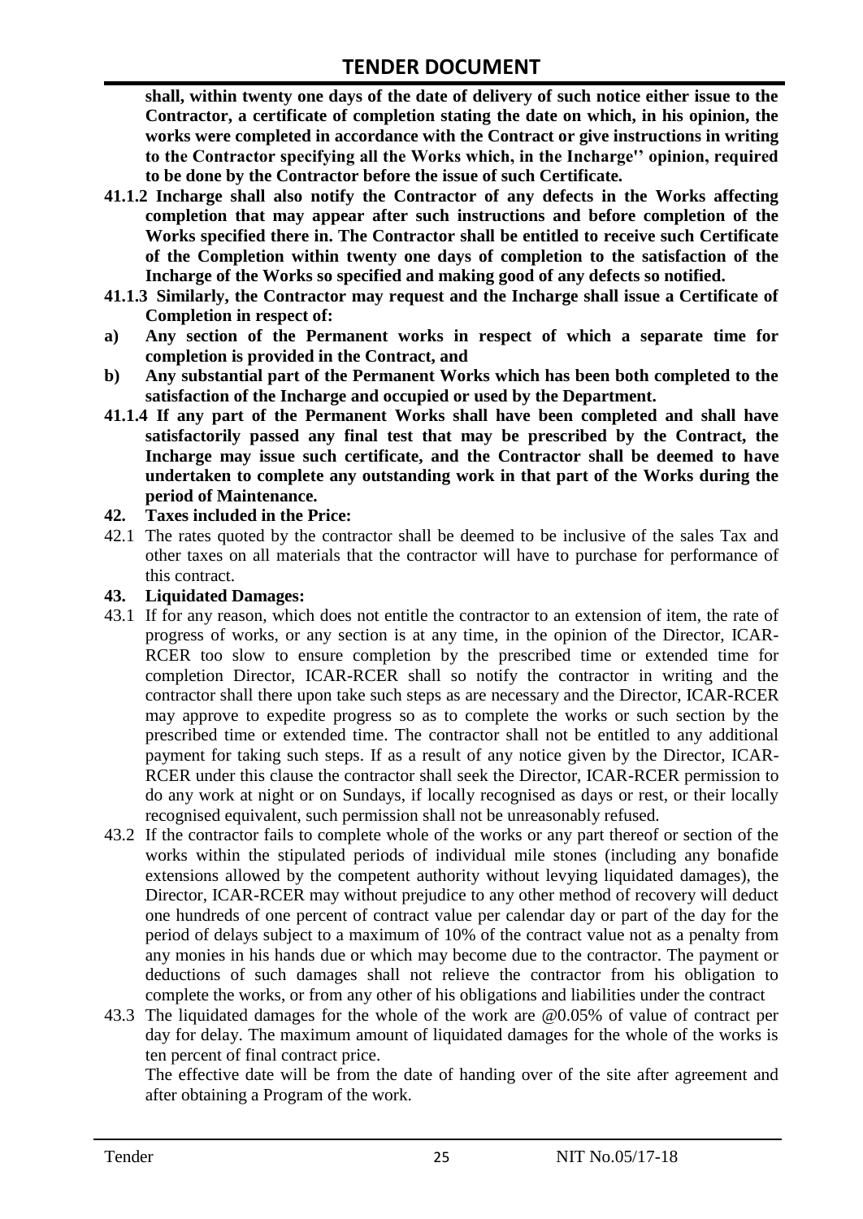**shall, within twenty one days of the date of delivery of such notice either issue to the Contractor, a certificate of completion stating the date on which, in his opinion, the works were completed in accordance with the Contract or give instructions in writing to the Contractor specifying all the Works which, in the Incharge'' opinion, required to be done by the Contractor before the issue of such Certificate.**

**41.1.2 Incharge shall also notify the Contractor of any defects in the Works affecting completion that may appear after such instructions and before completion of the Works specified there in. The Contractor shall be entitled to receive such Certificate of the Completion within twenty one days of completion to the satisfaction of the Incharge of the Works so specified and making good of any defects so notified.**

**41.1.3 Similarly, the Contractor may request and the Incharge shall issue a Certificate of Completion in respect of:**

**a) Any section of the Permanent works in respect of which a separate time for completion is provided in the Contract, and**

**b) Any substantial part of the Permanent Works which has been both completed to the satisfaction of the Incharge and occupied or used by the Department.**

**41.1.4 If any part of the Permanent Works shall have been completed and shall have satisfactorily passed any final test that may be prescribed by the Contract, the Incharge may issue such certificate, and the Contractor shall be deemed to have undertaken to complete any outstanding work in that part of the Works during the period of Maintenance.**

**42. Taxes included in the Price:**

42.1 The rates quoted by the contractor shall be deemed to be inclusive of the sales Tax and other taxes on all materials that the contractor will have to purchase for performance of this contract.

**43. Liquidated Damages:**

43.1 If for any reason, which does not entitle the contractor to an extension of item, the rate of progress of works, or any section is at any time, in the opinion of the Director, ICAR-RCER too slow to ensure completion by the prescribed time or extended time for completion Director, ICAR-RCER shall so notify the contractor in writing and the contractor shall there upon take such steps as are necessary and the Director, ICAR-RCER may approve to expedite progress so as to complete the works or such section by the prescribed time or extended time. The contractor shall not be entitled to any additional payment for taking such steps. If as a result of any notice given by the Director, ICAR-RCER under this clause the contractor shall seek the Director, ICAR-RCER permission to do any work at night or on Sundays, if locally recognised as days or rest, or their locally recognised equivalent, such permission shall not be unreasonably refused.

43.2 If the contractor fails to complete whole of the works or any part thereof or section of the works within the stipulated periods of individual mile stones (including any bonafide extensions allowed by the competent authority without levying liquidated damages), the Director, ICAR-RCER may without prejudice to any other method of recovery will deduct one hundreds of one percent of contract value per calendar day or part of the day for the period of delays subject to a maximum of 10% of the contract value not as a penalty from any monies in his hands due or which may become due to the contractor. The payment or deductions of such damages shall not relieve the contractor from his obligation to complete the works, or from any other of his obligations and liabilities under the contract

43.3 The liquidated damages for the whole of the work are @0.05% of value of contract per day for delay. The maximum amount of liquidated damages for the whole of the works is ten percent of final contract price.

The effective date will be from the date of handing over of the site after agreement and after obtaining a Program of the work.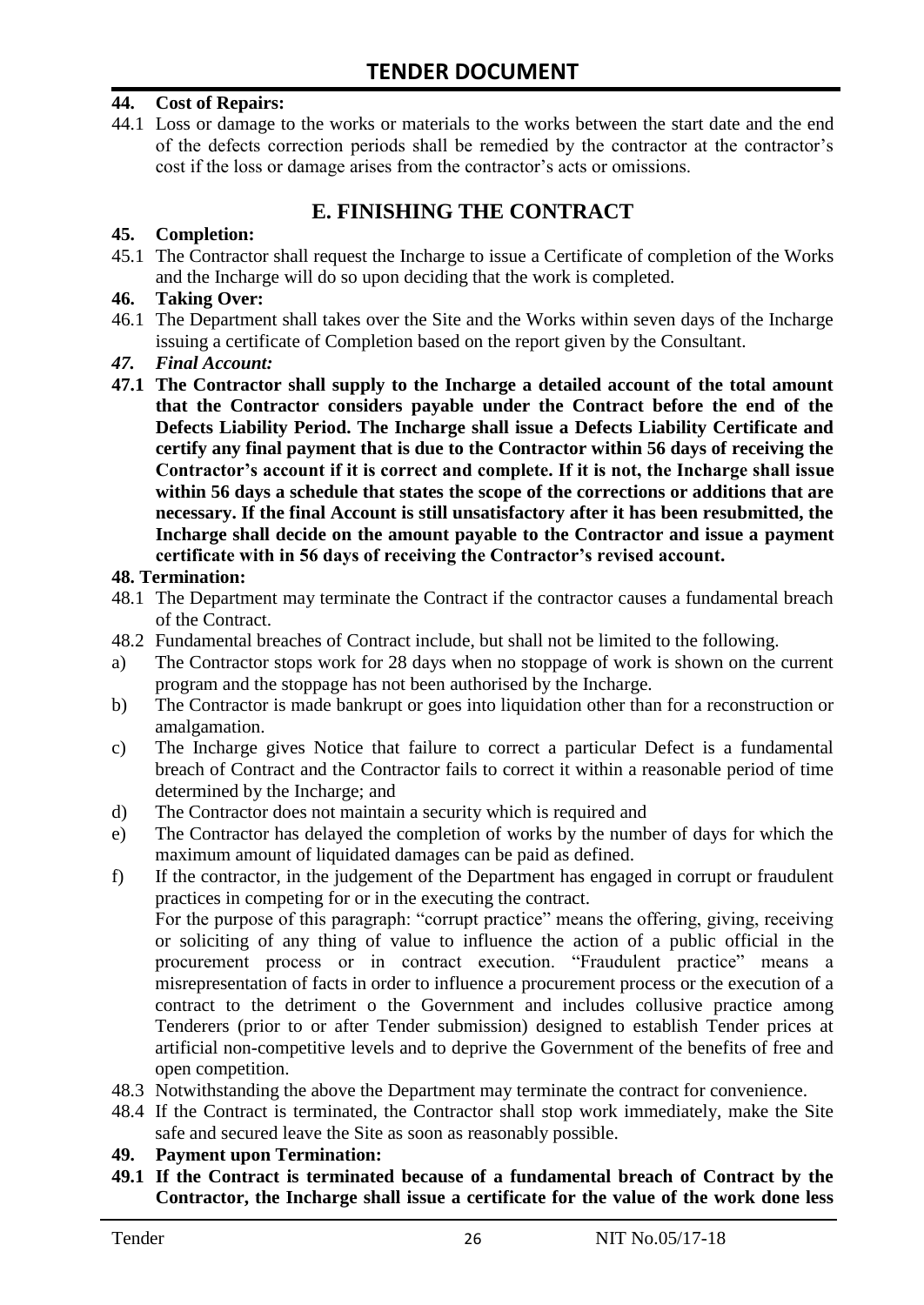**44. Cost of Repairs:**

44.1 Loss or damage to the works or materials to the works between the start date and the end of the defects correction periods shall be remedied by the contractor at the contractor's cost if the loss or damage arises from the contractor's acts or omissions.

## E. FINISHING THE CONTRACT

**45. Completion:**

45.1 The Contractor shall request the Incharge to issue a Certificate of completion of the Works and the Incharge will do so upon deciding that the work is completed.

**46. Taking Over:**

46.1 The Department shall takes over the Site and the Works within seven days of the Incharge issuing a certificate of Completion based on the report given by the Consultant.

***47. Final Account:***

**47.1 The Contractor shall supply to the Incharge a detailed account of the total amount that the Contractor considers payable under the Contract before the end of the Defects Liability Period. The Incharge shall issue a Defects Liability Certificate and certify any final payment that is due to the Contractor within 56 days of receiving the Contractor's account if it is correct and complete. If it is not, the Incharge shall issue within 56 days a schedule that states the scope of the corrections or additions that are necessary. If the final Account is still unsatisfactory after it has been resubmitted, the Incharge shall decide on the amount payable to the Contractor and issue a payment certificate with in 56 days of receiving the Contractor's revised account.**

**48. Termination:**

48.1 The Department may terminate the Contract if the contractor causes a fundamental breach of the Contract.

48.2 Fundamental breaches of Contract include, but shall not be limited to the following.

a) The Contractor stops work for 28 days when no stoppage of work is shown on the current program and the stoppage has not been authorised by the Incharge.

b) The Contractor is made bankrupt or goes into liquidation other than for a reconstruction or amalgamation.

c) The Incharge gives Notice that failure to correct a particular Defect is a fundamental breach of Contract and the Contractor fails to correct it within a reasonable period of time determined by the Incharge; and

d) The Contractor does not maintain a security which is required and

e) The Contractor has delayed the completion of works by the number of days for which the maximum amount of liquidated damages can be paid as defined.

f) If the contractor, in the judgement of the Department has engaged in corrupt or fraudulent practices in competing for or in the executing the contract.

For the purpose of this paragraph: "corrupt practice" means the offering, giving, receiving or soliciting of any thing of value to influence the action of a public official in the procurement process or in contract execution. "Fraudulent practice" means a misrepresentation of facts in order to influence a procurement process or the execution of a contract to the detriment o the Government and includes collusive practice among Tenderers (prior to or after Tender submission) designed to establish Tender prices at artificial non-competitive levels and to deprive the Government of the benefits of free and open competition.

48.3 Notwithstanding the above the Department may terminate the contract for convenience.

48.4 If the Contract is terminated, the Contractor shall stop work immediately, make the Site safe and secured leave the Site as soon as reasonably possible.

**49. Payment upon Termination:**

**49.1 If the Contract is terminated because of a fundamental breach of Contract by the Contractor, the Incharge shall issue a certificate for the value of the work done less**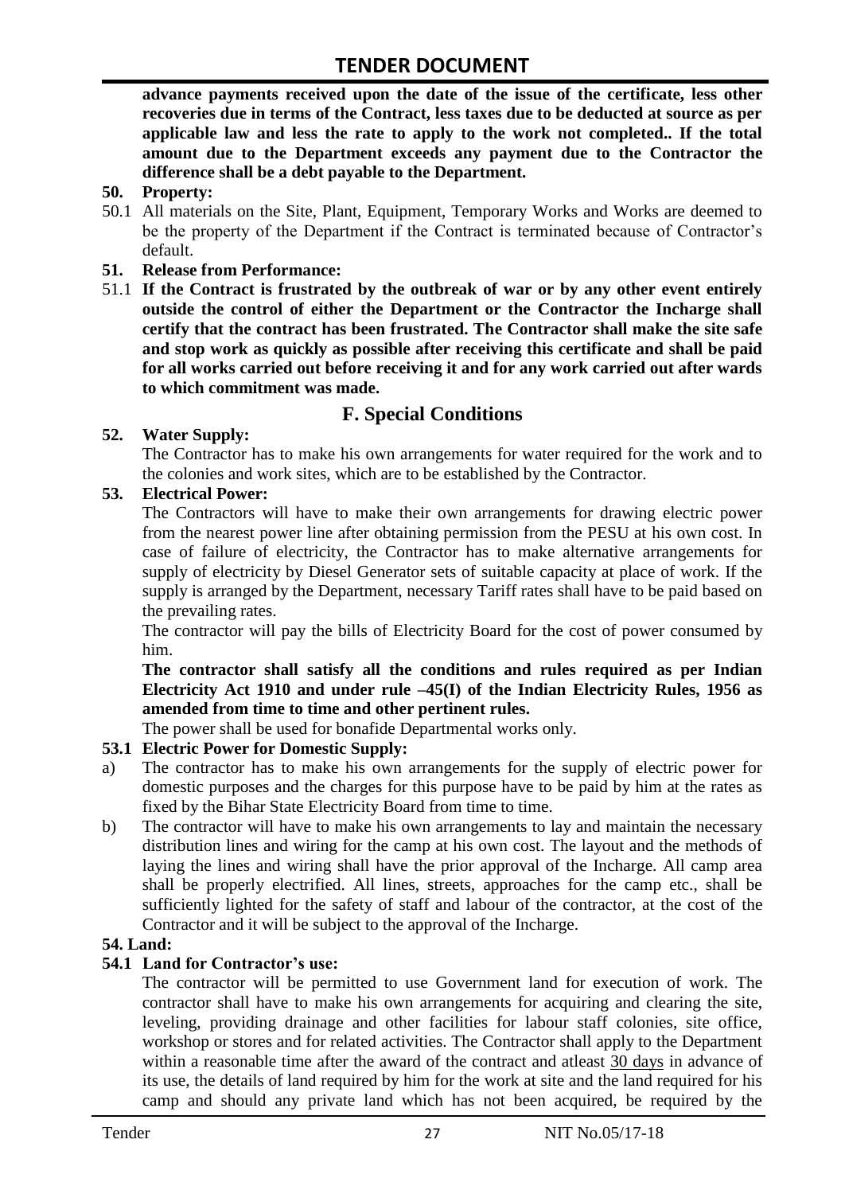**advance payments received upon the date of the issue of the certificate, less other recoveries due in terms of the Contract, less taxes due to be deducted at source as per applicable law and less the rate to apply to the work not completed.. If the total amount due to the Department exceeds any payment due to the Contractor the difference shall be a debt payable to the Department.**

**50. Property:**

50.1 All materials on the Site, Plant, Equipment, Temporary Works and Works are deemed to be the property of the Department if the Contract is terminated because of Contractor's default.

**51. Release from Performance:**

51.1 **If the Contract is frustrated by the outbreak of war or by any other event entirely outside the control of either the Department or the Contractor the Incharge shall certify that the contract has been frustrated. The Contractor shall make the site safe and stop work as quickly as possible after receiving this certificate and shall be paid for all works carried out before receiving it and for any work carried out after wards to which commitment was made.**

## F. Special Conditions

**52. Water Supply:**

The Contractor has to make his own arrangements for water required for the work and to the colonies and work sites, which are to be established by the Contractor.

**53. Electrical Power:**

The Contractors will have to make their own arrangements for drawing electric power from the nearest power line after obtaining permission from the PESU at his own cost. In case of failure of electricity, the Contractor has to make alternative arrangements for supply of electricity by Diesel Generator sets of suitable capacity at place of work. If the supply is arranged by the Department, necessary Tariff rates shall have to be paid based on the prevailing rates.

The contractor will pay the bills of Electricity Board for the cost of power consumed by him.

**The contractor shall satisfy all the conditions and rules required as per Indian Electricity Act 1910 and under rule –45(I) of the Indian Electricity Rules, 1956 as amended from time to time and other pertinent rules.**

The power shall be used for bonafide Departmental works only.

**53.1 Electric Power for Domestic Supply:**

a) The contractor has to make his own arrangements for the supply of electric power for domestic purposes and the charges for this purpose have to be paid by him at the rates as fixed by the Bihar State Electricity Board from time to time.

b) The contractor will have to make his own arrangements to lay and maintain the necessary distribution lines and wiring for the camp at his own cost. The layout and the methods of laying the lines and wiring shall have the prior approval of the Incharge. All camp area shall be properly electrified. All lines, streets, approaches for the camp etc., shall be sufficiently lighted for the safety of staff and labour of the contractor, at the cost of the Contractor and it will be subject to the approval of the Incharge.

**54. Land:**

**54.1 Land for Contractor's use:**

The contractor will be permitted to use Government land for execution of work. The contractor shall have to make his own arrangements for acquiring and clearing the site, leveling, providing drainage and other facilities for labour staff colonies, site office, workshop or stores and for related activities. The Contractor shall apply to the Department within a reasonable time after the award of the contract and atleast 30 days in advance of its use, the details of land required by him for the work at site and the land required for his camp and should any private land which has not been acquired, be required by the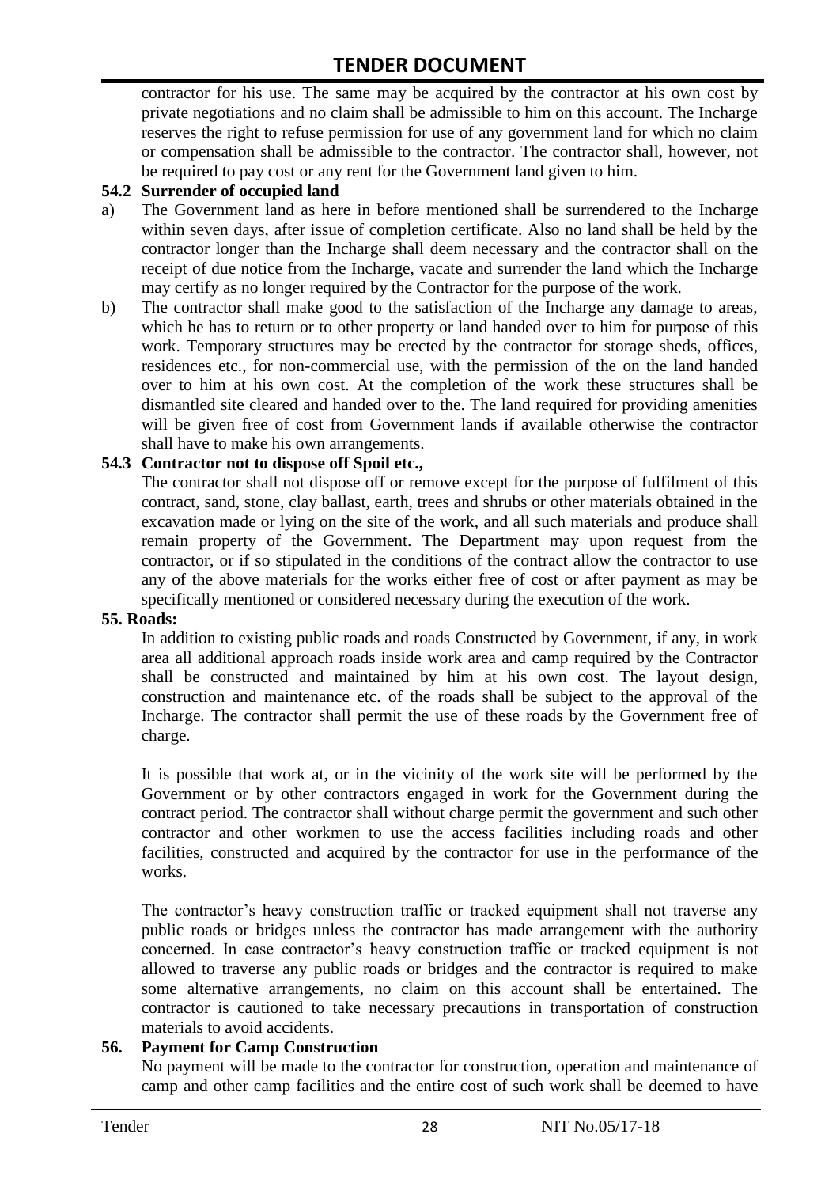contractor for his use. The same may be acquired by the contractor at his own cost by private negotiations and no claim shall be admissible to him on this account. The Incharge reserves the right to refuse permission for use of any government land for which no claim or compensation shall be admissible to the contractor. The contractor shall, however, not be required to pay cost or any rent for the Government land given to him.

**54.2 Surrender of occupied land**

a) The Government land as here in before mentioned shall be surrendered to the Incharge within seven days, after issue of completion certificate. Also no land shall be held by the contractor longer than the Incharge shall deem necessary and the contractor shall on the receipt of due notice from the Incharge, vacate and surrender the land which the Incharge may certify as no longer required by the Contractor for the purpose of the work.

b) The contractor shall make good to the satisfaction of the Incharge any damage to areas, which he has to return or to other property or land handed over to him for purpose of this work. Temporary structures may be erected by the contractor for storage sheds, offices, residences etc., for non-commercial use, with the permission of the on the land handed over to him at his own cost. At the completion of the work these structures shall be dismantled site cleared and handed over to the. The land required for providing amenities will be given free of cost from Government lands if available otherwise the contractor shall have to make his own arrangements.

**54.3 Contractor not to dispose off Spoil etc.,**

The contractor shall not dispose off or remove except for the purpose of fulfilment of this contract, sand, stone, clay ballast, earth, trees and shrubs or other materials obtained in the excavation made or lying on the site of the work, and all such materials and produce shall remain property of the Government. The Department may upon request from the contractor, or if so stipulated in the conditions of the contract allow the contractor to use any of the above materials for the works either free of cost or after payment as may be specifically mentioned or considered necessary during the execution of the work.

**55. Roads:**

In addition to existing public roads and roads Constructed by Government, if any, in work area all additional approach roads inside work area and camp required by the Contractor shall be constructed and maintained by him at his own cost. The layout design, construction and maintenance etc. of the roads shall be subject to the approval of the Incharge. The contractor shall permit the use of these roads by the Government free of charge.

It is possible that work at, or in the vicinity of the work site will be performed by the Government or by other contractors engaged in work for the Government during the contract period. The contractor shall without charge permit the government and such other contractor and other workmen to use the access facilities including roads and other facilities, constructed and acquired by the contractor for use in the performance of the works.

The contractor's heavy construction traffic or tracked equipment shall not traverse any public roads or bridges unless the contractor has made arrangement with the authority concerned. In case contractor's heavy construction traffic or tracked equipment is not allowed to traverse any public roads or bridges and the contractor is required to make some alternative arrangements, no claim on this account shall be entertained. The contractor is cautioned to take necessary precautions in transportation of construction materials to avoid accidents.

**56. Payment for Camp Construction**

No payment will be made to the contractor for construction, operation and maintenance of camp and other camp facilities and the entire cost of such work shall be deemed to have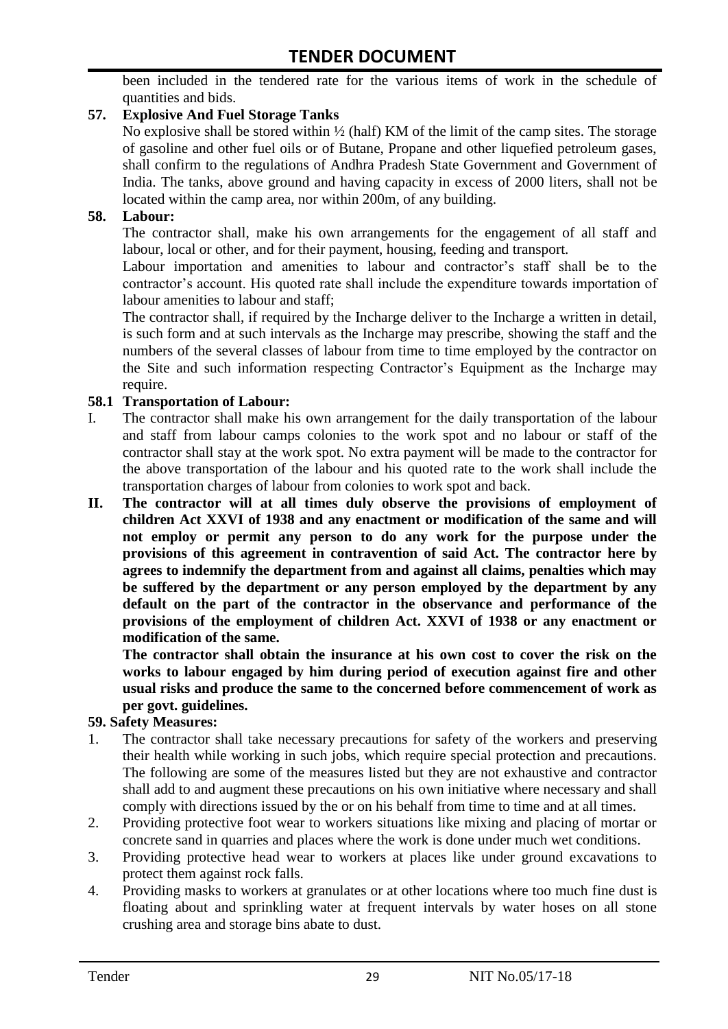been included in the tendered rate for the various items of work in the schedule of quantities and bids.

**57. Explosive And Fuel Storage Tanks**

No explosive shall be stored within ½ (half) KM of the limit of the camp sites. The storage of gasoline and other fuel oils or of Butane, Propane and other liquefied petroleum gases, shall confirm to the regulations of Andhra Pradesh State Government and Government of India. The tanks, above ground and having capacity in excess of 2000 liters, shall not be located within the camp area, nor within 200m, of any building.

**58. Labour:**

The contractor shall, make his own arrangements for the engagement of all staff and labour, local or other, and for their payment, housing, feeding and transport.

Labour importation and amenities to labour and contractor's staff shall be to the contractor's account. His quoted rate shall include the expenditure towards importation of labour amenities to labour and staff;

The contractor shall, if required by the Incharge deliver to the Incharge a written in detail, is such form and at such intervals as the Incharge may prescribe, showing the staff and the numbers of the several classes of labour from time to time employed by the contractor on the Site and such information respecting Contractor's Equipment as the Incharge may require.

**58.1 Transportation of Labour:**

I. The contractor shall make his own arrangement for the daily transportation of the labour and staff from labour camps colonies to the work spot and no labour or staff of the contractor shall stay at the work spot. No extra payment will be made to the contractor for the above transportation of the labour and his quoted rate to the work shall include the transportation charges of labour from colonies to work spot and back.

**II. The contractor will at all times duly observe the provisions of employment of children Act XXVI of 1938 and any enactment or modification of the same and will not employ or permit any person to do any work for the purpose under the provisions of this agreement in contravention of said Act. The contractor here by agrees to indemnify the department from and against all claims, penalties which may be suffered by the department or any person employed by the department by any default on the part of the contractor in the observance and performance of the provisions of the employment of children Act. XXVI of 1938 or any enactment or modification of the same.**

**The contractor shall obtain the insurance at his own cost to cover the risk on the works to labour engaged by him during period of execution against fire and other usual risks and produce the same to the concerned before commencement of work as per govt. guidelines.**

**59. Safety Measures:**

1. The contractor shall take necessary precautions for safety of the workers and preserving their health while working in such jobs, which require special protection and precautions. The following are some of the measures listed but they are not exhaustive and contractor shall add to and augment these precautions on his own initiative where necessary and shall comply with directions issued by the or on his behalf from time to time and at all times.
2. Providing protective foot wear to workers situations like mixing and placing of mortar or concrete sand in quarries and places where the work is done under much wet conditions.
3. Providing protective head wear to workers at places like under ground excavations to protect them against rock falls.
4. Providing masks to workers at granulates or at other locations where too much fine dust is floating about and sprinkling water at frequent intervals by water hoses on all stone crushing area and storage bins abate to dust.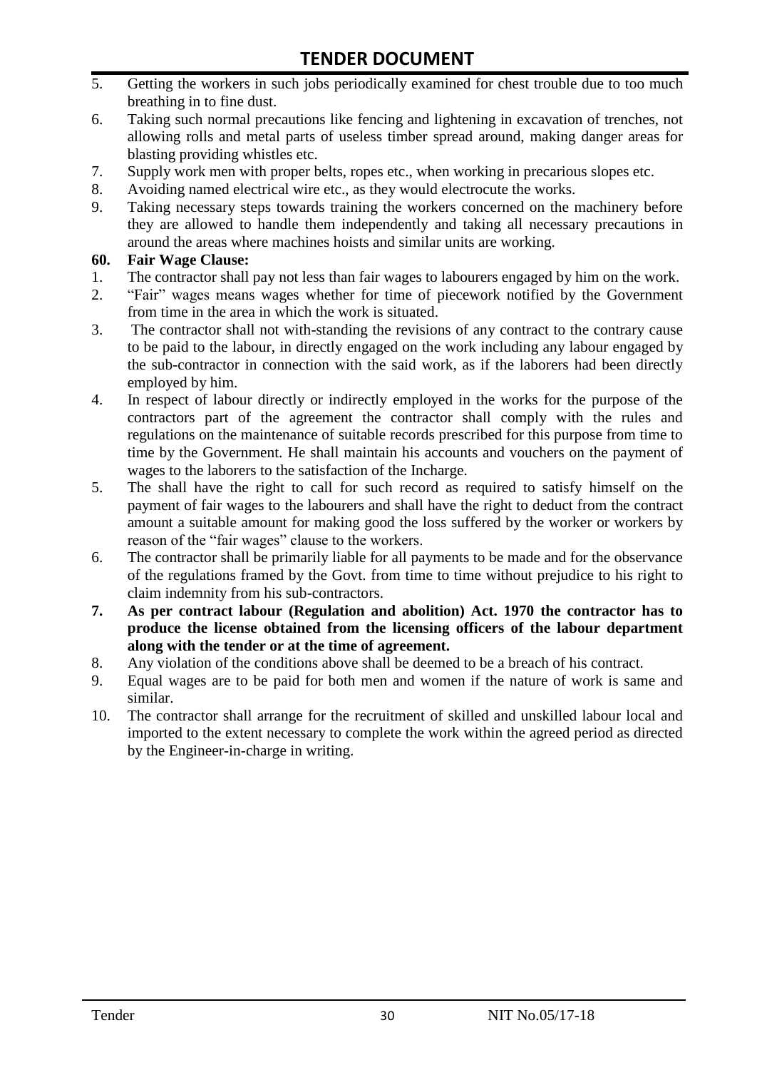5. Getting the workers in such jobs periodically examined for chest trouble due to too much breathing in to fine dust.
6. Taking such normal precautions like fencing and lightening in excavation of trenches, not allowing rolls and metal parts of useless timber spread around, making danger areas for blasting providing whistles etc.
7. Supply work men with proper belts, ropes etc., when working in precarious slopes etc.
8. Avoiding named electrical wire etc., as they would electrocute the works.
9. Taking necessary steps towards training the workers concerned on the machinery before they are allowed to handle them independently and taking all necessary precautions in around the areas where machines hoists and similar units are working.

**60. Fair Wage Clause:**

1. The contractor shall pay not less than fair wages to labourers engaged by him on the work.
2. "Fair" wages means wages whether for time of piecework notified by the Government from time in the area in which the work is situated.
3. The contractor shall not with-standing the revisions of any contract to the contrary cause to be paid to the labour, in directly engaged on the work including any labour engaged by the sub-contractor in connection with the said work, as if the laborers had been directly employed by him.
4. In respect of labour directly or indirectly employed in the works for the purpose of the contractors part of the agreement the contractor shall comply with the rules and regulations on the maintenance of suitable records prescribed for this purpose from time to time by the Government. He shall maintain his accounts and vouchers on the payment of wages to the laborers to the satisfaction of the Incharge.
5. The shall have the right to call for such record as required to satisfy himself on the payment of fair wages to the labourers and shall have the right to deduct from the contract amount a suitable amount for making good the loss suffered by the worker or workers by reason of the "fair wages" clause to the workers.
6. The contractor shall be primarily liable for all payments to be made and for the observance of the regulations framed by the Govt. from time to time without prejudice to his right to claim indemnity from his sub-contractors.
7. **As per contract labour (Regulation and abolition) Act. 1970 the contractor has to produce the license obtained from the licensing officers of the labour department along with the tender or at the time of agreement.**
8. Any violation of the conditions above shall be deemed to be a breach of his contract.
9. Equal wages are to be paid for both men and women if the nature of work is same and similar.
10. The contractor shall arrange for the recruitment of skilled and unskilled labour local and imported to the extent necessary to complete the work within the agreed period as directed by the Engineer-in-charge in writing.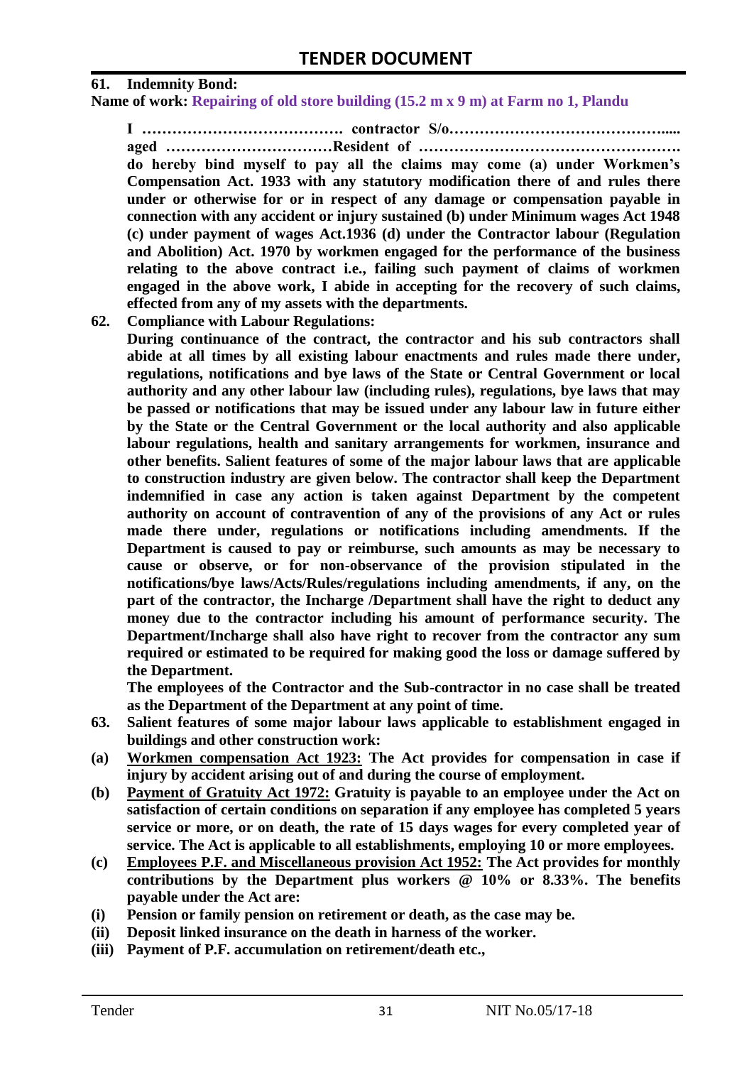**61. Indemnity Bond:**

**Name of work: Repairing of old store building (15.2 m x 9 m) at Farm no 1, Plandu**

**I …………………………………. contractor S/o………………………………….... aged ……………………………Resident of ……………………………………………. do hereby bind myself to pay all the claims may come (a) under Workmen's Compensation Act. 1933 with any statutory modification there of and rules there under or otherwise for or in respect of any damage or compensation payable in connection with any accident or injury sustained (b) under Minimum wages Act 1948 (c) under payment of wages Act.1936 (d) under the Contractor labour (Regulation and Abolition) Act. 1970 by workmen engaged for the performance of the business relating to the above contract i.e., failing such payment of claims of workmen engaged in the above work, I abide in accepting for the recovery of such claims, effected from any of my assets with the departments.**

**62. Compliance with Labour Regulations:**

**During continuance of the contract, the contractor and his sub contractors shall abide at all times by all existing labour enactments and rules made there under, regulations, notifications and bye laws of the State or Central Government or local authority and any other labour law (including rules), regulations, bye laws that may be passed or notifications that may be issued under any labour law in future either by the State or the Central Government or the local authority and also applicable labour regulations, health and sanitary arrangements for workmen, insurance and other benefits. Salient features of some of the major labour laws that are applicable to construction industry are given below. The contractor shall keep the Department indemnified in case any action is taken against Department by the competent authority on account of contravention of any of the provisions of any Act or rules made there under, regulations or notifications including amendments. If the Department is caused to pay or reimburse, such amounts as may be necessary to cause or observe, or for non-observance of the provision stipulated in the notifications/bye laws/Acts/Rules/regulations including amendments, if any, on the part of the contractor, the Incharge /Department shall have the right to deduct any money due to the contractor including his amount of performance security. The Department/Incharge shall also have right to recover from the contractor any sum required or estimated to be required for making good the loss or damage suffered by the Department.**

**The employees of the Contractor and the Sub-contractor in no case shall be treated as the Department of the Department at any point of time.**

**63. Salient features of some major labour laws applicable to establishment engaged in buildings and other construction work:**

**(a) <u>Workmen compensation Act 1923:</u> The Act provides for compensation in case if injury by accident arising out of and during the course of employment.**

**(b) <u>Payment of Gratuity Act 1972:</u> Gratuity is payable to an employee under the Act on satisfaction of certain conditions on separation if any employee has completed 5 years service or more, or on death, the rate of 15 days wages for every completed year of service. The Act is applicable to all establishments, employing 10 or more employees.**

**(c) <u>Employees P.F. and Miscellaneous provision Act 1952:</u> The Act provides for monthly contributions by the Department plus workers @ 10% or 8.33%. The benefits payable under the Act are:**

**(i) Pension or family pension on retirement or death, as the case may be.**

**(ii) Deposit linked insurance on the death in harness of the worker.**

**(iii) Payment of P.F. accumulation on retirement/death etc.,**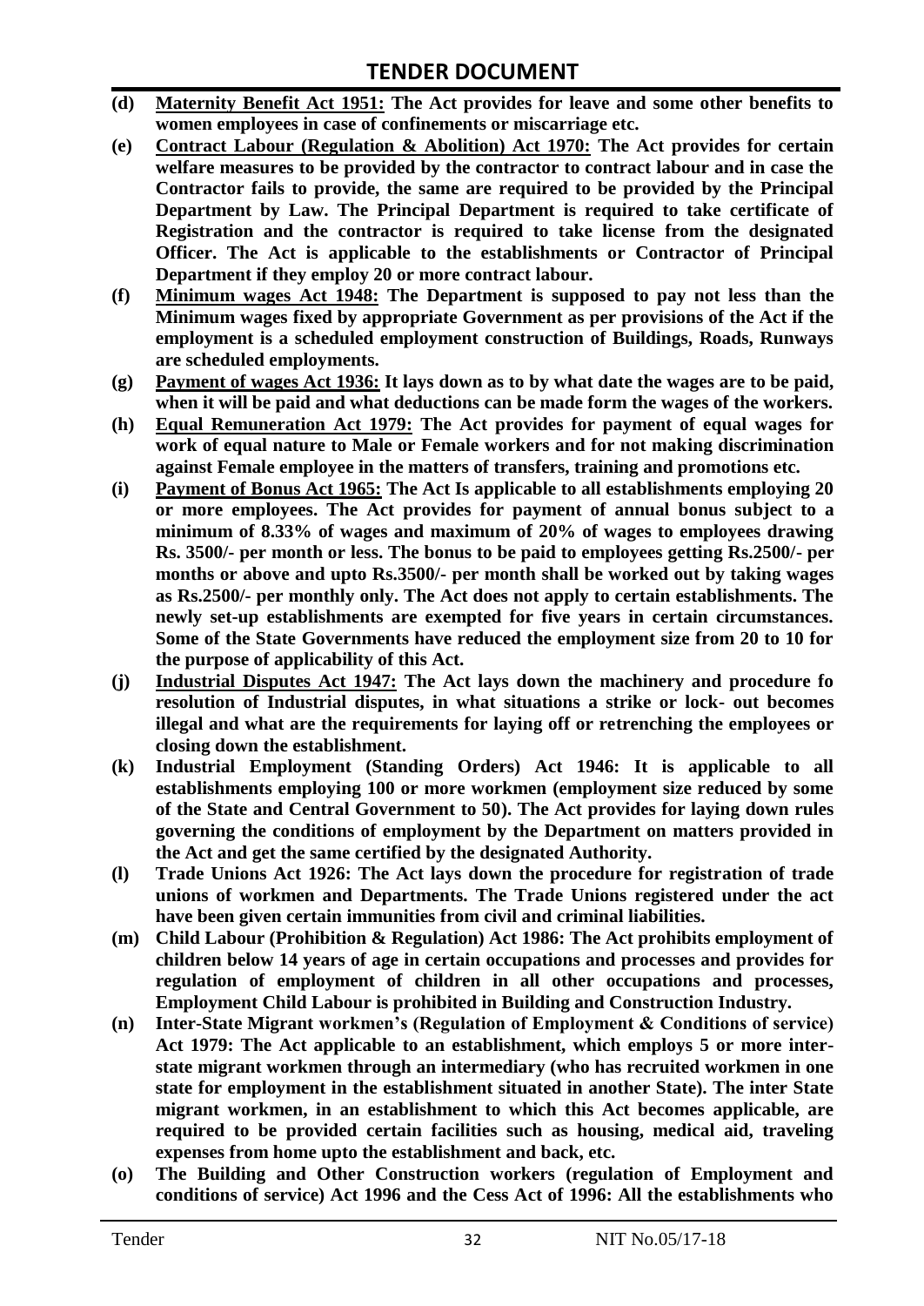- **(d)** **<u>Maternity Benefit Act 1951:</u> The Act provides for leave and some other benefits to women employees in case of confinements or miscarriage etc.**
- **(e)** **<u>Contract Labour (Regulation & Abolition) Act 1970:</u> The Act provides for certain welfare measures to be provided by the contractor to contract labour and in case the Contractor fails to provide, the same are required to be provided by the Principal Department by Law. The Principal Department is required to take certificate of Registration and the contractor is required to take license from the designated Officer. The Act is applicable to the establishments or Contractor of Principal Department if they employ 20 or more contract labour.**
- **(f)** **<u>Minimum wages Act 1948:</u> The Department is supposed to pay not less than the Minimum wages fixed by appropriate Government as per provisions of the Act if the employment is a scheduled employment construction of Buildings, Roads, Runways are scheduled employments.**
- **(g)** **<u>Payment of wages Act 1936:</u> It lays down as to by what date the wages are to be paid, when it will be paid and what deductions can be made form the wages of the workers.**
- **(h)** **<u>Equal Remuneration Act 1979:</u> The Act provides for payment of equal wages for work of equal nature to Male or Female workers and for not making discrimination against Female employee in the matters of transfers, training and promotions etc.**
- **(i)** **<u>Payment of Bonus Act 1965:</u> The Act Is applicable to all establishments employing 20 or more employees. The Act provides for payment of annual bonus subject to a minimum of 8.33% of wages and maximum of 20% of wages to employees drawing Rs. 3500/- per month or less. The bonus to be paid to employees getting Rs.2500/- per months or above and upto Rs.3500/- per month shall be worked out by taking wages as Rs.2500/- per monthly only. The Act does not apply to certain establishments. The newly set-up establishments are exempted for five years in certain circumstances. Some of the State Governments have reduced the employment size from 20 to 10 for the purpose of applicability of this Act.**
- **(j)** **<u>Industrial Disputes Act 1947:</u> The Act lays down the machinery and procedure fo resolution of Industrial disputes, in what situations a strike or lock- out becomes illegal and what are the requirements for laying off or retrenching the employees or closing down the establishment.**
- **(k)** **Industrial Employment (Standing Orders) Act 1946: It is applicable to all establishments employing 100 or more workmen (employment size reduced by some of the State and Central Government to 50). The Act provides for laying down rules governing the conditions of employment by the Department on matters provided in the Act and get the same certified by the designated Authority.**
- **(l)** **Trade Unions Act 1926: The Act lays down the procedure for registration of trade unions of workmen and Departments. The Trade Unions registered under the act have been given certain immunities from civil and criminal liabilities.**
- **(m)** **Child Labour (Prohibition & Regulation) Act 1986: The Act prohibits employment of children below 14 years of age in certain occupations and processes and provides for regulation of employment of children in all other occupations and processes, Employment Child Labour is prohibited in Building and Construction Industry.**
- **(n)** **Inter-State Migrant workmen's (Regulation of Employment & Conditions of service) Act 1979: The Act applicable to an establishment, which employs 5 or more inter-state migrant workmen through an intermediary (who has recruited workmen in one state for employment in the establishment situated in another State). The inter State migrant workmen, in an establishment to which this Act becomes applicable, are required to be provided certain facilities such as housing, medical aid, traveling expenses from home upto the establishment and back, etc.**
- **(o)** **The Building and Other Construction workers (regulation of Employment and conditions of service) Act 1996 and the Cess Act of 1996: All the establishments who**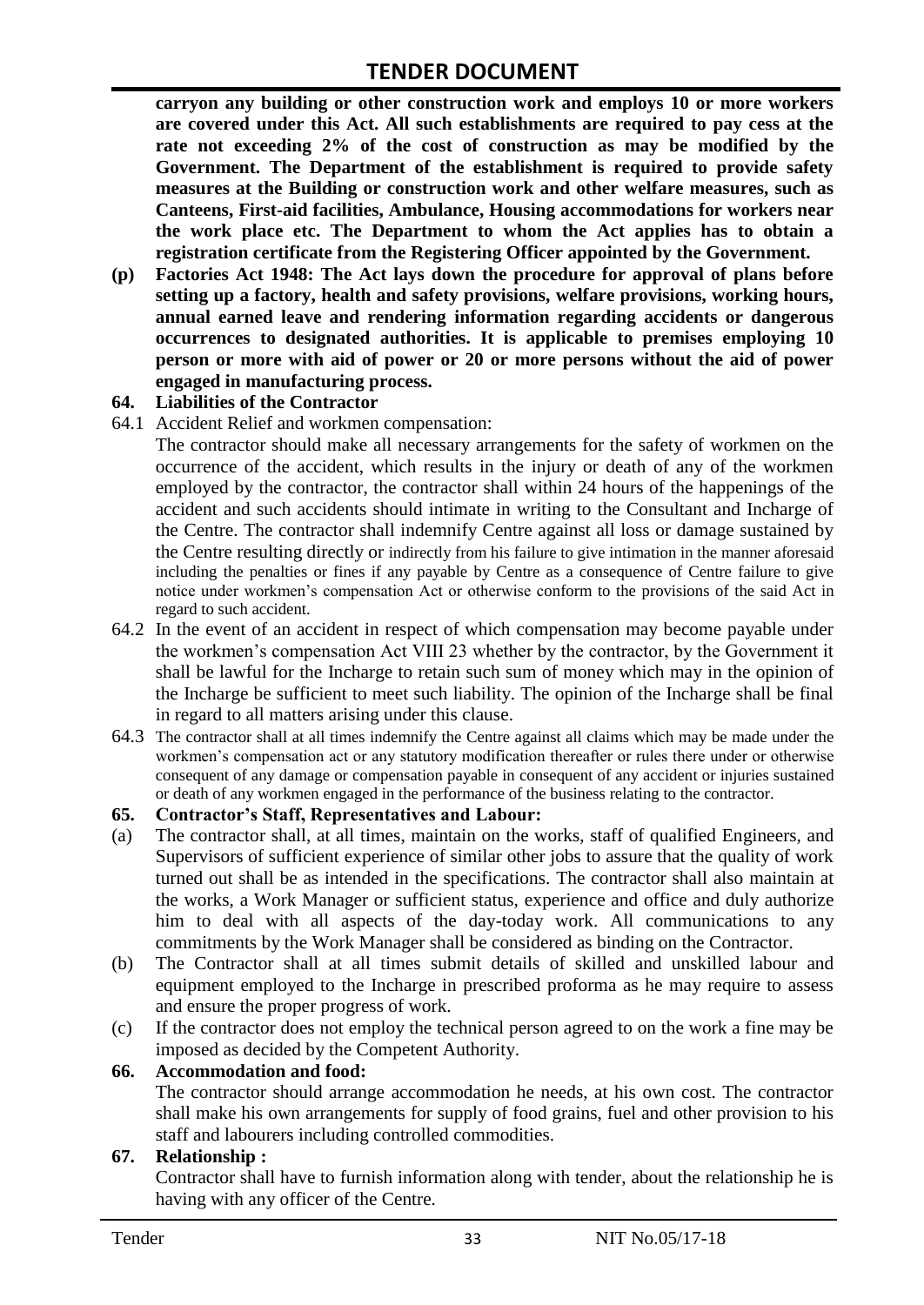**carryon any building or other construction work and employs 10 or more workers are covered under this Act. All such establishments are required to pay cess at the rate not exceeding 2% of the cost of construction as may be modified by the Government. The Department of the establishment is required to provide safety measures at the Building or construction work and other welfare measures, such as Canteens, First-aid facilities, Ambulance, Housing accommodations for workers near the work place etc. The Department to whom the Act applies has to obtain a registration certificate from the Registering Officer appointed by the Government.**

**(p) Factories Act 1948: The Act lays down the procedure for approval of plans before setting up a factory, health and safety provisions, welfare provisions, working hours, annual earned leave and rendering information regarding accidents or dangerous occurrences to designated authorities. It is applicable to premises employing 10 person or more with aid of power or 20 or more persons without the aid of power engaged in manufacturing process.**

**64. Liabilities of the Contractor**

64.1 Accident Relief and workmen compensation:

The contractor should make all necessary arrangements for the safety of workmen on the occurrence of the accident, which results in the injury or death of any of the workmen employed by the contractor, the contractor shall within 24 hours of the happenings of the accident and such accidents should intimate in writing to the Consultant and Incharge of the Centre. The contractor shall indemnify Centre against all loss or damage sustained by the Centre resulting directly or indirectly from his failure to give intimation in the manner aforesaid including the penalties or fines if any payable by Centre as a consequence of Centre failure to give notice under workmen's compensation Act or otherwise conform to the provisions of the said Act in regard to such accident.

64.2 In the event of an accident in respect of which compensation may become payable under the workmen's compensation Act VIII 23 whether by the contractor, by the Government it shall be lawful for the Incharge to retain such sum of money which may in the opinion of the Incharge be sufficient to meet such liability. The opinion of the Incharge shall be final in regard to all matters arising under this clause.

64.3 The contractor shall at all times indemnify the Centre against all claims which may be made under the workmen's compensation act or any statutory modification thereafter or rules there under or otherwise consequent of any damage or compensation payable in consequent of any accident or injuries sustained or death of any workmen engaged in the performance of the business relating to the contractor.

**65. Contractor's Staff, Representatives and Labour:**

(a) The contractor shall, at all times, maintain on the works, staff of qualified Engineers, and Supervisors of sufficient experience of similar other jobs to assure that the quality of work turned out shall be as intended in the specifications. The contractor shall also maintain at the works, a Work Manager or sufficient status, experience and office and duly authorize him to deal with all aspects of the day-today work. All communications to any commitments by the Work Manager shall be considered as binding on the Contractor.

(b) The Contractor shall at all times submit details of skilled and unskilled labour and equipment employed to the Incharge in prescribed proforma as he may require to assess and ensure the proper progress of work.

(c) If the contractor does not employ the technical person agreed to on the work a fine may be imposed as decided by the Competent Authority.

**66. Accommodation and food:**

The contractor should arrange accommodation he needs, at his own cost. The contractor shall make his own arrangements for supply of food grains, fuel and other provision to his staff and labourers including controlled commodities.

**67. Relationship :**

Contractor shall have to furnish information along with tender, about the relationship he is having with any officer of the Centre.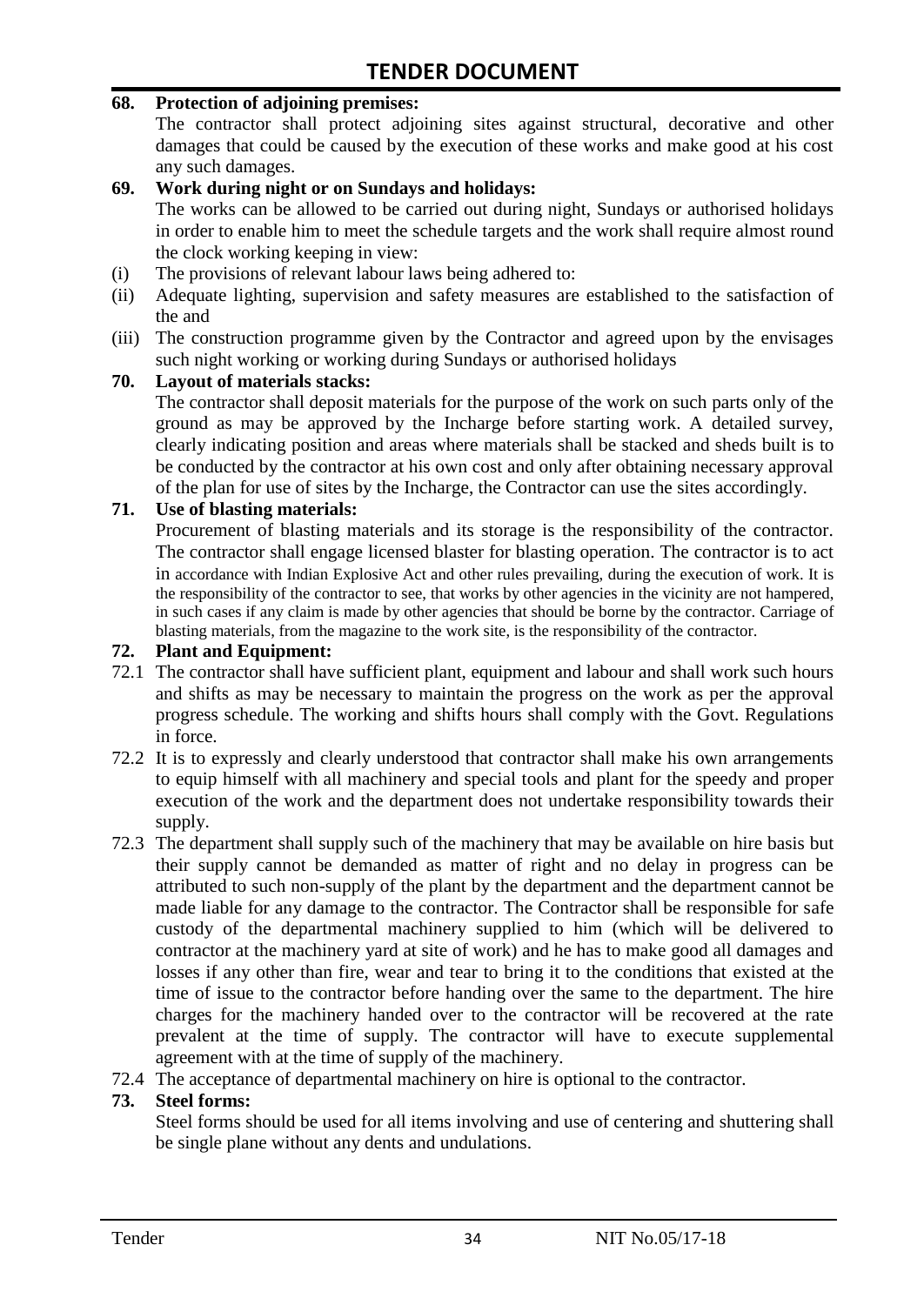**68. Protection of adjoining premises:**

The contractor shall protect adjoining sites against structural, decorative and other damages that could be caused by the execution of these works and make good at his cost any such damages.

**69. Work during night or on Sundays and holidays:**

The works can be allowed to be carried out during night, Sundays or authorised holidays in order to enable him to meet the schedule targets and the work shall require almost round the clock working keeping in view:

(i) The provisions of relevant labour laws being adhered to:

(ii) Adequate lighting, supervision and safety measures are established to the satisfaction of the and

(iii) The construction programme given by the Contractor and agreed upon by the envisages such night working or working during Sundays or authorised holidays

**70. Layout of materials stacks:**

The contractor shall deposit materials for the purpose of the work on such parts only of the ground as may be approved by the Incharge before starting work. A detailed survey, clearly indicating position and areas where materials shall be stacked and sheds built is to be conducted by the contractor at his own cost and only after obtaining necessary approval of the plan for use of sites by the Incharge, the Contractor can use the sites accordingly.

**71. Use of blasting materials:**

Procurement of blasting materials and its storage is the responsibility of the contractor. The contractor shall engage licensed blaster for blasting operation. The contractor is to act in accordance with Indian Explosive Act and other rules prevailing, during the execution of work. It is the responsibility of the contractor to see, that works by other agencies in the vicinity are not hampered, in such cases if any claim is made by other agencies that should be borne by the contractor. Carriage of blasting materials, from the magazine to the work site, is the responsibility of the contractor.

**72. Plant and Equipment:**

72.1 The contractor shall have sufficient plant, equipment and labour and shall work such hours and shifts as may be necessary to maintain the progress on the work as per the approval progress schedule. The working and shifts hours shall comply with the Govt. Regulations in force.

72.2 It is to expressly and clearly understood that contractor shall make his own arrangements to equip himself with all machinery and special tools and plant for the speedy and proper execution of the work and the department does not undertake responsibility towards their supply.

72.3 The department shall supply such of the machinery that may be available on hire basis but their supply cannot be demanded as matter of right and no delay in progress can be attributed to such non-supply of the plant by the department and the department cannot be made liable for any damage to the contractor. The Contractor shall be responsible for safe custody of the departmental machinery supplied to him (which will be delivered to contractor at the machinery yard at site of work) and he has to make good all damages and losses if any other than fire, wear and tear to bring it to the conditions that existed at the time of issue to the contractor before handing over the same to the department. The hire charges for the machinery handed over to the contractor will be recovered at the rate prevalent at the time of supply. The contractor will have to execute supplemental agreement with at the time of supply of the machinery.

72.4 The acceptance of departmental machinery on hire is optional to the contractor.

**73. Steel forms:**

Steel forms should be used for all items involving and use of centering and shuttering shall be single plane without any dents and undulations.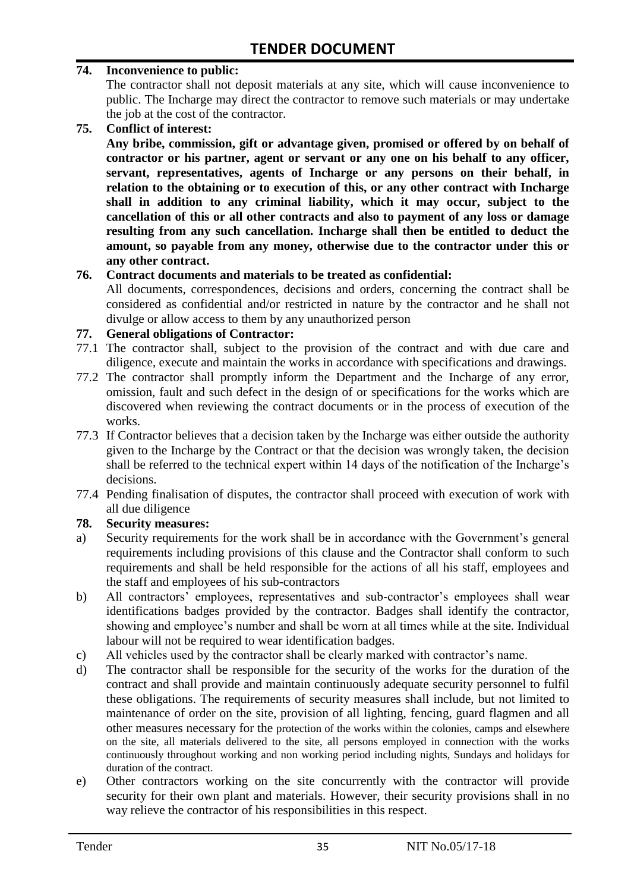**74. Inconvenience to public:**

The contractor shall not deposit materials at any site, which will cause inconvenience to public. The Incharge may direct the contractor to remove such materials or may undertake the job at the cost of the contractor.

**75. Conflict of interest:**

**Any bribe, commission, gift or advantage given, promised or offered by on behalf of contractor or his partner, agent or servant or any one on his behalf to any officer, servant, representatives, agents of Incharge or any persons on their behalf, in relation to the obtaining or to execution of this, or any other contract with Incharge shall in addition to any criminal liability, which it may occur, subject to the cancellation of this or all other contracts and also to payment of any loss or damage resulting from any such cancellation. Incharge shall then be entitled to deduct the amount, so payable from any money, otherwise due to the contractor under this or any other contract.**

**76. Contract documents and materials to be treated as confidential:**

All documents, correspondences, decisions and orders, concerning the contract shall be considered as confidential and/or restricted in nature by the contractor and he shall not divulge or allow access to them by any unauthorized person

**77. General obligations of Contractor:**

77.1 The contractor shall, subject to the provision of the contract and with due care and diligence, execute and maintain the works in accordance with specifications and drawings.

77.2 The contractor shall promptly inform the Department and the Incharge of any error, omission, fault and such defect in the design of or specifications for the works which are discovered when reviewing the contract documents or in the process of execution of the works.

77.3 If Contractor believes that a decision taken by the Incharge was either outside the authority given to the Incharge by the Contract or that the decision was wrongly taken, the decision shall be referred to the technical expert within 14 days of the notification of the Incharge's decisions.

77.4 Pending finalisation of disputes, the contractor shall proceed with execution of work with all due diligence

**78. Security measures:**

a) Security requirements for the work shall be in accordance with the Government's general requirements including provisions of this clause and the Contractor shall conform to such requirements and shall be held responsible for the actions of all his staff, employees and the staff and employees of his sub-contractors

b) All contractors' employees, representatives and sub-contractor's employees shall wear identifications badges provided by the contractor. Badges shall identify the contractor, showing and employee's number and shall be worn at all times while at the site. Individual labour will not be required to wear identification badges.

c) All vehicles used by the contractor shall be clearly marked with contractor's name.

d) The contractor shall be responsible for the security of the works for the duration of the contract and shall provide and maintain continuously adequate security personnel to fulfil these obligations. The requirements of security measures shall include, but not limited to maintenance of order on the site, provision of all lighting, fencing, guard flagmen and all other measures necessary for the protection of the works within the colonies, camps and elsewhere on the site, all materials delivered to the site, all persons employed in connection with the works continuously throughout working and non working period including nights, Sundays and holidays for duration of the contract.

e) Other contractors working on the site concurrently with the contractor will provide security for their own plant and materials. However, their security provisions shall in no way relieve the contractor of his responsibilities in this respect.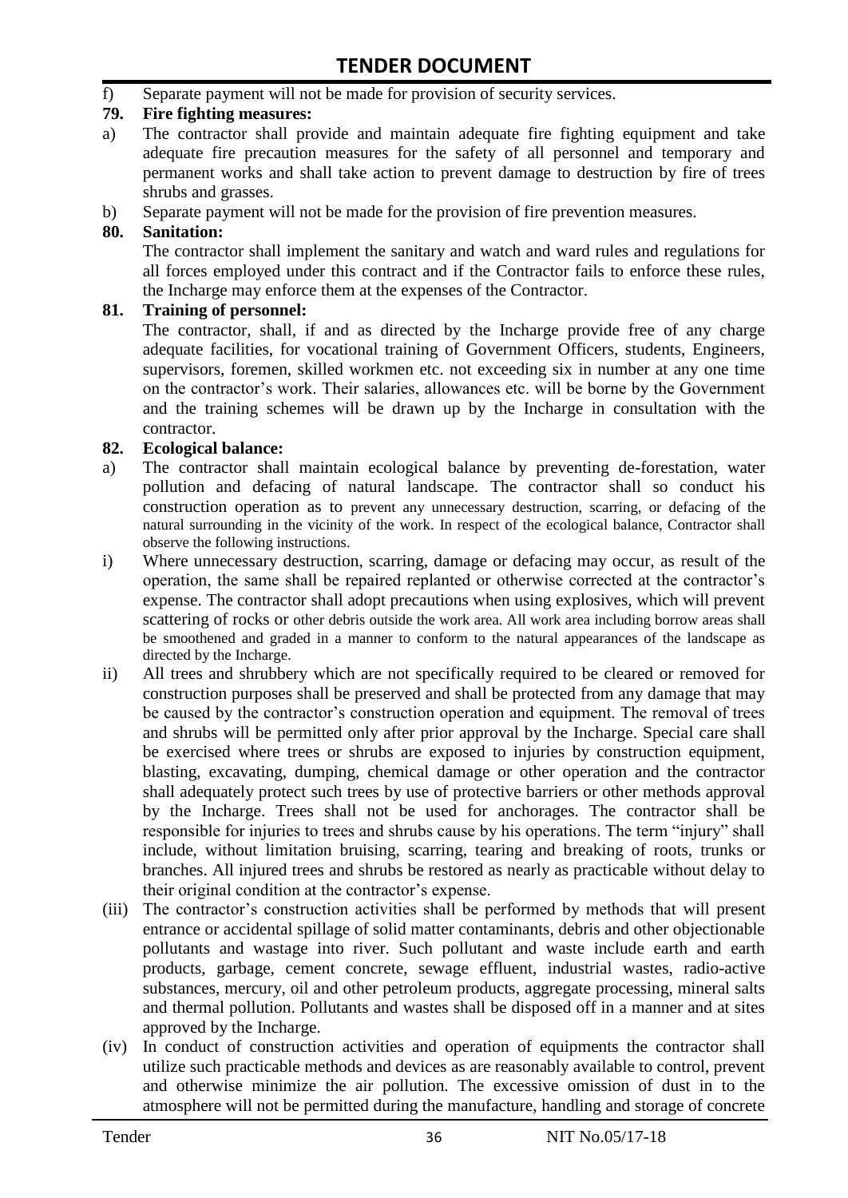f) Separate payment will not be made for provision of security services.

**79. Fire fighting measures:**

a) The contractor shall provide and maintain adequate fire fighting equipment and take adequate fire precaution measures for the safety of all personnel and temporary and permanent works and shall take action to prevent damage to destruction by fire of trees shrubs and grasses.

b) Separate payment will not be made for the provision of fire prevention measures.

**80. Sanitation:**

The contractor shall implement the sanitary and watch and ward rules and regulations for all forces employed under this contract and if the Contractor fails to enforce these rules, the Incharge may enforce them at the expenses of the Contractor.

**81. Training of personnel:**

The contractor, shall, if and as directed by the Incharge provide free of any charge adequate facilities, for vocational training of Government Officers, students, Engineers, supervisors, foremen, skilled workmen etc. not exceeding six in number at any one time on the contractor's work. Their salaries, allowances etc. will be borne by the Government and the training schemes will be drawn up by the Incharge in consultation with the contractor.

**82. Ecological balance:**

a) The contractor shall maintain ecological balance by preventing de-forestation, water pollution and defacing of natural landscape. The contractor shall so conduct his construction operation as to prevent any unnecessary destruction, scarring, or defacing of the natural surrounding in the vicinity of the work. In respect of the ecological balance, Contractor shall observe the following instructions.

i) Where unnecessary destruction, scarring, damage or defacing may occur, as result of the operation, the same shall be repaired replanted or otherwise corrected at the contractor's expense. The contractor shall adopt precautions when using explosives, which will prevent scattering of rocks or other debris outside the work area. All work area including borrow areas shall be smoothened and graded in a manner to conform to the natural appearances of the landscape as directed by the Incharge.

ii) All trees and shrubbery which are not specifically required to be cleared or removed for construction purposes shall be preserved and shall be protected from any damage that may be caused by the contractor's construction operation and equipment. The removal of trees and shrubs will be permitted only after prior approval by the Incharge. Special care shall be exercised where trees or shrubs are exposed to injuries by construction equipment, blasting, excavating, dumping, chemical damage or other operation and the contractor shall adequately protect such trees by use of protective barriers or other methods approval by the Incharge. Trees shall not be used for anchorages. The contractor shall be responsible for injuries to trees and shrubs cause by his operations. The term "injury" shall include, without limitation bruising, scarring, tearing and breaking of roots, trunks or branches. All injured trees and shrubs be restored as nearly as practicable without delay to their original condition at the contractor's expense.

(iii) The contractor's construction activities shall be performed by methods that will present entrance or accidental spillage of solid matter contaminants, debris and other objectionable pollutants and wastage into river. Such pollutant and waste include earth and earth products, garbage, cement concrete, sewage effluent, industrial wastes, radio-active substances, mercury, oil and other petroleum products, aggregate processing, mineral salts and thermal pollution. Pollutants and wastes shall be disposed off in a manner and at sites approved by the Incharge.

(iv) In conduct of construction activities and operation of equipments the contractor shall utilize such practicable methods and devices as are reasonably available to control, prevent and otherwise minimize the air pollution. The excessive omission of dust in to the atmosphere will not be permitted during the manufacture, handling and storage of concrete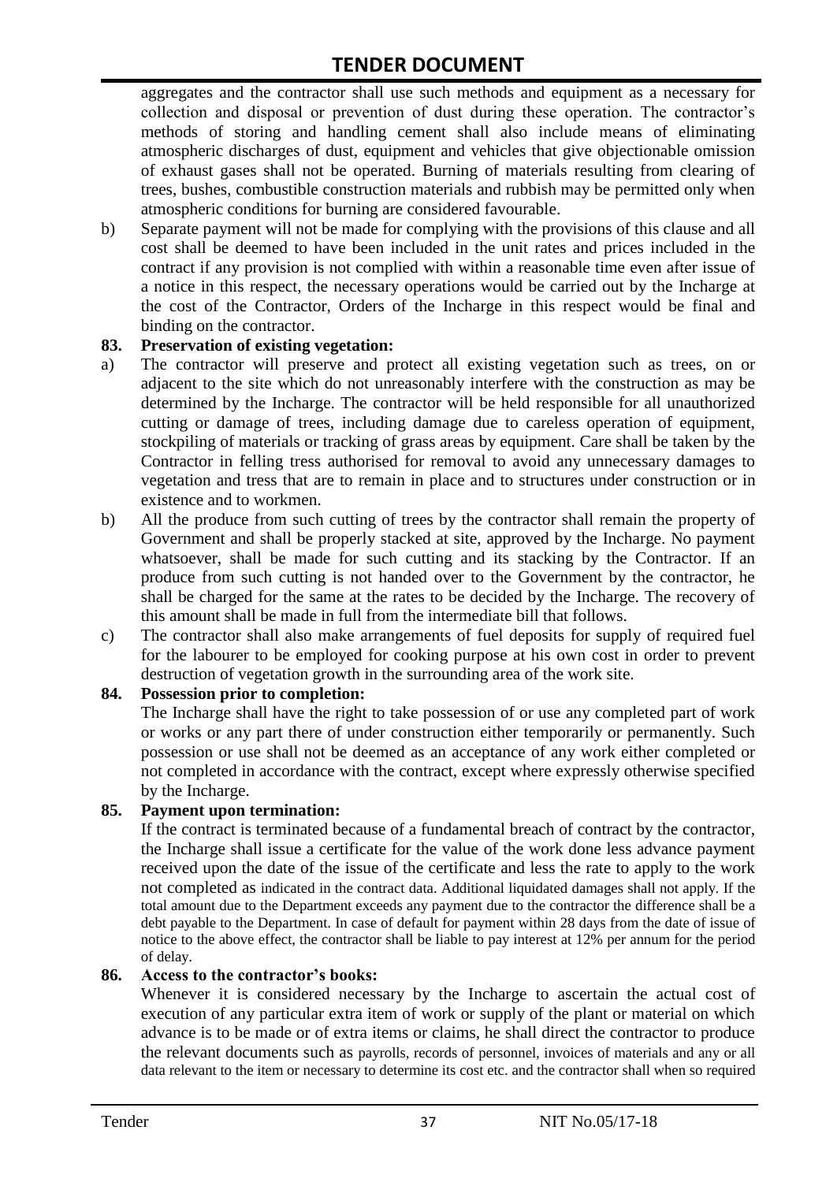aggregates and the contractor shall use such methods and equipment as a necessary for collection and disposal or prevention of dust during these operation. The contractor's methods of storing and handling cement shall also include means of eliminating atmospheric discharges of dust, equipment and vehicles that give objectionable omission of exhaust gases shall not be operated. Burning of materials resulting from clearing of trees, bushes, combustible construction materials and rubbish may be permitted only when atmospheric conditions for burning are considered favourable.

b) Separate payment will not be made for complying with the provisions of this clause and all cost shall be deemed to have been included in the unit rates and prices included in the contract if any provision is not complied with within a reasonable time even after issue of a notice in this respect, the necessary operations would be carried out by the Incharge at the cost of the Contractor, Orders of the Incharge in this respect would be final and binding on the contractor.

**83. Preservation of existing vegetation:**

a) The contractor will preserve and protect all existing vegetation such as trees, on or adjacent to the site which do not unreasonably interfere with the construction as may be determined by the Incharge. The contractor will be held responsible for all unauthorized cutting or damage of trees, including damage due to careless operation of equipment, stockpiling of materials or tracking of grass areas by equipment. Care shall be taken by the Contractor in felling tress authorised for removal to avoid any unnecessary damages to vegetation and tress that are to remain in place and to structures under construction or in existence and to workmen.

b) All the produce from such cutting of trees by the contractor shall remain the property of Government and shall be properly stacked at site, approved by the Incharge. No payment whatsoever, shall be made for such cutting and its stacking by the Contractor. If an produce from such cutting is not handed over to the Government by the contractor, he shall be charged for the same at the rates to be decided by the Incharge. The recovery of this amount shall be made in full from the intermediate bill that follows.

c) The contractor shall also make arrangements of fuel deposits for supply of required fuel for the labourer to be employed for cooking purpose at his own cost in order to prevent destruction of vegetation growth in the surrounding area of the work site.

**84. Possession prior to completion:**

The Incharge shall have the right to take possession of or use any completed part of work or works or any part there of under construction either temporarily or permanently. Such possession or use shall not be deemed as an acceptance of any work either completed or not completed in accordance with the contract, except where expressly otherwise specified by the Incharge.

**85. Payment upon termination:**

If the contract is terminated because of a fundamental breach of contract by the contractor, the Incharge shall issue a certificate for the value of the work done less advance payment received upon the date of the issue of the certificate and less the rate to apply to the work not completed as indicated in the contract data. Additional liquidated damages shall not apply. If the total amount due to the Department exceeds any payment due to the contractor the difference shall be a debt payable to the Department. In case of default for payment within 28 days from the date of issue of notice to the above effect, the contractor shall be liable to pay interest at 12% per annum for the period of delay.

**86. Access to the contractor's books:**

Whenever it is considered necessary by the Incharge to ascertain the actual cost of execution of any particular extra item of work or supply of the plant or material on which advance is to be made or of extra items or claims, he shall direct the contractor to produce the relevant documents such as payrolls, records of personnel, invoices of materials and any or all data relevant to the item or necessary to determine its cost etc. and the contractor shall when so required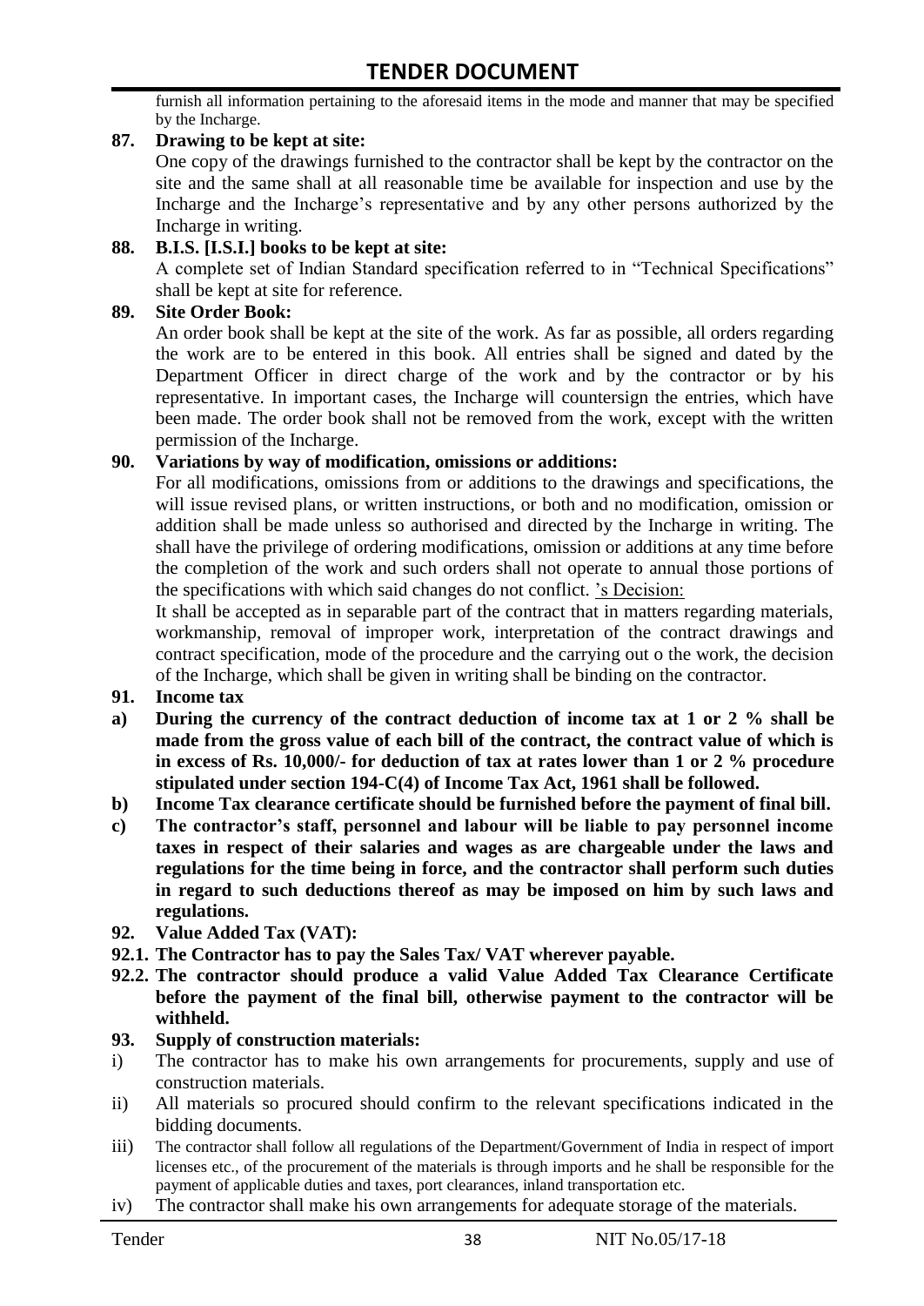furnish all information pertaining to the aforesaid items in the mode and manner that may be specified by the Incharge.

**87. Drawing to be kept at site:**

One copy of the drawings furnished to the contractor shall be kept by the contractor on the site and the same shall at all reasonable time be available for inspection and use by the Incharge and the Incharge's representative and by any other persons authorized by the Incharge in writing.

**88. B.I.S. [I.S.I.] books to be kept at site:**

A complete set of Indian Standard specification referred to in "Technical Specifications" shall be kept at site for reference.

**89. Site Order Book:**

An order book shall be kept at the site of the work. As far as possible, all orders regarding the work are to be entered in this book. All entries shall be signed and dated by the Department Officer in direct charge of the work and by the contractor or by his representative. In important cases, the Incharge will countersign the entries, which have been made. The order book shall not be removed from the work, except with the written permission of the Incharge.

**90. Variations by way of modification, omissions or additions:**

For all modifications, omissions from or additions to the drawings and specifications, the will issue revised plans, or written instructions, or both and no modification, omission or addition shall be made unless so authorised and directed by the Incharge in writing. The shall have the privilege of ordering modifications, omission or additions at any time before the completion of the work and such orders shall not operate to annual those portions of the specifications with which said changes do not conflict. 's Decision:

It shall be accepted as in separable part of the contract that in matters regarding materials, workmanship, removal of improper work, interpretation of the contract drawings and contract specification, mode of the procedure and the carrying out o the work, the decision of the Incharge, which shall be given in writing shall be binding on the contractor.

**91. Income tax**

**a) During the currency of the contract deduction of income tax at 1 or 2 % shall be made from the gross value of each bill of the contract, the contract value of which is in excess of Rs. 10,000/- for deduction of tax at rates lower than 1 or 2 % procedure stipulated under section 194-C(4) of Income Tax Act, 1961 shall be followed.**

**b) Income Tax clearance certificate should be furnished before the payment of final bill.**

**c) The contractor's staff, personnel and labour will be liable to pay personnel income taxes in respect of their salaries and wages as are chargeable under the laws and regulations for the time being in force, and the contractor shall perform such duties in regard to such deductions thereof as may be imposed on him by such laws and regulations.**

**92. Value Added Tax (VAT):**

**92.1. The Contractor has to pay the Sales Tax/ VAT wherever payable.**

**92.2. The contractor should produce a valid Value Added Tax Clearance Certificate before the payment of the final bill, otherwise payment to the contractor will be withheld.**

**93. Supply of construction materials:**

i) The contractor has to make his own arrangements for procurements, supply and use of construction materials.

ii) All materials so procured should confirm to the relevant specifications indicated in the bidding documents.

iii) The contractor shall follow all regulations of the Department/Government of India in respect of import licenses etc., of the procurement of the materials is through imports and he shall be responsible for the payment of applicable duties and taxes, port clearances, inland transportation etc.

iv) The contractor shall make his own arrangements for adequate storage of the materials.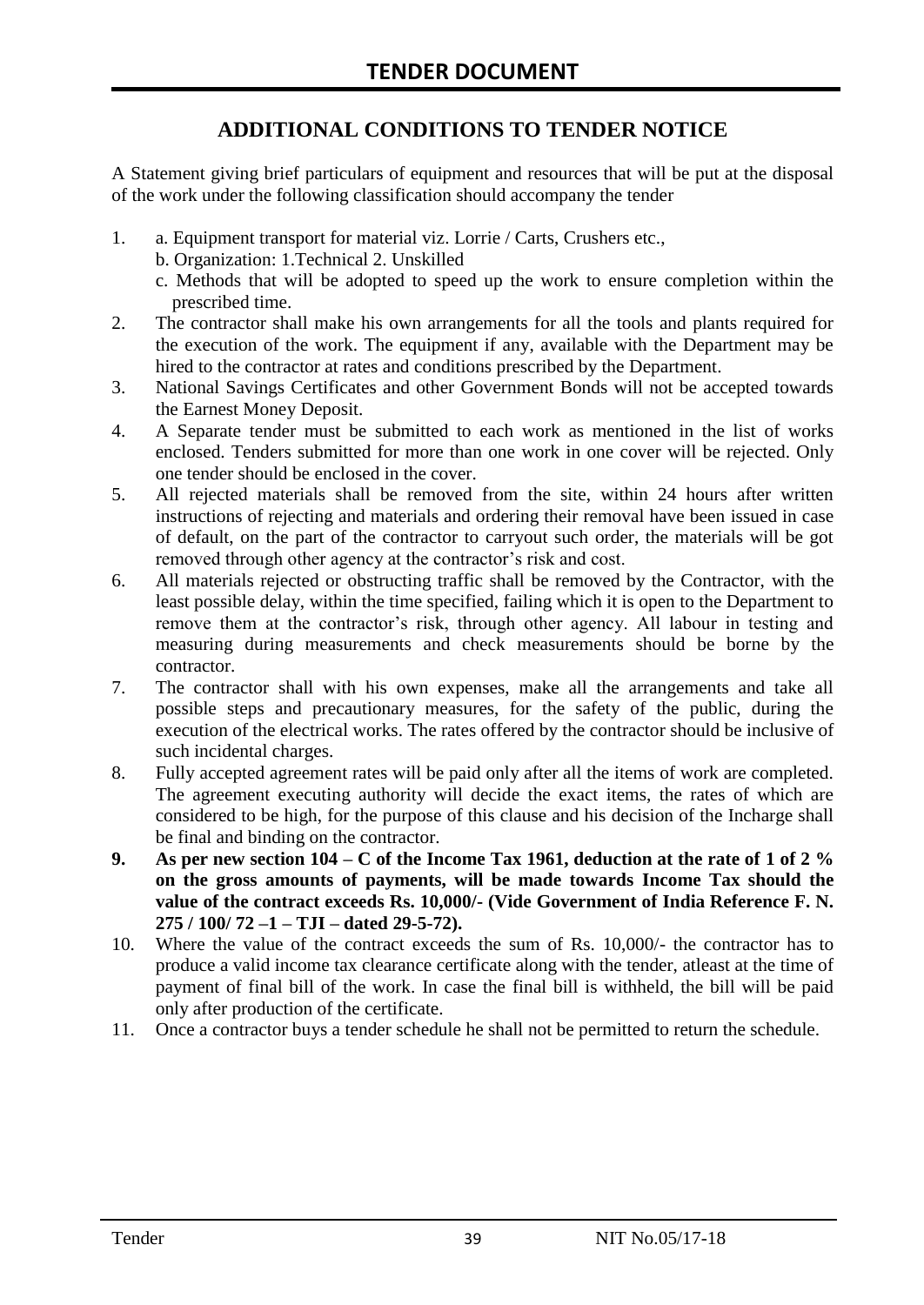# TENDER DOCUMENT

## ADDITIONAL CONDITIONS TO TENDER NOTICE

A Statement giving brief particulars of equipment and resources that will be put at the disposal of the work under the following classification should accompany the tender

1. a. Equipment transport for material viz. Lorrie / Carts, Crushers etc.,
   b. Organization: 1.Technical 2. Unskilled
   c. Methods that will be adopted to speed up the work to ensure completion within the prescribed time.
2. The contractor shall make his own arrangements for all the tools and plants required for the execution of the work. The equipment if any, available with the Department may be hired to the contractor at rates and conditions prescribed by the Department.
3. National Savings Certificates and other Government Bonds will not be accepted towards the Earnest Money Deposit.
4. A Separate tender must be submitted to each work as mentioned in the list of works enclosed. Tenders submitted for more than one work in one cover will be rejected. Only one tender should be enclosed in the cover.
5. All rejected materials shall be removed from the site, within 24 hours after written instructions of rejecting and materials and ordering their removal have been issued in case of default, on the part of the contractor to carryout such order, the materials will be got removed through other agency at the contractor's risk and cost.
6. All materials rejected or obstructing traffic shall be removed by the Contractor, with the least possible delay, within the time specified, failing which it is open to the Department to remove them at the contractor's risk, through other agency. All labour in testing and measuring during measurements and check measurements should be borne by the contractor.
7. The contractor shall with his own expenses, make all the arrangements and take all possible steps and precautionary measures, for the safety of the public, during the execution of the electrical works. The rates offered by the contractor should be inclusive of such incidental charges.
8. Fully accepted agreement rates will be paid only after all the items of work are completed. The agreement executing authority will decide the exact items, the rates of which are considered to be high, for the purpose of this clause and his decision of the Incharge shall be final and binding on the contractor.
9. **As per new section 104 – C of the Income Tax 1961, deduction at the rate of 1 of 2 % on the gross amounts of payments, will be made towards Income Tax should the value of the contract exceeds Rs. 10,000/- (Vide Government of India Reference F. N. 275 / 100/ 72 –1 – TJI – dated 29-5-72).**
10. Where the value of the contract exceeds the sum of Rs. 10,000/- the contractor has to produce a valid income tax clearance certificate along with the tender, atleast at the time of payment of final bill of the work. In case the final bill is withheld, the bill will be paid only after production of the certificate.
11. Once a contractor buys a tender schedule he shall not be permitted to return the schedule.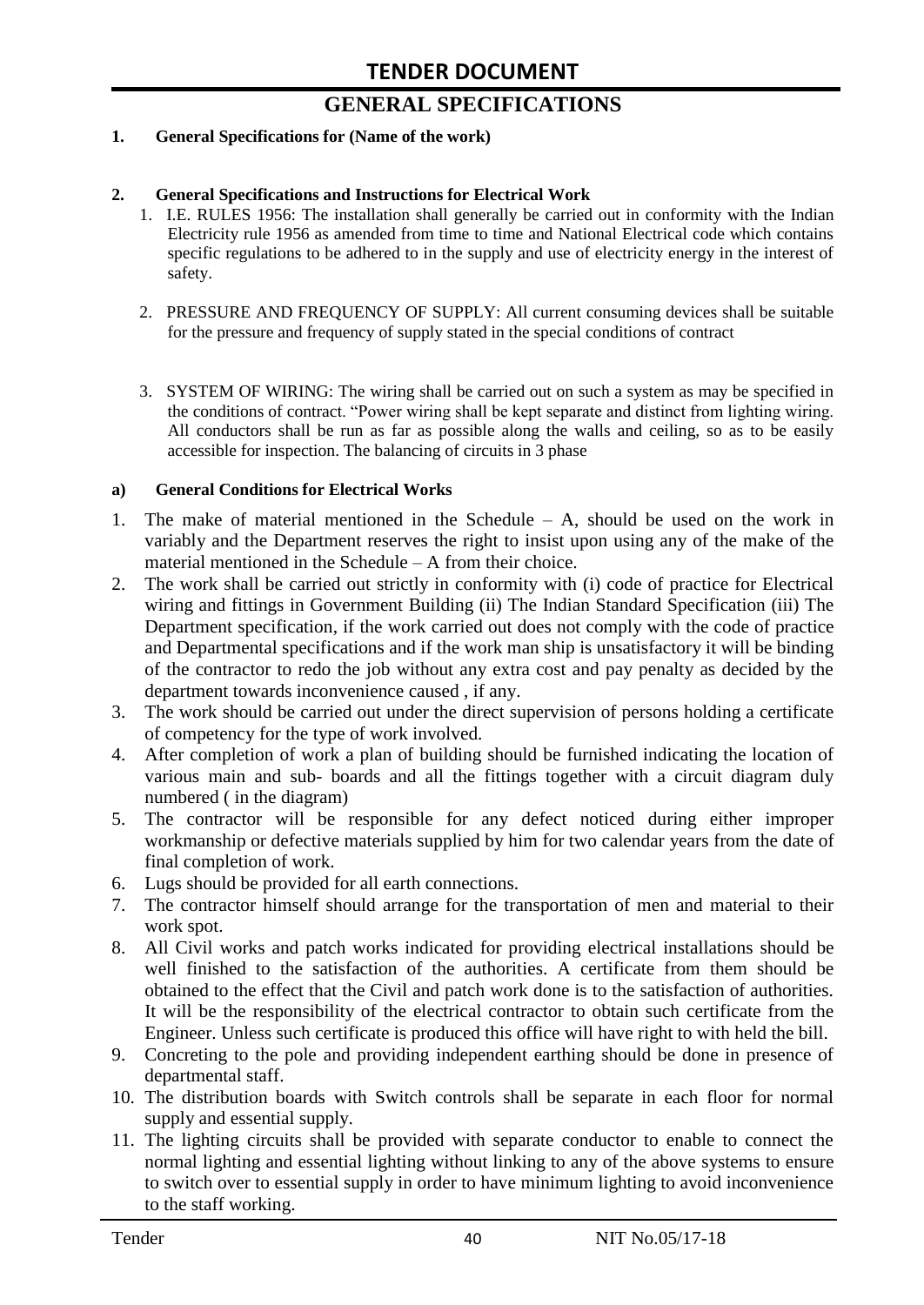# TENDER DOCUMENT

## GENERAL SPECIFICATIONS

**1. General Specifications for (Name of the work)**

**2. General Specifications and Instructions for Electrical Work**

1. I.E. RULES 1956: The installation shall generally be carried out in conformity with the Indian Electricity rule 1956 as amended from time to time and National Electrical code which contains specific regulations to be adhered to in the supply and use of electricity energy in the interest of safety.

2. PRESSURE AND FREQUENCY OF SUPPLY: All current consuming devices shall be suitable for the pressure and frequency of supply stated in the special conditions of contract

3. SYSTEM OF WIRING: The wiring shall be carried out on such a system as may be specified in the conditions of contract. "Power wiring shall be kept separate and distinct from lighting wiring. All conductors shall be run as far as possible along the walls and ceiling, so as to be easily accessible for inspection. The balancing of circuits in 3 phase

**a) General Conditions for Electrical Works**

1. The make of material mentioned in the Schedule – A, should be used on the work in variably and the Department reserves the right to insist upon using any of the make of the material mentioned in the Schedule – A from their choice.
2. The work shall be carried out strictly in conformity with (i) code of practice for Electrical wiring and fittings in Government Building (ii) The Indian Standard Specification (iii) The Department specification, if the work carried out does not comply with the code of practice and Departmental specifications and if the work man ship is unsatisfactory it will be binding of the contractor to redo the job without any extra cost and pay penalty as decided by the department towards inconvenience caused , if any.
3. The work should be carried out under the direct supervision of persons holding a certificate of competency for the type of work involved.
4. After completion of work a plan of building should be furnished indicating the location of various main and sub- boards and all the fittings together with a circuit diagram duly numbered ( in the diagram)
5. The contractor will be responsible for any defect noticed during either improper workmanship or defective materials supplied by him for two calendar years from the date of final completion of work.
6. Lugs should be provided for all earth connections.
7. The contractor himself should arrange for the transportation of men and material to their work spot.
8. All Civil works and patch works indicated for providing electrical installations should be well finished to the satisfaction of the authorities. A certificate from them should be obtained to the effect that the Civil and patch work done is to the satisfaction of authorities. It will be the responsibility of the electrical contractor to obtain such certificate from the Engineer. Unless such certificate is produced this office will have right to with held the bill.
9. Concreting to the pole and providing independent earthing should be done in presence of departmental staff.
10. The distribution boards with Switch controls shall be separate in each floor for normal supply and essential supply.
11. The lighting circuits shall be provided with separate conductor to enable to connect the normal lighting and essential lighting without linking to any of the above systems to ensure to switch over to essential supply in order to have minimum lighting to avoid inconvenience to the staff working.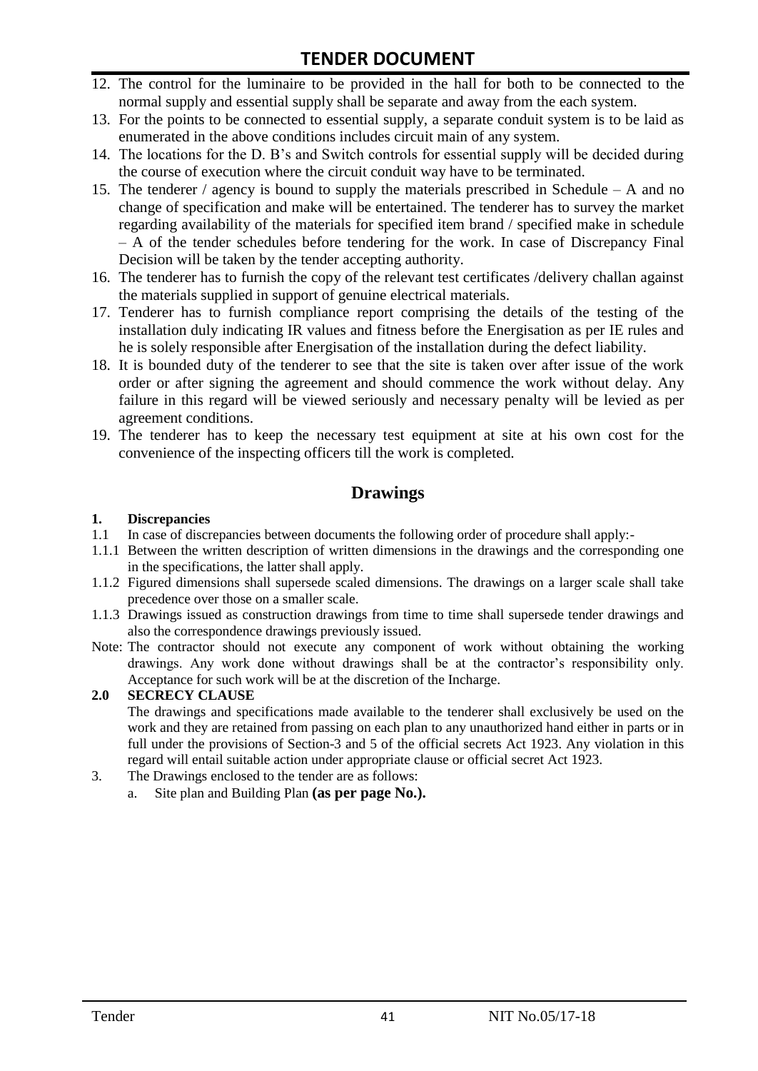12. The control for the luminaire to be provided in the hall for both to be connected to the normal supply and essential supply shall be separate and away from the each system.
13. For the points to be connected to essential supply, a separate conduit system is to be laid as enumerated in the above conditions includes circuit main of any system.
14. The locations for the D. B's and Switch controls for essential supply will be decided during the course of execution where the circuit conduit way have to be terminated.
15. The tenderer / agency is bound to supply the materials prescribed in Schedule – A and no change of specification and make will be entertained. The tenderer has to survey the market regarding availability of the materials for specified item brand / specified make in schedule – A of the tender schedules before tendering for the work. In case of Discrepancy Final Decision will be taken by the tender accepting authority.
16. The tenderer has to furnish the copy of the relevant test certificates /delivery challan against the materials supplied in support of genuine electrical materials.
17. Tenderer has to furnish compliance report comprising the details of the testing of the installation duly indicating IR values and fitness before the Energisation as per IE rules and he is solely responsible after Energisation of the installation during the defect liability.
18. It is bounded duty of the tenderer to see that the site is taken over after issue of the work order or after signing the agreement and should commence the work without delay. Any failure in this regard will be viewed seriously and necessary penalty will be levied as per agreement conditions.
19. The tenderer has to keep the necessary test equipment at site at his own cost for the convenience of the inspecting officers till the work is completed.

## Drawings

**1. Discrepancies**

1.1 In case of discrepancies between documents the following order of procedure shall apply:-

1.1.1 Between the written description of written dimensions in the drawings and the corresponding one in the specifications, the latter shall apply.

1.1.2 Figured dimensions shall supersede scaled dimensions. The drawings on a larger scale shall take precedence over those on a smaller scale.

1.1.3 Drawings issued as construction drawings from time to time shall supersede tender drawings and also the correspondence drawings previously issued.

Note: The contractor should not execute any component of work without obtaining the working drawings. Any work done without drawings shall be at the contractor's responsibility only. Acceptance for such work will be at the discretion of the Incharge.

**2.0 SECRECY CLAUSE**

The drawings and specifications made available to the tenderer shall exclusively be used on the work and they are retained from passing on each plan to any unauthorized hand either in parts or in full under the provisions of Section-3 and 5 of the official secrets Act 1923. Any violation in this regard will entail suitable action under appropriate clause or official secret Act 1923.

3. The Drawings enclosed to the tender are as follows:
   a. Site plan and Building Plan **(as per page No.).**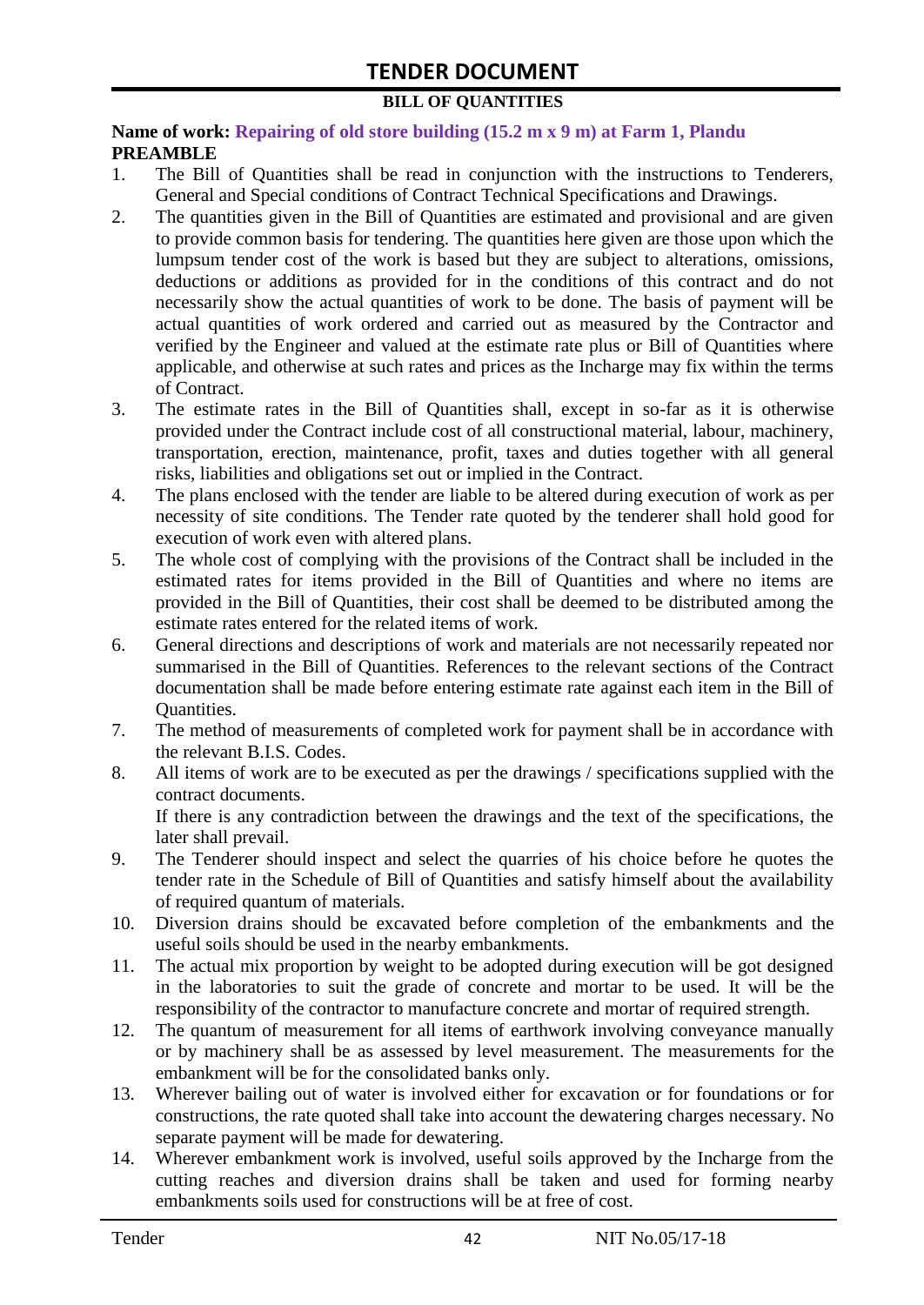# TENDER DOCUMENT

## BILL OF QUANTITIES

**Name of work: Repairing of old store building (15.2 m x 9 m) at Farm 1, Plandu**

**PREAMBLE**

1. The Bill of Quantities shall be read in conjunction with the instructions to Tenderers, General and Special conditions of Contract Technical Specifications and Drawings.
2. The quantities given in the Bill of Quantities are estimated and provisional and are given to provide common basis for tendering. The quantities here given are those upon which the lumpsum tender cost of the work is based but they are subject to alterations, omissions, deductions or additions as provided for in the conditions of this contract and do not necessarily show the actual quantities of work to be done. The basis of payment will be actual quantities of work ordered and carried out as measured by the Contractor and verified by the Engineer and valued at the estimate rate plus or Bill of Quantities where applicable, and otherwise at such rates and prices as the Incharge may fix within the terms of Contract.
3. The estimate rates in the Bill of Quantities shall, except in so-far as it is otherwise provided under the Contract include cost of all constructional material, labour, machinery, transportation, erection, maintenance, profit, taxes and duties together with all general risks, liabilities and obligations set out or implied in the Contract.
4. The plans enclosed with the tender are liable to be altered during execution of work as per necessity of site conditions. The Tender rate quoted by the tenderer shall hold good for execution of work even with altered plans.
5. The whole cost of complying with the provisions of the Contract shall be included in the estimated rates for items provided in the Bill of Quantities and where no items are provided in the Bill of Quantities, their cost shall be deemed to be distributed among the estimate rates entered for the related items of work.
6. General directions and descriptions of work and materials are not necessarily repeated nor summarised in the Bill of Quantities. References to the relevant sections of the Contract documentation shall be made before entering estimate rate against each item in the Bill of Quantities.
7. The method of measurements of completed work for payment shall be in accordance with the relevant B.I.S. Codes.
8. All items of work are to be executed as per the drawings / specifications supplied with the contract documents.

   If there is any contradiction between the drawings and the text of the specifications, the later shall prevail.
9. The Tenderer should inspect and select the quarries of his choice before he quotes the tender rate in the Schedule of Bill of Quantities and satisfy himself about the availability of required quantum of materials.
10. Diversion drains should be excavated before completion of the embankments and the useful soils should be used in the nearby embankments.
11. The actual mix proportion by weight to be adopted during execution will be got designed in the laboratories to suit the grade of concrete and mortar to be used. It will be the responsibility of the contractor to manufacture concrete and mortar of required strength.
12. The quantum of measurement for all items of earthwork involving conveyance manually or by machinery shall be as assessed by level measurement. The measurements for the embankment will be for the consolidated banks only.
13. Wherever bailing out of water is involved either for excavation or for foundations or for constructions, the rate quoted shall take into account the dewatering charges necessary. No separate payment will be made for dewatering.
14. Wherever embankment work is involved, useful soils approved by the Incharge from the cutting reaches and diversion drains shall be taken and used for forming nearby embankments soils used for constructions will be at free of cost.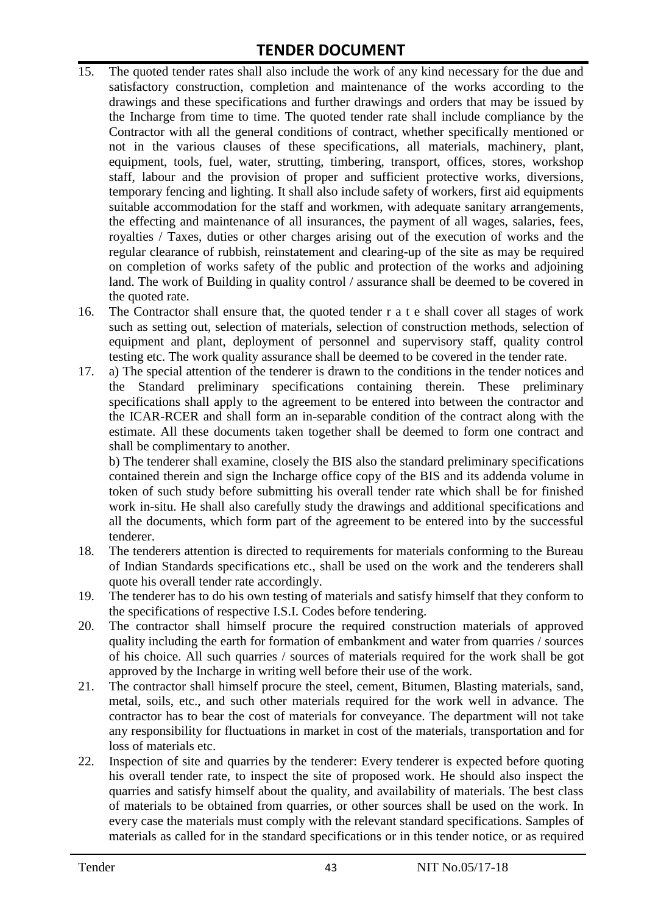15. The quoted tender rates shall also include the work of any kind necessary for the due and satisfactory construction, completion and maintenance of the works according to the drawings and these specifications and further drawings and orders that may be issued by the Incharge from time to time. The quoted tender rate shall include compliance by the Contractor with all the general conditions of contract, whether specifically mentioned or not in the various clauses of these specifications, all materials, machinery, plant, equipment, tools, fuel, water, strutting, timbering, transport, offices, stores, workshop staff, labour and the provision of proper and sufficient protective works, diversions, temporary fencing and lighting. It shall also include safety of workers, first aid equipments suitable accommodation for the staff and workmen, with adequate sanitary arrangements, the effecting and maintenance of all insurances, the payment of all wages, salaries, fees, royalties / Taxes, duties or other charges arising out of the execution of works and the regular clearance of rubbish, reinstatement and clearing-up of the site as may be required on completion of works safety of the public and protection of the works and adjoining land. The work of Building in quality control / assurance shall be deemed to be covered in the quoted rate.

16. The Contractor shall ensure that, the quoted tender r a t e shall cover all stages of work such as setting out, selection of materials, selection of construction methods, selection of equipment and plant, deployment of personnel and supervisory staff, quality control testing etc. The work quality assurance shall be deemed to be covered in the tender rate.

17. a) The special attention of the tenderer is drawn to the conditions in the tender notices and the Standard preliminary specifications containing therein. These preliminary specifications shall apply to the agreement to be entered into between the contractor and the ICAR-RCER and shall form an in-separable condition of the contract along with the estimate. All these documents taken together shall be deemed to form one contract and shall be complimentary to another.

    b) The tenderer shall examine, closely the BIS also the standard preliminary specifications contained therein and sign the Incharge office copy of the BIS and its addenda volume in token of such study before submitting his overall tender rate which shall be for finished work in-situ. He shall also carefully study the drawings and additional specifications and all the documents, which form part of the agreement to be entered into by the successful tenderer.

18. The tenderers attention is directed to requirements for materials conforming to the Bureau of Indian Standards specifications etc., shall be used on the work and the tenderers shall quote his overall tender rate accordingly.

19. The tenderer has to do his own testing of materials and satisfy himself that they conform to the specifications of respective I.S.I. Codes before tendering.

20. The contractor shall himself procure the required construction materials of approved quality including the earth for formation of embankment and water from quarries / sources of his choice. All such quarries / sources of materials required for the work shall be got approved by the Incharge in writing well before their use of the work.

21. The contractor shall himself procure the steel, cement, Bitumen, Blasting materials, sand, metal, soils, etc., and such other materials required for the work well in advance. The contractor has to bear the cost of materials for conveyance. The department will not take any responsibility for fluctuations in market in cost of the materials, transportation and for loss of materials etc.

22. Inspection of site and quarries by the tenderer: Every tenderer is expected before quoting his overall tender rate, to inspect the site of proposed work. He should also inspect the quarries and satisfy himself about the quality, and availability of materials. The best class of materials to be obtained from quarries, or other sources shall be used on the work. In every case the materials must comply with the relevant standard specifications. Samples of materials as called for in the standard specifications or in this tender notice, or as required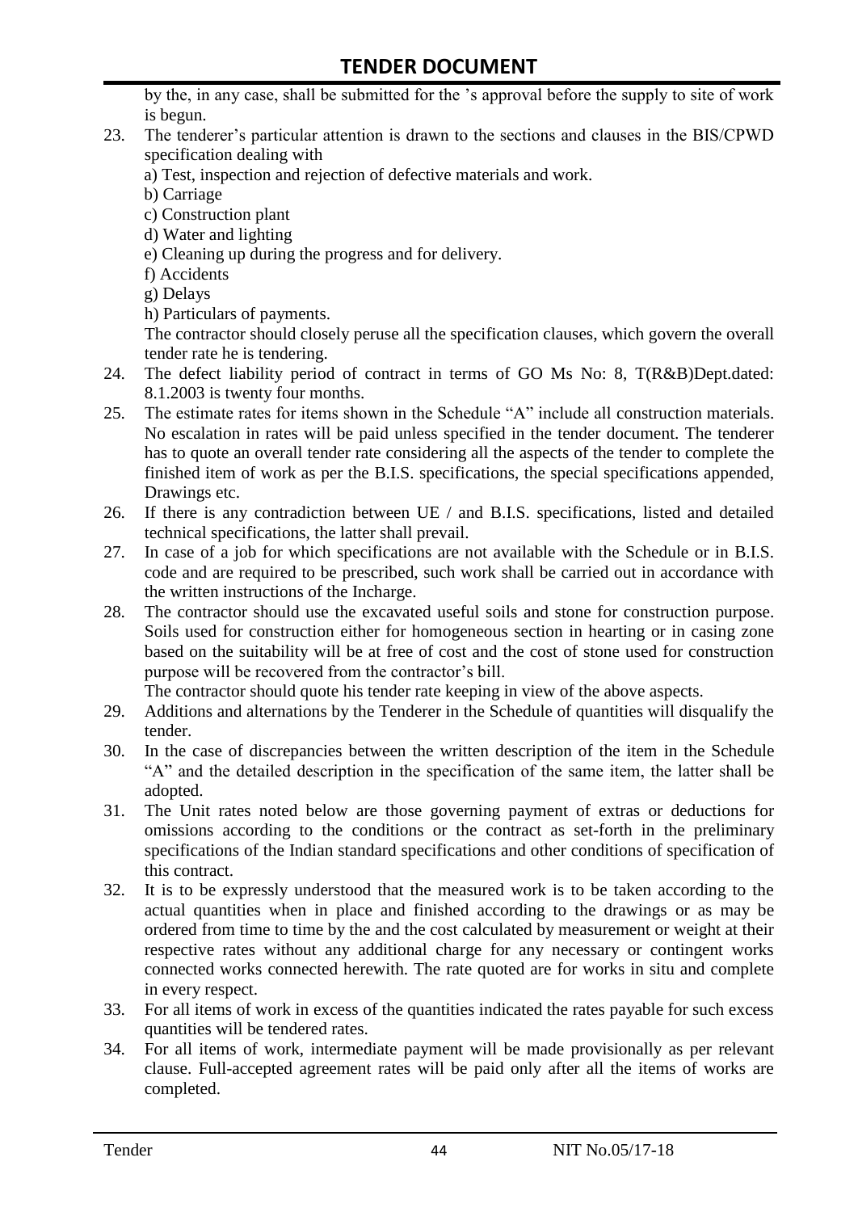by the, in any case, shall be submitted for the 's approval before the supply to site of work is begun.

23. The tenderer's particular attention is drawn to the sections and clauses in the BIS/CPWD specification dealing with
    a) Test, inspection and rejection of defective materials and work.
    b) Carriage
    c) Construction plant
    d) Water and lighting
    e) Cleaning up during the progress and for delivery.
    f) Accidents
    g) Delays
    h) Particulars of payments.
    
    The contractor should closely peruse all the specification clauses, which govern the overall tender rate he is tendering.
24. The defect liability period of contract in terms of GO Ms No: 8, T(R&B)Dept.dated: 8.1.2003 is twenty four months.
25. The estimate rates for items shown in the Schedule "A" include all construction materials. No escalation in rates will be paid unless specified in the tender document. The tenderer has to quote an overall tender rate considering all the aspects of the tender to complete the finished item of work as per the B.I.S. specifications, the special specifications appended, Drawings etc.
26. If there is any contradiction between UE / and B.I.S. specifications, listed and detailed technical specifications, the latter shall prevail.
27. In case of a job for which specifications are not available with the Schedule or in B.I.S. code and are required to be prescribed, such work shall be carried out in accordance with the written instructions of the Incharge.
28. The contractor should use the excavated useful soils and stone for construction purpose. Soils used for construction either for homogeneous section in hearting or in casing zone based on the suitability will be at free of cost and the cost of stone used for construction purpose will be recovered from the contractor's bill.
    
    The contractor should quote his tender rate keeping in view of the above aspects.
29. Additions and alternations by the Tenderer in the Schedule of quantities will disqualify the tender.
30. In the case of discrepancies between the written description of the item in the Schedule "A" and the detailed description in the specification of the same item, the latter shall be adopted.
31. The Unit rates noted below are those governing payment of extras or deductions for omissions according to the conditions or the contract as set-forth in the preliminary specifications of the Indian standard specifications and other conditions of specification of this contract.
32. It is to be expressly understood that the measured work is to be taken according to the actual quantities when in place and finished according to the drawings or as may be ordered from time to time by the and the cost calculated by measurement or weight at their respective rates without any additional charge for any necessary or contingent works connected works connected herewith. The rate quoted are for works in situ and complete in every respect.
33. For all items of work in excess of the quantities indicated the rates payable for such excess quantities will be tendered rates.
34. For all items of work, intermediate payment will be made provisionally as per relevant clause. Full-accepted agreement rates will be paid only after all the items of works are completed.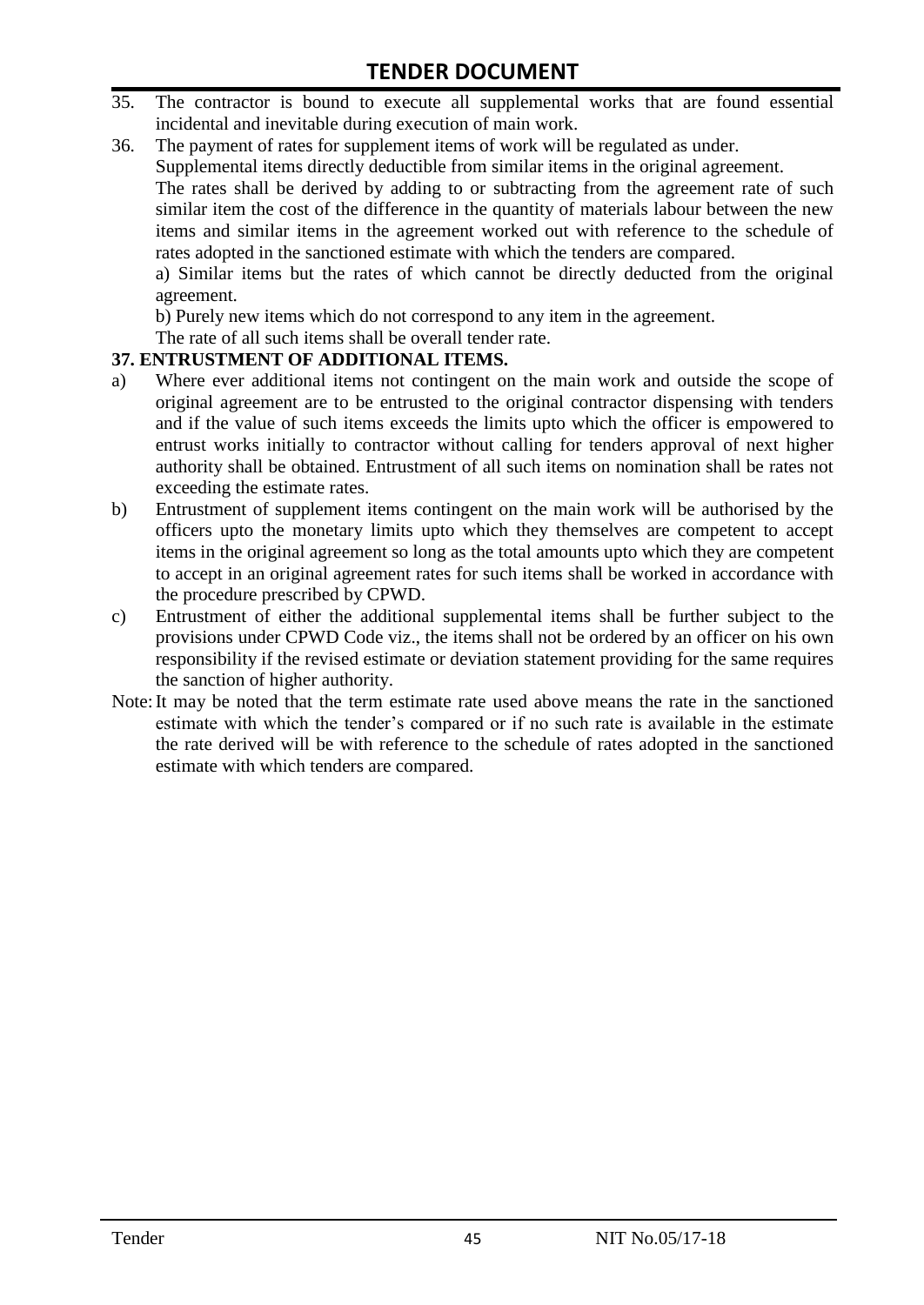35. The contractor is bound to execute all supplemental works that are found essential incidental and inevitable during execution of main work.
36. The payment of rates for supplement items of work will be regulated as under.
    Supplemental items directly deductible from similar items in the original agreement.
    The rates shall be derived by adding to or subtracting from the agreement rate of such similar item the cost of the difference in the quantity of materials labour between the new items and similar items in the agreement worked out with reference to the schedule of rates adopted in the sanctioned estimate with which the tenders are compared.
    a) Similar items but the rates of which cannot be directly deducted from the original agreement.
    b) Purely new items which do not correspond to any item in the agreement.
    The rate of all such items shall be overall tender rate.

**37. ENTRUSTMENT OF ADDITIONAL ITEMS.**

a) Where ever additional items not contingent on the main work and outside the scope of original agreement are to be entrusted to the original contractor dispensing with tenders and if the value of such items exceeds the limits upto which the officer is empowered to entrust works initially to contractor without calling for tenders approval of next higher authority shall be obtained. Entrustment of all such items on nomination shall be rates not exceeding the estimate rates.

b) Entrustment of supplement items contingent on the main work will be authorised by the officers upto the monetary limits upto which they themselves are competent to accept items in the original agreement so long as the total amounts upto which they are competent to accept in an original agreement rates for such items shall be worked in accordance with the procedure prescribed by CPWD.

c) Entrustment of either the additional supplemental items shall be further subject to the provisions under CPWD Code viz., the items shall not be ordered by an officer on his own responsibility if the revised estimate or deviation statement providing for the same requires the sanction of higher authority.

Note: It may be noted that the term estimate rate used above means the rate in the sanctioned estimate with which the tender's compared or if no such rate is available in the estimate the rate derived will be with reference to the schedule of rates adopted in the sanctioned estimate with which tenders are compared.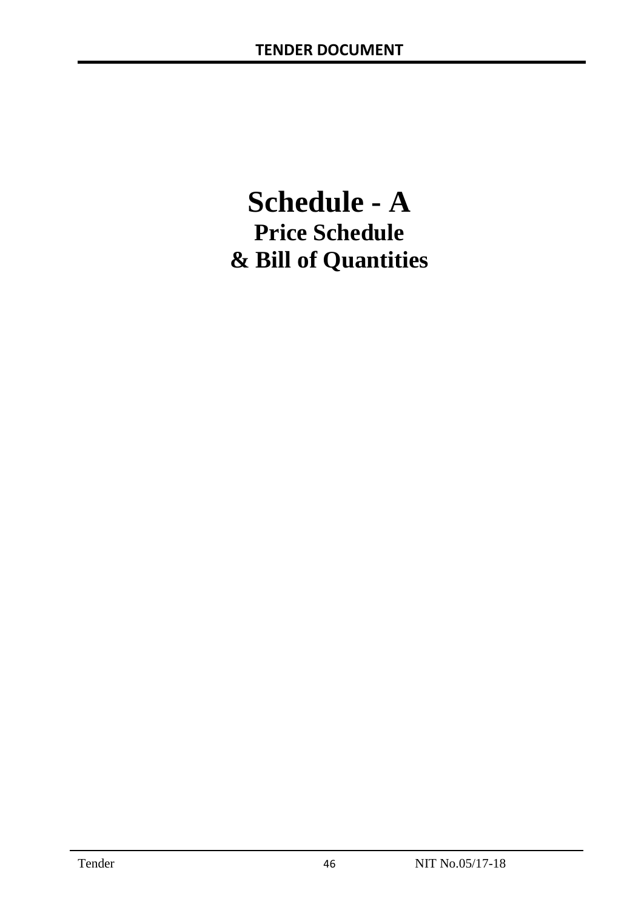# Schedule - A

## Price Schedule

## & Bill of Quantities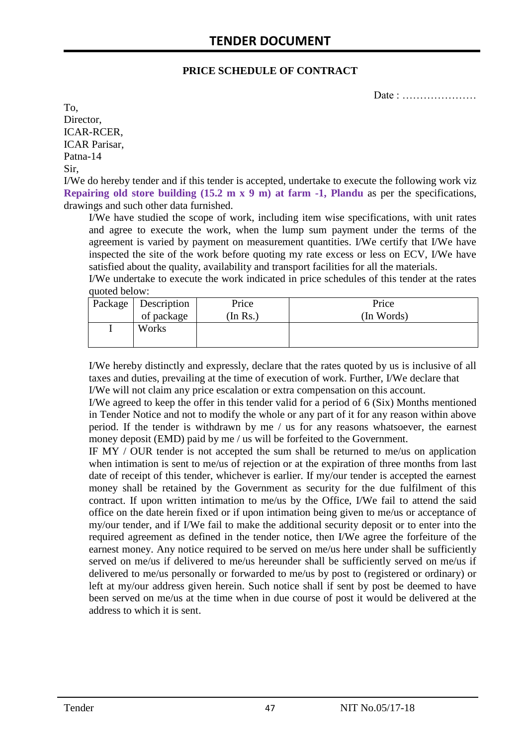# TENDER DOCUMENT

**PRICE SCHEDULE OF CONTRACT**

Date : …………………

To,
Director,
ICAR-RCER,
ICAR Parisar,
Patna-14
Sir,

I/We do hereby tender and if this tender is accepted, undertake to execute the following work viz **Repairing old store building (15.2 m x 9 m) at farm -1, Plandu** as per the specifications, drawings and such other data furnished.

I/We have studied the scope of work, including item wise specifications, with unit rates and agree to execute the work, when the lump sum payment under the terms of the agreement is varied by payment on measurement quantities. I/We certify that I/We have inspected the site of the work before quoting my rate excess or less on ECV, I/We have satisfied about the quality, availability and transport facilities for all the materials.

I/We undertake to execute the work indicated in price schedules of this tender at the rates quoted below:

| Package | Description of package | Price (In Rs.) | Price (In Words) |
|---|---|---|---|
| I | Works | | |

I/We hereby distinctly and expressly, declare that the rates quoted by us is inclusive of all taxes and duties, prevailing at the time of execution of work. Further, I/We declare that I/We will not claim any price escalation or extra compensation on this account.

I/We agreed to keep the offer in this tender valid for a period of 6 (Six) Months mentioned in Tender Notice and not to modify the whole or any part of it for any reason within above period. If the tender is withdrawn by me / us for any reasons whatsoever, the earnest money deposit (EMD) paid by me / us will be forfeited to the Government.

IF MY / OUR tender is not accepted the sum shall be returned to me/us on application when intimation is sent to me/us of rejection or at the expiration of three months from last date of receipt of this tender, whichever is earlier. If my/our tender is accepted the earnest money shall be retained by the Government as security for the due fulfilment of this contract. If upon written intimation to me/us by the Office, I/We fail to attend the said office on the date herein fixed or if upon intimation being given to me/us or acceptance of my/our tender, and if I/We fail to make the additional security deposit or to enter into the required agreement as defined in the tender notice, then I/We agree the forfeiture of the earnest money. Any notice required to be served on me/us here under shall be sufficiently served on me/us if delivered to me/us hereunder shall be sufficiently served on me/us if delivered to me/us personally or forwarded to me/us by post to (registered or ordinary) or left at my/our address given herein. Such notice shall if sent by post be deemed to have been served on me/us at the time when in due course of post it would be delivered at the address to which it is sent.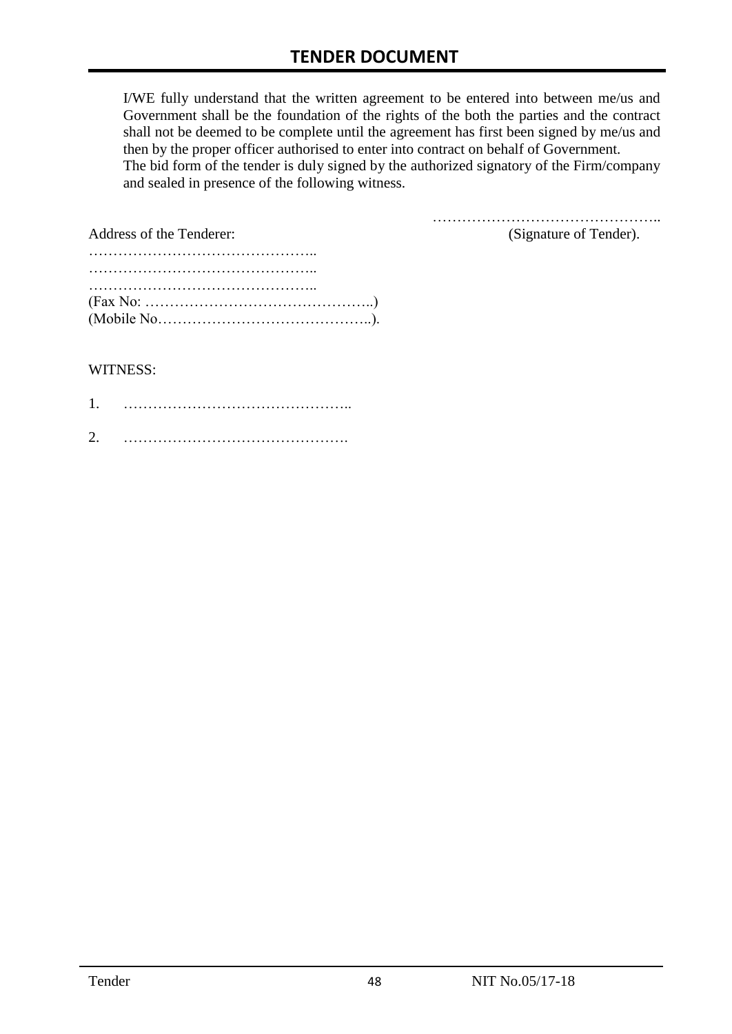I/WE fully understand that the written agreement to be entered into between me/us and Government shall be the foundation of the rights of the both the parties and the contract shall not be deemed to be complete until the agreement has first been signed by me/us and then by the proper officer authorised to enter into contract on behalf of Government.
The bid form of the tender is duly signed by the authorized signatory of the Firm/company and sealed in presence of the following witness.

………………………………………..
(Signature of Tender).

Address of the Tenderer:
………………………………………..
………………………………………..
………………………………………..
(Fax No: ………………………………………..)
(Mobile No……………………………………..).

WITNESS:

1. ………………………………………..

2. ……………………………………….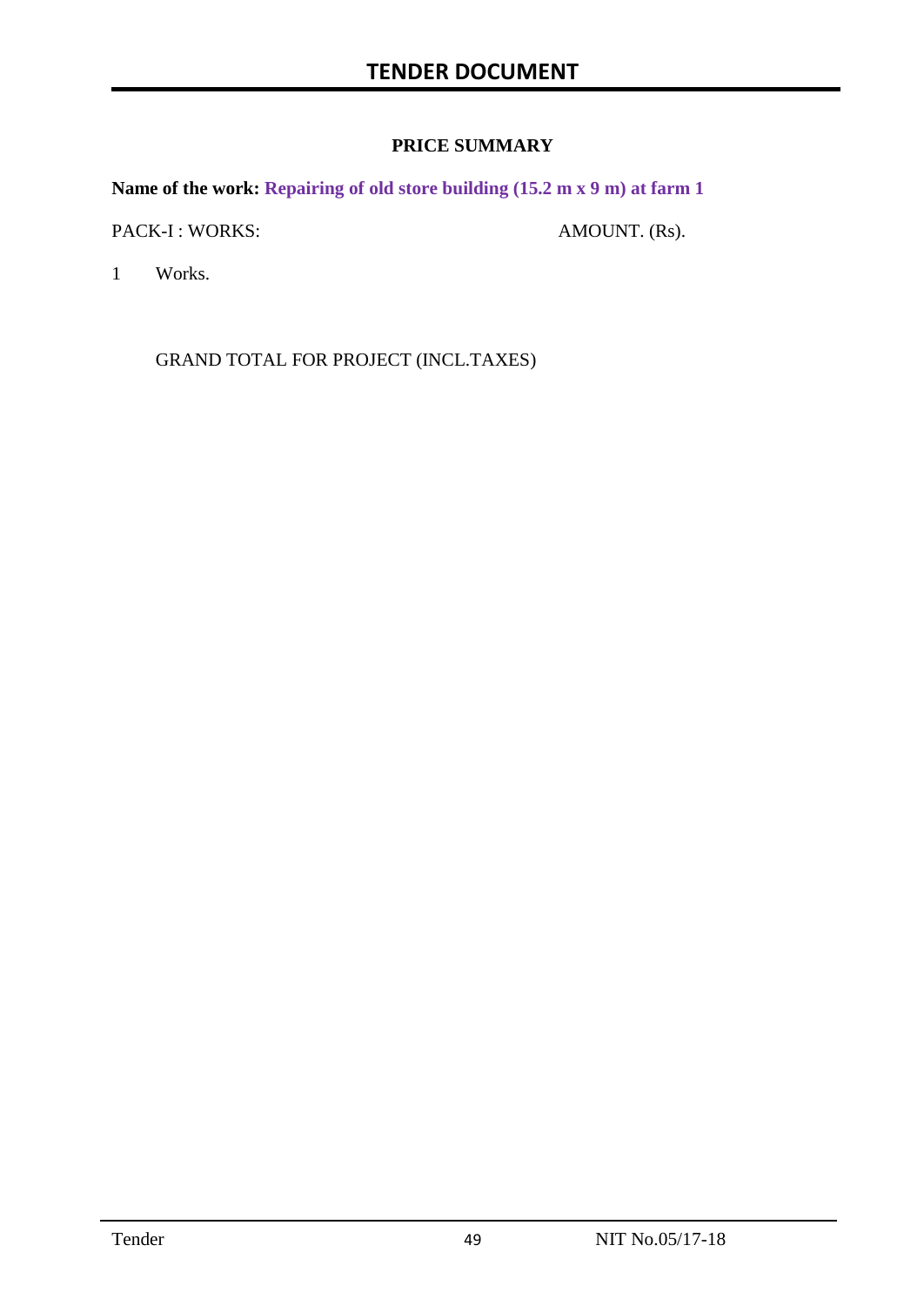## PRICE SUMMARY

**Name of the work: Repairing of old store building (15.2 m x 9 m) at farm 1**

| PACK-I : WORKS: | AMOUNT. (Rs). |
|---|---|
| 1 Works. | |
| GRAND TOTAL FOR PROJECT (INCL.TAXES) | |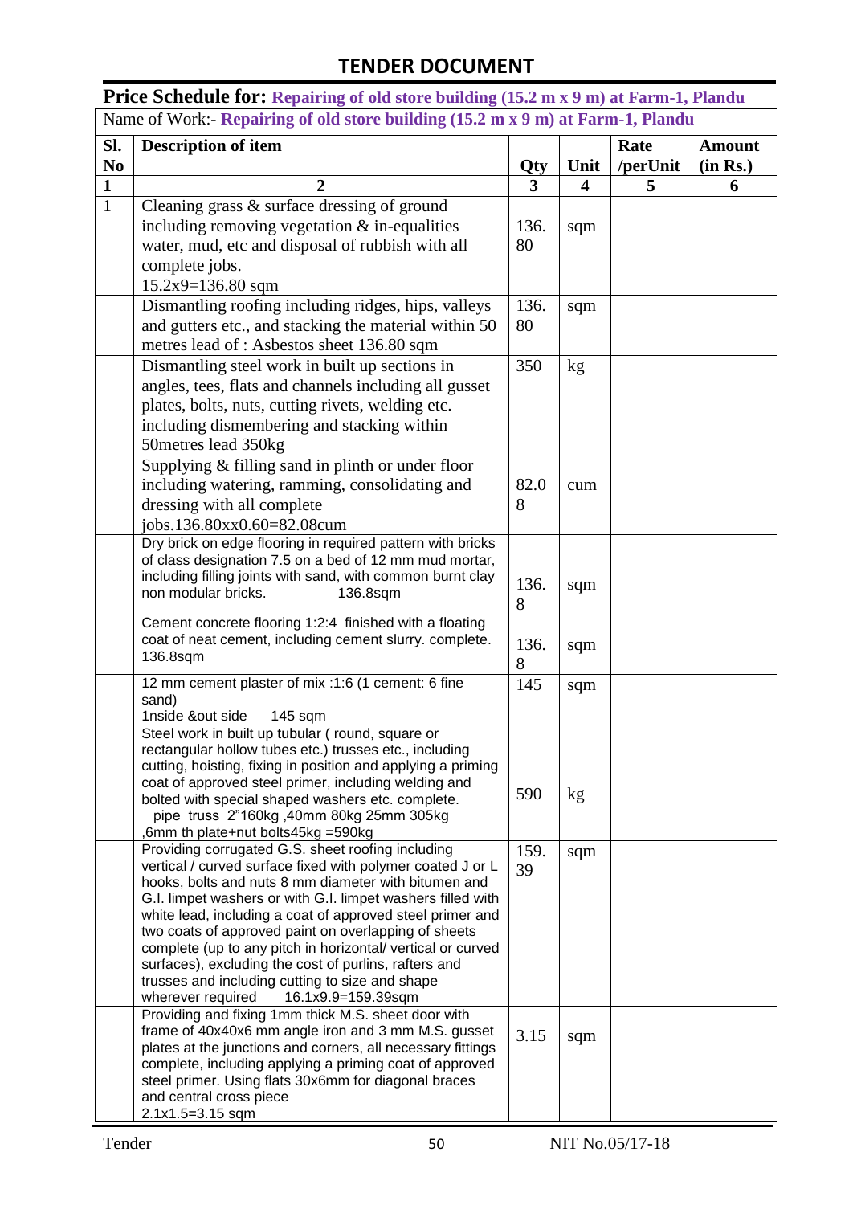## TENDER DOCUMENT

**Price Schedule for: Repairing of old store building (15.2 m x 9 m) at Farm-1, Plandu**

Name of Work:- **Repairing of old store building (15.2 m x 9 m) at Farm-1, Plandu**

| Sl. No | Description of item | Qty | Unit | Rate /perUnit | Amount (in Rs.) |
|---|---|---|---|---|---|
| 1 | 2 | 3 | 4 | 5 | 6 |
| 1 | Cleaning grass & surface dressing of ground including removing vegetation & in-equalities water, mud, etc and disposal of rubbish with all complete jobs. 15.2x9=136.80 sqm | 136.80 | sqm | | |
| | Dismantling roofing including ridges, hips, valleys and gutters etc., and stacking the material within 50 metres lead of : Asbestos sheet 136.80 sqm | 136.80 | sqm | | |
| | Dismantling steel work in built up sections in angles, tees, flats and channels including all gusset plates, bolts, nuts, cutting rivets, welding etc. including dismembering and stacking within 50metres lead 350kg | 350 | kg | | |
| | Supplying & filling sand in plinth or under floor including watering, ramming, consolidating and dressing with all complete jobs.136.80xx0.60=82.08cum | 82.08 | cum | | |
| | Dry brick on edge flooring in required pattern with bricks of class designation 7.5 on a bed of 12 mm mud mortar, including filling joints with sand, with common burnt clay non modular bricks. 136.8sqm | 136.8 | sqm | | |
| | Cement concrete flooring 1:2:4 finished with a floating coat of neat cement, including cement slurry. complete. 136.8sqm | 136.8 | sqm | | |
| | 12 mm cement plaster of mix :1:6 (1 cement: 6 fine sand) 1nside &out side 145 sqm | 145 | sqm | | |
| | Steel work in built up tubular ( round, square or rectangular hollow tubes etc.) trusses etc., including cutting, hoisting, fixing in position and applying a priming coat of approved steel primer, including welding and bolted with special shaped washers etc. complete. pipe truss 2"160kg ,40mm 80kg 25mm 305kg ,6mm th plate+nut bolts45kg =590kg | 590 | kg | | |
| | Providing corrugated G.S. sheet roofing including vertical / curved surface fixed with polymer coated J or L hooks, bolts and nuts 8 mm diameter with bitumen and G.I. limpet washers or with G.I. limpet washers filled with white lead, including a coat of approved steel primer and two coats of approved paint on overlapping of sheets complete (up to any pitch in horizontal/ vertical or curved surfaces), excluding the cost of purlins, rafters and trusses and including cutting to size and shape wherever required 16.1x9.9=159.39sqm | 159.39 | sqm | | |
| | Providing and fixing 1mm thick M.S. sheet door with frame of 40x40x6 mm angle iron and 3 mm M.S. gusset plates at the junctions and corners, all necessary fittings complete, including applying a priming coat of approved steel primer. Using flats 30x6mm for diagonal braces and central cross piece 2.1x1.5=3.15 sqm | 3.15 | sqm | | |

Tender NIT No.05/17-18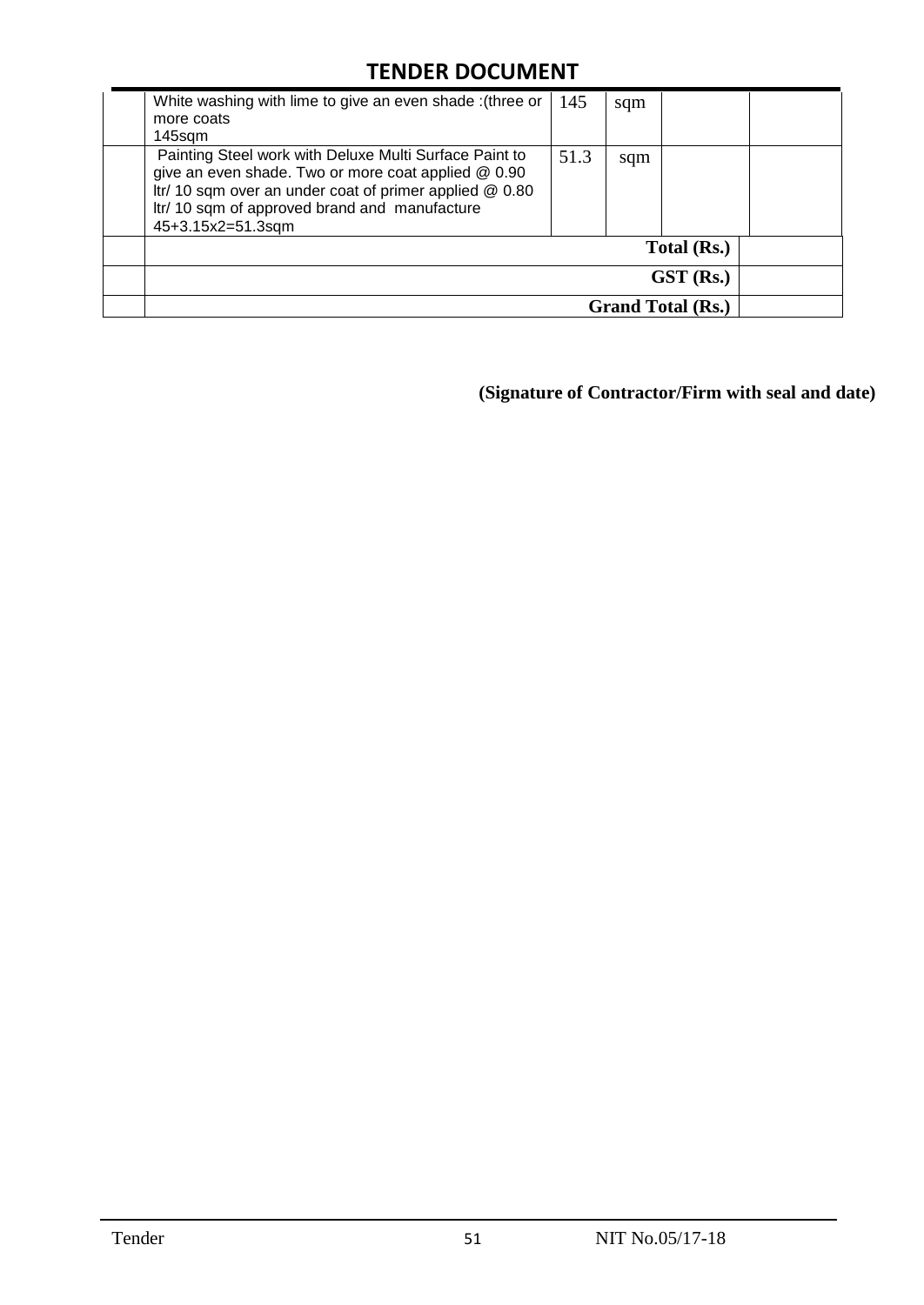## TENDER DOCUMENT

| | | | | | |
|---|---|---|---|---|---|
| | White washing with lime to give an even shade :(three or more coats<br>145sqm | 145 | sqm | | |
| | Painting Steel work with Deluxe Multi Surface Paint to give an even shade. Two or more coat applied @ 0.90 ltr/ 10 sqm over an under coat of primer applied @ 0.80 ltr/ 10 sqm of approved brand and manufacture<br>45+3.15x2=51.3sqm | 51.3 | sqm | | |
| | **Total (Rs.)** | | | | |
| | **GST (Rs.)** | | | | |
| | **Grand Total (Rs.)** | | | | |

**(Signature of Contractor/Firm with seal and date)**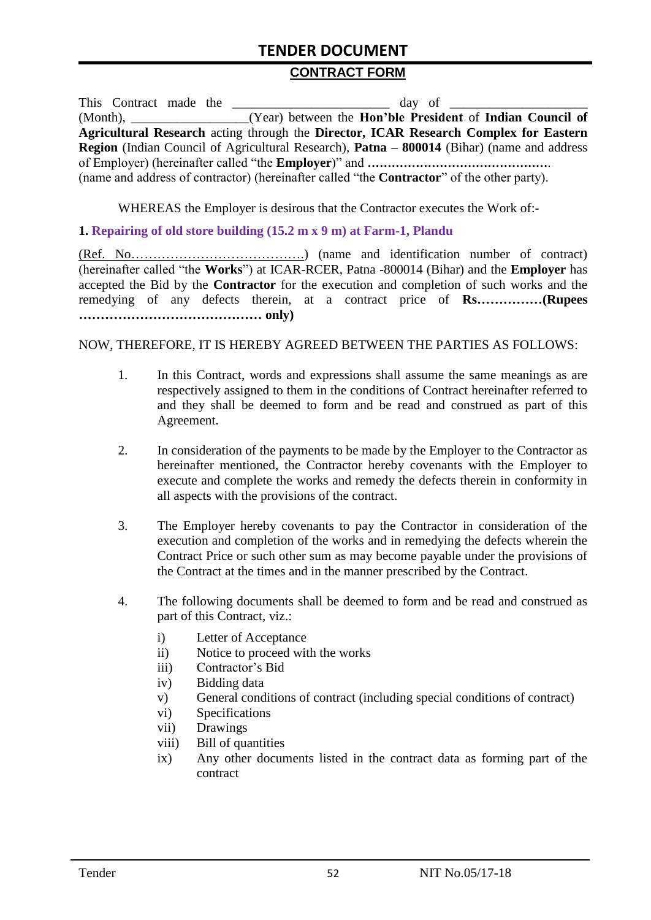# TENDER DOCUMENT

## CONTRACT FORM

This Contract made the ________________________ day of ____________________ (Month), __________________(Year) between the **Hon'ble President** of **Indian Council of Agricultural Research** acting through the **Director, ICAR Research Complex for Eastern Region** (Indian Council of Agricultural Research), **Patna – 800014** (Bihar) (name and address of Employer) (hereinafter called "the **Employer**)" and **………………………………………**. (name and address of contractor) (hereinafter called "the **Contractor**" of the other party).

WHEREAS the Employer is desirous that the Contractor executes the Work of:-

**1. Repairing of old store building (15.2 m x 9 m) at Farm-1, Plandu**

(Ref. No…………………………………….) (name and identification number of contract) (hereinafter called "the **Works**") at ICAR-RCER, Patna -800014 (Bihar) and the **Employer** has accepted the Bid by the **Contractor** for the execution and completion of such works and the remedying of any defects therein, at a contract price of **Rs……………(Rupees …………………………………… only)**

NOW, THEREFORE, IT IS HEREBY AGREED BETWEEN THE PARTIES AS FOLLOWS:

1. In this Contract, words and expressions shall assume the same meanings as are respectively assigned to them in the conditions of Contract hereinafter referred to and they shall be deemed to form and be read and construed as part of this Agreement.

2. In consideration of the payments to be made by the Employer to the Contractor as hereinafter mentioned, the Contractor hereby covenants with the Employer to execute and complete the works and remedy the defects therein in conformity in all aspects with the provisions of the contract.

3. The Employer hereby covenants to pay the Contractor in consideration of the execution and completion of the works and in remedying the defects wherein the Contract Price or such other sum as may become payable under the provisions of the Contract at the times and in the manner prescribed by the Contract.

4. The following documents shall be deemed to form and be read and construed as part of this Contract, viz.:

   i) Letter of Acceptance
   ii) Notice to proceed with the works
   iii) Contractor's Bid
   iv) Bidding data
   v) General conditions of contract (including special conditions of contract)
   vi) Specifications
   vii) Drawings
   viii) Bill of quantities
   ix) Any other documents listed in the contract data as forming part of the contract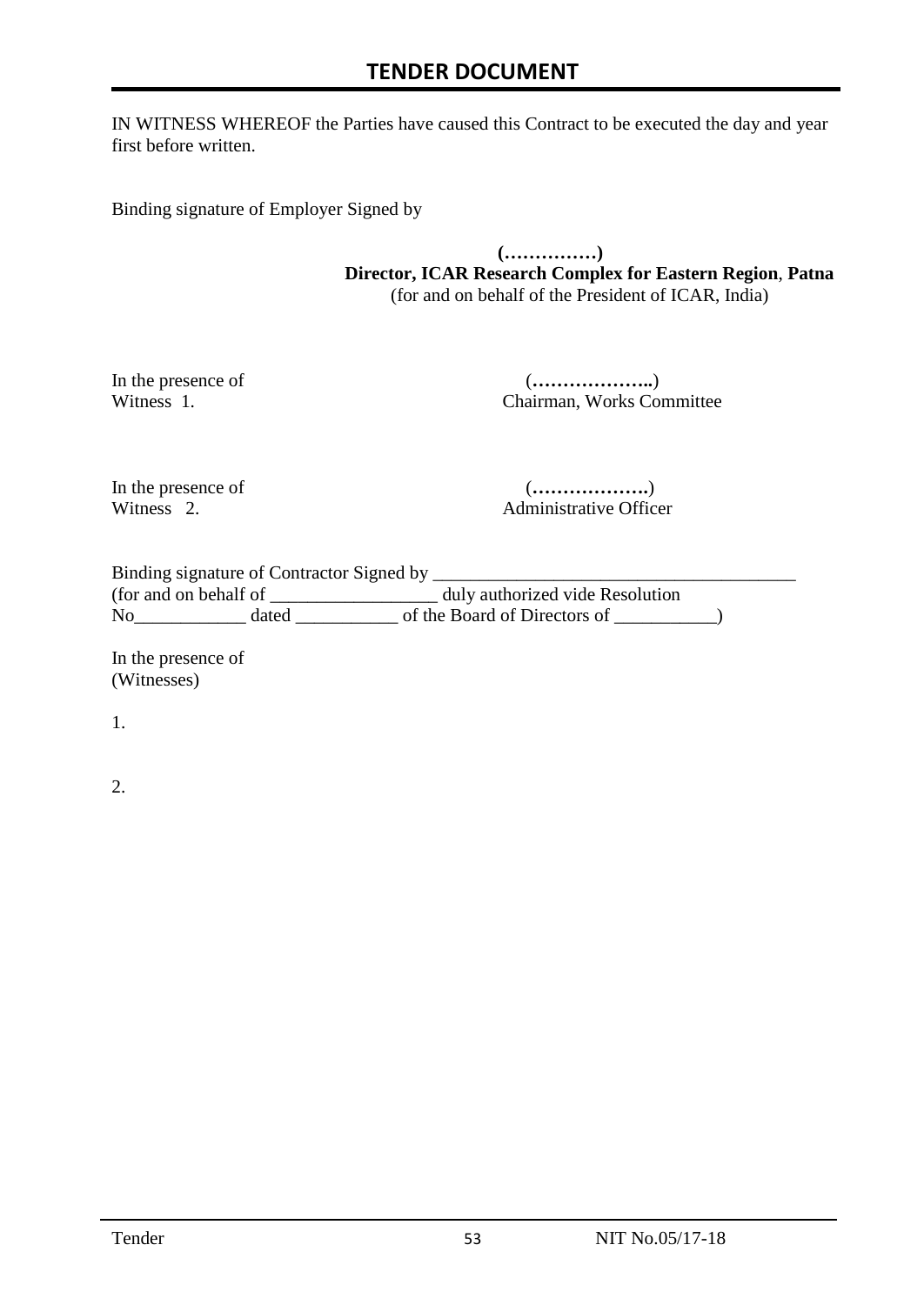IN WITNESS WHEREOF the Parties have caused this Contract to be executed the day and year first before written.

Binding signature of Employer Signed by

**(……………)**
**Director, ICAR Research Complex for Eastern Region**, **Patna**
(for and on behalf of the President of ICAR, India)

In the presence of
Witness 1.

(**………………..**)
Chairman, Works Committee

In the presence of
Witness 2.

(**……………….**)
Administrative Officer

Binding signature of Contractor Signed by _______________________________________
(for and on behalf of _________________ duly authorized vide Resolution
No____________ dated ___________ of the Board of Directors of ___________)

In the presence of
(Witnesses)

1.

2.